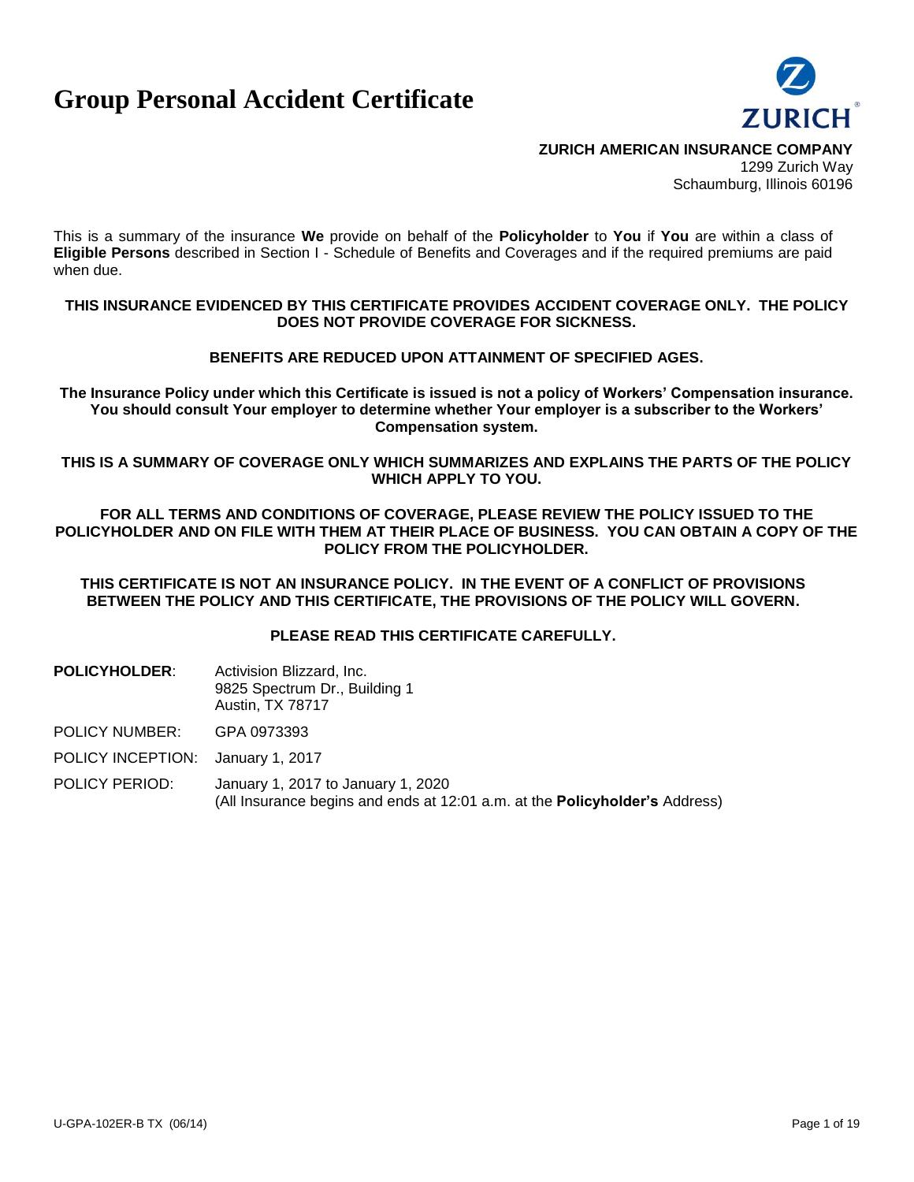# Group Personal Accident Certificate

ZURICH

**ZURICH AMERICAN INSURANCE COMPANY**
1299 Zurich Way
Schaumburg, Illinois 60196

This is a summary of the insurance **We** provide on behalf of the **Policyholder** to **You** if **You** are within a class of **Eligible Persons** described in Section I - Schedule of Benefits and Coverages and if the required premiums are paid when due.

**THIS INSURANCE EVIDENCED BY THIS CERTIFICATE PROVIDES ACCIDENT COVERAGE ONLY. THE POLICY DOES NOT PROVIDE COVERAGE FOR SICKNESS.**

**BENEFITS ARE REDUCED UPON ATTAINMENT OF SPECIFIED AGES.**

**The Insurance Policy under which this Certificate is issued is not a policy of Workers' Compensation insurance. You should consult Your employer to determine whether Your employer is a subscriber to the Workers' Compensation system.**

**THIS IS A SUMMARY OF COVERAGE ONLY WHICH SUMMARIZES AND EXPLAINS THE PARTS OF THE POLICY WHICH APPLY TO YOU.**

**FOR ALL TERMS AND CONDITIONS OF COVERAGE, PLEASE REVIEW THE POLICY ISSUED TO THE POLICYHOLDER AND ON FILE WITH THEM AT THEIR PLACE OF BUSINESS. YOU CAN OBTAIN A COPY OF THE POLICY FROM THE POLICYHOLDER.**

**THIS CERTIFICATE IS NOT AN INSURANCE POLICY. IN THE EVENT OF A CONFLICT OF PROVISIONS BETWEEN THE POLICY AND THIS CERTIFICATE, THE PROVISIONS OF THE POLICY WILL GOVERN.**

**PLEASE READ THIS CERTIFICATE CAREFULLY.**

**POLICYHOLDER**: Activision Blizzard, Inc.
9825 Spectrum Dr., Building 1
Austin, TX 78717

POLICY NUMBER: GPA 0973393

POLICY INCEPTION: January 1, 2017

POLICY PERIOD: January 1, 2017 to January 1, 2020
(All Insurance begins and ends at 12:01 a.m. at the **Policyholder's** Address)

U-GPA-102ER-B TX (06/14)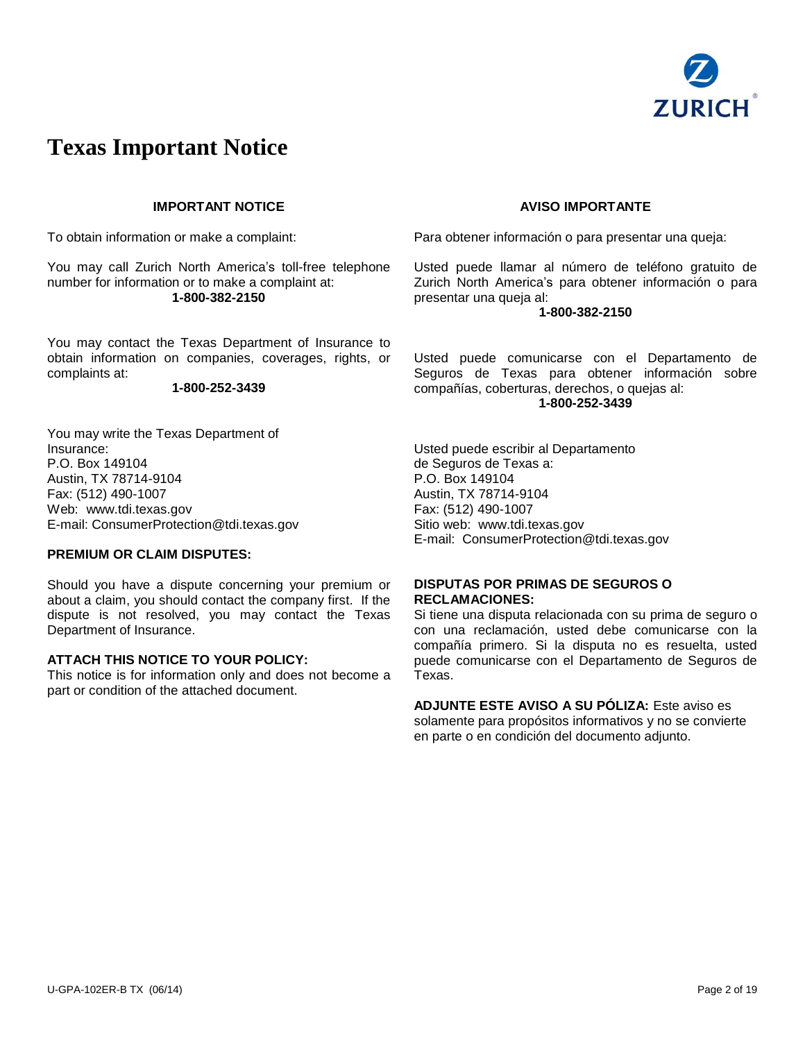# Texas Important Notice

## IMPORTANT NOTICE

To obtain information or make a complaint:

You may call Zurich North America's toll-free telephone number for information or to make a complaint at:

**1-800-382-2150**

You may contact the Texas Department of Insurance to obtain information on companies, coverages, rights, or complaints at:

**1-800-252-3439**

You may write the Texas Department of Insurance:
P.O. Box 149104
Austin, TX 78714-9104
Fax: (512) 490-1007
Web: www.tdi.texas.gov
E-mail: ConsumerProtection@tdi.texas.gov

**PREMIUM OR CLAIM DISPUTES:**

Should you have a dispute concerning your premium or about a claim, you should contact the company first. If the dispute is not resolved, you may contact the Texas Department of Insurance.

**ATTACH THIS NOTICE TO YOUR POLICY:**
This notice is for information only and does not become a part or condition of the attached document.

## AVISO IMPORTANTE

Para obtener información o para presentar una queja:

Usted puede llamar al número de teléfono gratuito de Zurich North America's para obtener información o para presentar una queja al:

**1-800-382-2150**

Usted puede comunicarse con el Departamento de Seguros de Texas para obtener información sobre compañías, coberturas, derechos, o quejas al:

**1-800-252-3439**

Usted puede escribir al Departamento de Seguros de Texas a:
P.O. Box 149104
Austin, TX 78714-9104
Fax: (512) 490-1007
Sitio web: www.tdi.texas.gov
E-mail: ConsumerProtection@tdi.texas.gov

**DISPUTAS POR PRIMAS DE SEGUROS O RECLAMACIONES:**
Si tiene una disputa relacionada con su prima de seguro o con una reclamación, usted debe comunicarse con la compañía primero. Si la disputa no es resuelta, usted puede comunicarse con el Departamento de Seguros de Texas.

**ADJUNTE ESTE AVISO A SU PÓLIZA:** Este aviso es solamente para propósitos informativos y no se convierte en parte o en condición del documento adjunto.

U-GPA-102ER-B TX (06/14)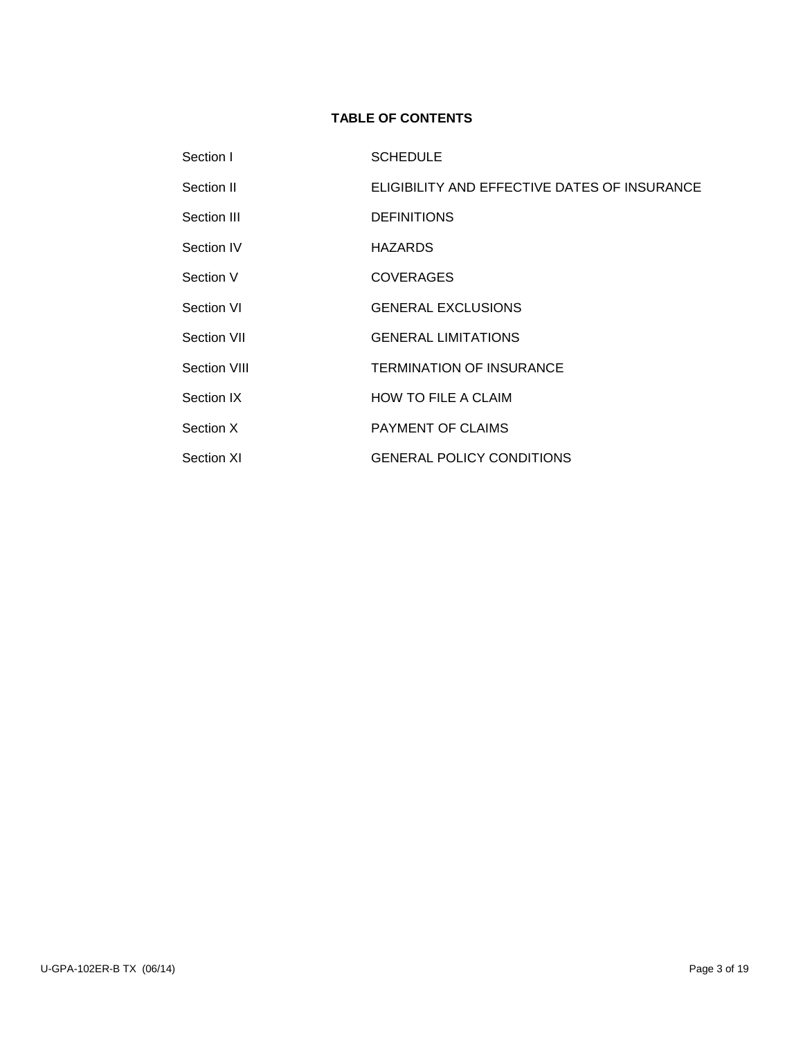# TABLE OF CONTENTS

| | |
|---|---|
| Section I | SCHEDULE |
| Section II | ELIGIBILITY AND EFFECTIVE DATES OF INSURANCE |
| Section III | DEFINITIONS |
| Section IV | HAZARDS |
| Section V | COVERAGES |
| Section VI | GENERAL EXCLUSIONS |
| Section VII | GENERAL LIMITATIONS |
| Section VIII | TERMINATION OF INSURANCE |
| Section IX | HOW TO FILE A CLAIM |
| Section X | PAYMENT OF CLAIMS |
| Section XI | GENERAL POLICY CONDITIONS |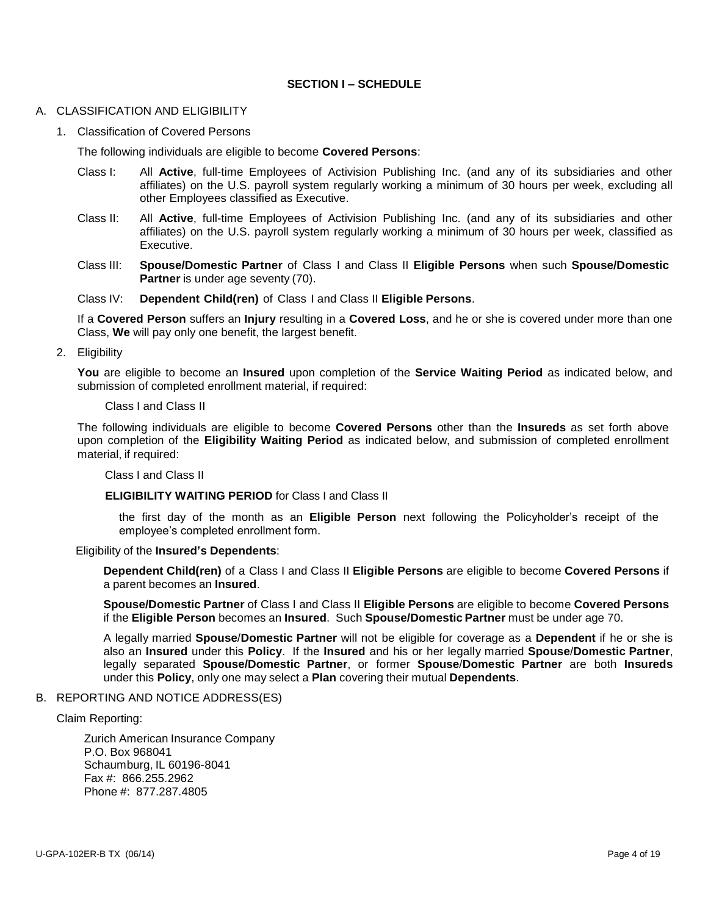## SECTION I – SCHEDULE

A. CLASSIFICATION AND ELIGIBILITY

1. Classification of Covered Persons

   The following individuals are eligible to become **Covered Persons**:

   Class I: All **Active**, full-time Employees of Activision Publishing Inc. (and any of its subsidiaries and other affiliates) on the U.S. payroll system regularly working a minimum of 30 hours per week, excluding all other Employees classified as Executive.

   Class II: All **Active**, full-time Employees of Activision Publishing Inc. (and any of its subsidiaries and other affiliates) on the U.S. payroll system regularly working a minimum of 30 hours per week, classified as Executive.

   Class III: **Spouse/Domestic Partner** of Class I and Class II **Eligible Persons** when such **Spouse/Domestic Partner** is under age seventy (70).

   Class IV: **Dependent Child(ren)** of Class I and Class II **Eligible Persons**.

   If a **Covered Person** suffers an **Injury** resulting in a **Covered Loss**, and he or she is covered under more than one Class, **We** will pay only one benefit, the largest benefit.

2. Eligibility

   **You** are eligible to become an **Insured** upon completion of the **Service Waiting Period** as indicated below, and submission of completed enrollment material, if required:

   Class I and Class II

   The following individuals are eligible to become **Covered Persons** other than the **Insureds** as set forth above upon completion of the **Eligibility Waiting Period** as indicated below, and submission of completed enrollment material, if required:

   Class I and Class II

   **ELIGIBILITY WAITING PERIOD** for Class I and Class II

   the first day of the month as an **Eligible Person** next following the Policyholder's receipt of the employee's completed enrollment form.

   Eligibility of the **Insured's Dependents**:

   **Dependent Child(ren)** of a Class I and Class II **Eligible Persons** are eligible to become **Covered Persons** if a parent becomes an **Insured**.

   **Spouse/Domestic Partner** of Class I and Class II **Eligible Persons** are eligible to become **Covered Persons** if the **Eligible Person** becomes an **Insured**. Such **Spouse/Domestic Partner** must be under age 70.

   A legally married **Spouse/Domestic Partner** will not be eligible for coverage as a **Dependent** if he or she is also an **Insured** under this **Policy**. If the **Insured** and his or her legally married **Spouse/Domestic Partner**, legally separated **Spouse/Domestic Partner**, or former **Spouse/Domestic Partner** are both **Insureds** under this **Policy**, only one may select a **Plan** covering their mutual **Dependents**.

B. REPORTING AND NOTICE ADDRESS(ES)

   Claim Reporting:

   Zurich American Insurance Company  
   P.O. Box 968041  
   Schaumburg, IL 60196-8041  
   Fax #: 866.255.2962  
   Phone #: 877.287.4805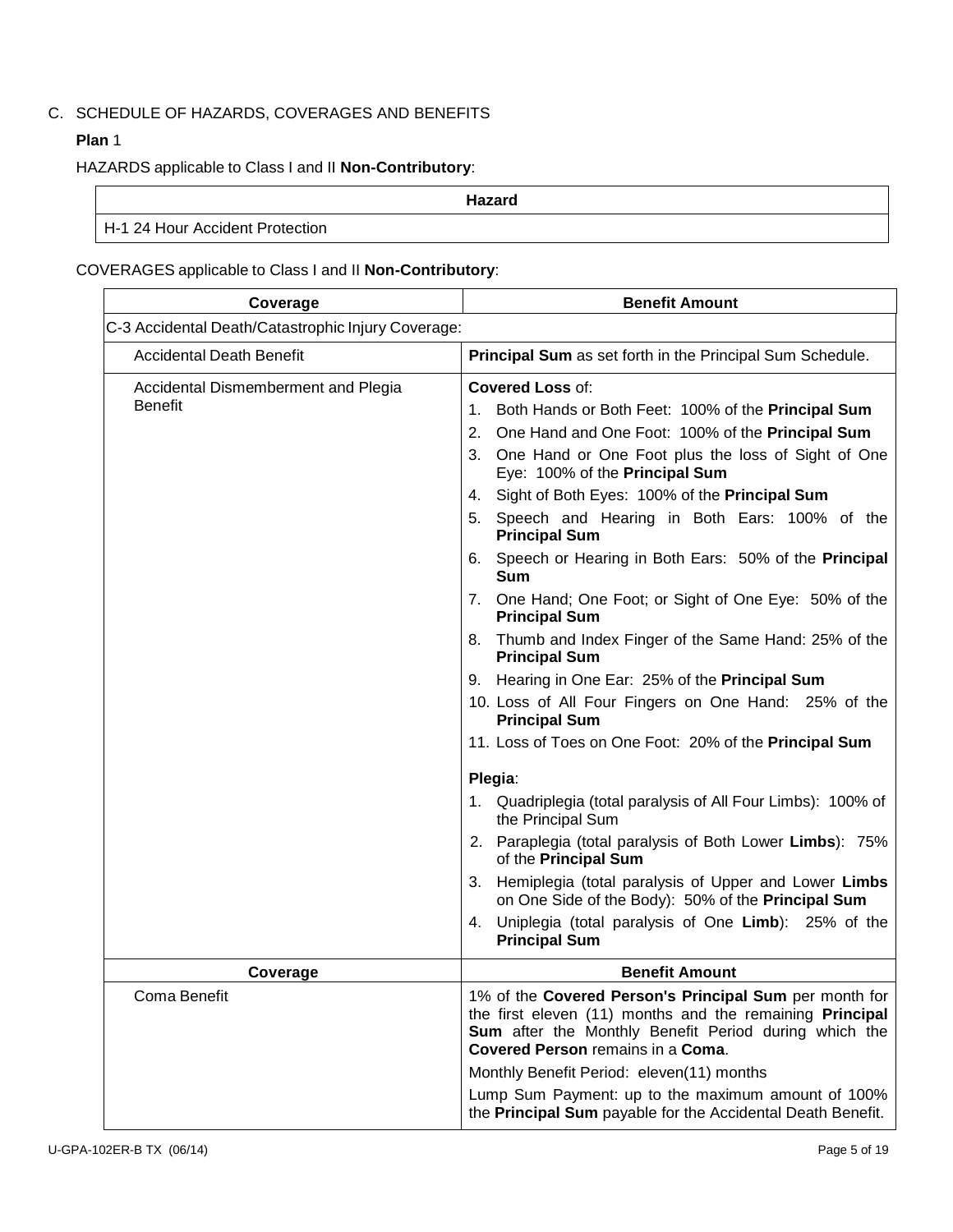C. SCHEDULE OF HAZARDS, COVERAGES AND BENEFITS

**Plan** 1

HAZARDS applicable to Class I and II **Non-Contributory**:

| Hazard |
|---|
| H-1 24 Hour Accident Protection |

COVERAGES applicable to Class I and II **Non-Contributory**:

| Coverage | Benefit Amount |
|---|---|
| C-3 Accidental Death/Catastrophic Injury Coverage: | |
| Accidental Death Benefit | **Principal Sum** as set forth in the Principal Sum Schedule. |
| Accidental Dismemberment and Plegia Benefit | **Covered Loss** of:<br>1. Both Hands or Both Feet: 100% of the **Principal Sum**<br>2. One Hand and One Foot: 100% of the **Principal Sum**<br>3. One Hand or One Foot plus the loss of Sight of One Eye: 100% of the **Principal Sum**<br>4. Sight of Both Eyes: 100% of the **Principal Sum**<br>5. Speech and Hearing in Both Ears: 100% of the **Principal Sum**<br>6. Speech or Hearing in Both Ears: 50% of the **Principal Sum**<br>7. One Hand; One Foot; or Sight of One Eye: 50% of the **Principal Sum**<br>8. Thumb and Index Finger of the Same Hand: 25% of the **Principal Sum**<br>9. Hearing in One Ear: 25% of the **Principal Sum**<br>10. Loss of All Four Fingers on One Hand: 25% of the **Principal Sum**<br>11. Loss of Toes on One Foot: 20% of the **Principal Sum**<br><br>**Plegia**:<br>1. Quadriplegia (total paralysis of All Four Limbs): 100% of the Principal Sum<br>2. Paraplegia (total paralysis of Both Lower **Limbs**): 75% of the **Principal Sum**<br>3. Hemiplegia (total paralysis of Upper and Lower **Limbs** on One Side of the Body): 50% of the **Principal Sum**<br>4. Uniplegia (total paralysis of One **Limb**): 25% of the **Principal Sum** |
| **Coverage** | **Benefit Amount** |
| Coma Benefit | 1% of the **Covered Person's Principal Sum** per month for the first eleven (11) months and the remaining **Principal Sum** after the Monthly Benefit Period during which the **Covered Person** remains in a **Coma**.<br><br>Monthly Benefit Period: eleven(11) months<br><br>Lump Sum Payment: up to the maximum amount of 100% the **Principal Sum** payable for the Accidental Death Benefit. |

U-GPA-102ER-B TX (06/14)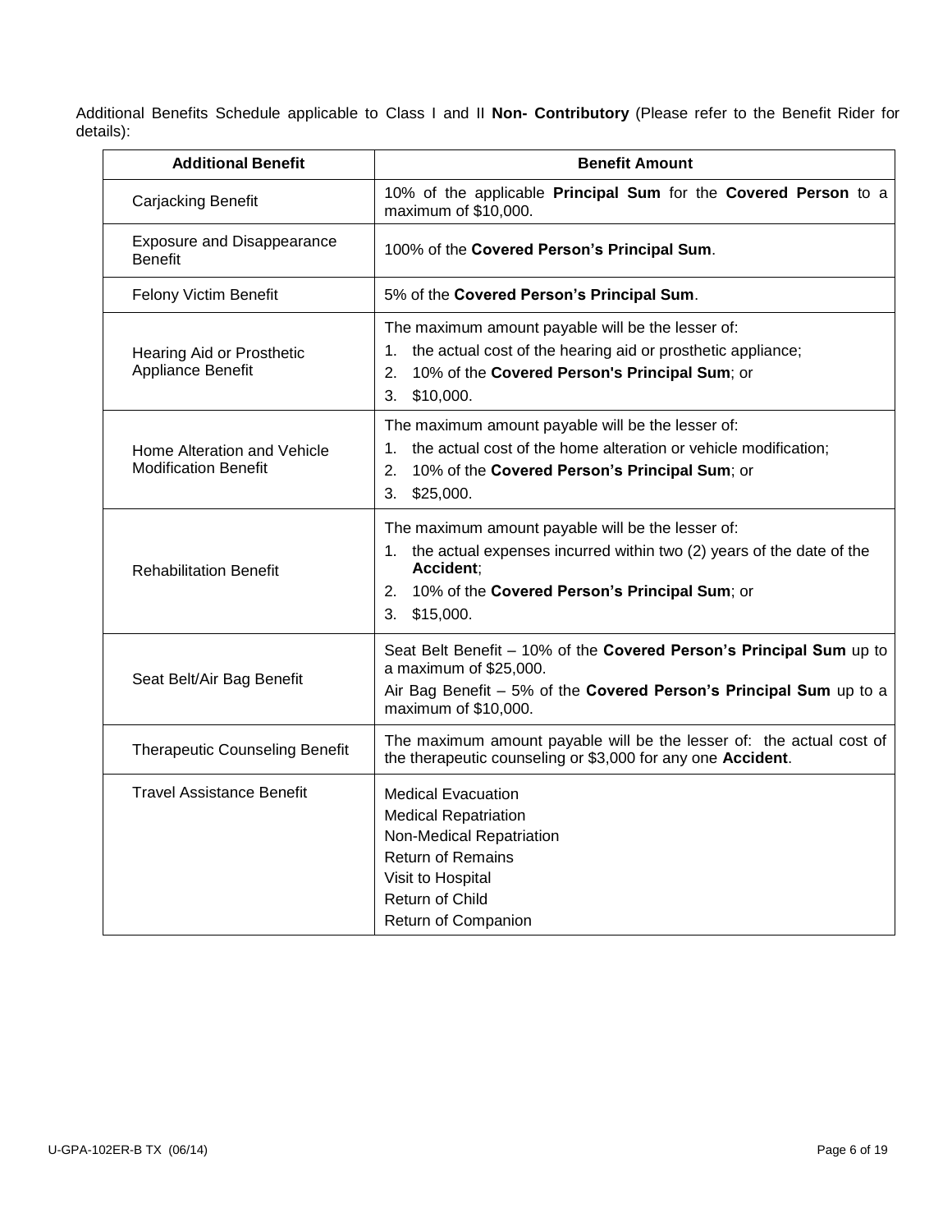Additional Benefits Schedule applicable to Class I and II **Non- Contributory** (Please refer to the Benefit Rider for details):

| Additional Benefit | Benefit Amount |
|---|---|
| Carjacking Benefit | 10% of the applicable **Principal Sum** for the **Covered Person** to a maximum of $10,000. |
| Exposure and Disappearance Benefit | 100% of the **Covered Person's Principal Sum**. |
| Felony Victim Benefit | 5% of the **Covered Person's Principal Sum**. |
| Hearing Aid or Prosthetic Appliance Benefit | The maximum amount payable will be the lesser of:<br>1. the actual cost of the hearing aid or prosthetic appliance;<br>2. 10% of the **Covered Person's Principal Sum**; or<br>3. $10,000. |
| Home Alteration and Vehicle Modification Benefit | The maximum amount payable will be the lesser of:<br>1. the actual cost of the home alteration or vehicle modification;<br>2. 10% of the **Covered Person's Principal Sum**; or<br>3. $25,000. |
| Rehabilitation Benefit | The maximum amount payable will be the lesser of:<br>1. the actual expenses incurred within two (2) years of the date of the **Accident**;<br>2. 10% of the **Covered Person's Principal Sum**; or<br>3. $15,000. |
| Seat Belt/Air Bag Benefit | Seat Belt Benefit – 10% of the **Covered Person's Principal Sum** up to a maximum of $25,000.<br>Air Bag Benefit – 5% of the **Covered Person's Principal Sum** up to a maximum of $10,000. |
| Therapeutic Counseling Benefit | The maximum amount payable will be the lesser of: the actual cost of the therapeutic counseling or $3,000 for any one **Accident**. |
| Travel Assistance Benefit | Medical Evacuation<br>Medical Repatriation<br>Non-Medical Repatriation<br>Return of Remains<br>Visit to Hospital<br>Return of Child<br>Return of Companion |

U-GPA-102ER-B TX (06/14)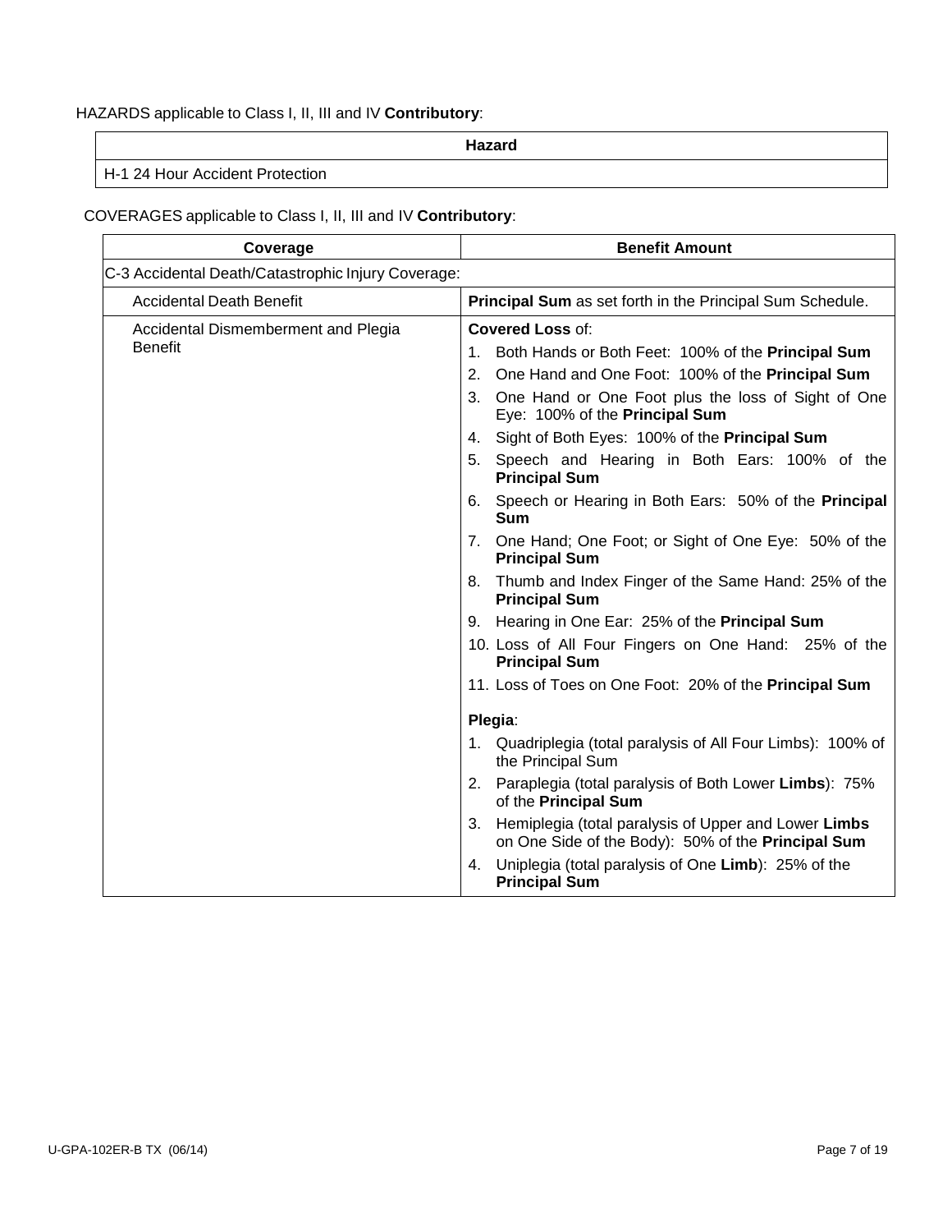HAZARDS applicable to Class I, II, III and IV **Contributory**:

| Hazard |
|---|
| H-1 24 Hour Accident Protection |

COVERAGES applicable to Class I, II, III and IV **Contributory**:

| Coverage | Benefit Amount |
|---|---|
| C-3 Accidental Death/Catastrophic Injury Coverage: | |
| Accidental Death Benefit | **Principal Sum** as set forth in the Principal Sum Schedule. |
| Accidental Dismemberment and Plegia Benefit | **Covered Loss** of:<br>1. Both Hands or Both Feet: 100% of the **Principal Sum**<br>2. One Hand and One Foot: 100% of the **Principal Sum**<br>3. One Hand or One Foot plus the loss of Sight of One Eye: 100% of the **Principal Sum**<br>4. Sight of Both Eyes: 100% of the **Principal Sum**<br>5. Speech and Hearing in Both Ears: 100% of the **Principal Sum**<br>6. Speech or Hearing in Both Ears: 50% of the **Principal Sum**<br>7. One Hand; One Foot; or Sight of One Eye: 50% of the **Principal Sum**<br>8. Thumb and Index Finger of the Same Hand: 25% of the **Principal Sum**<br>9. Hearing in One Ear: 25% of the **Principal Sum**<br>10. Loss of All Four Fingers on One Hand: 25% of the **Principal Sum**<br>11. Loss of Toes on One Foot: 20% of the **Principal Sum**<br><br>**Plegia**:<br>1. Quadriplegia (total paralysis of All Four Limbs): 100% of the Principal Sum<br>2. Paraplegia (total paralysis of Both Lower **Limbs**): 75% of the **Principal Sum**<br>3. Hemiplegia (total paralysis of Upper and Lower **Limbs** on One Side of the Body): 50% of the **Principal Sum**<br>4. Uniplegia (total paralysis of One **Limb**): 25% of the **Principal Sum** |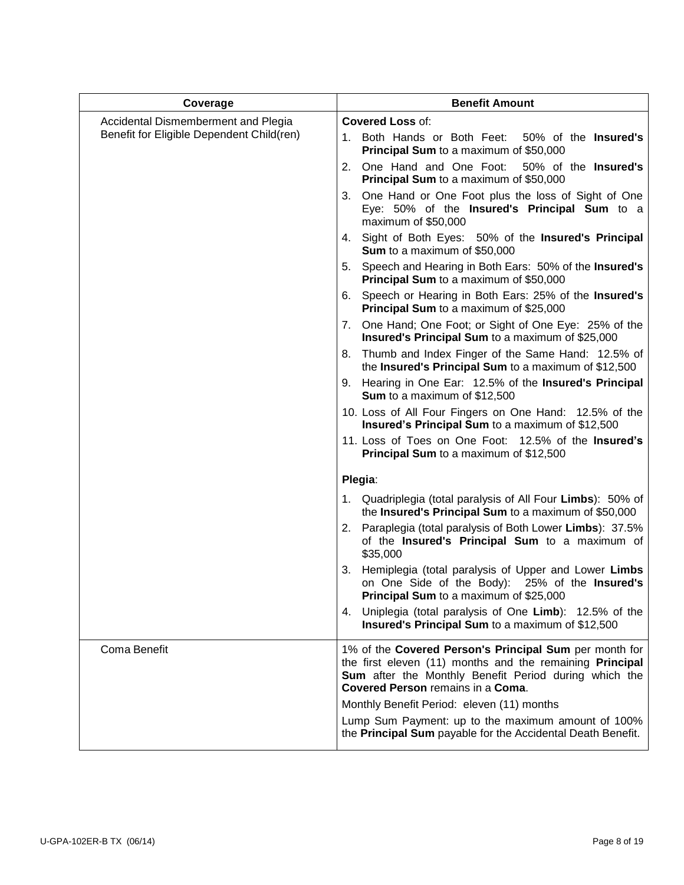| Coverage | Benefit Amount |
|---|---|
| Accidental Dismemberment and Plegia Benefit for Eligible Dependent Child(ren) | **Covered Loss** of:<br>1. Both Hands or Both Feet: 50% of the **Insured's Principal Sum** to a maximum of $50,000<br>2. One Hand and One Foot: 50% of the **Insured's Principal Sum** to a maximum of $50,000<br>3. One Hand or One Foot plus the loss of Sight of One Eye: 50% of the **Insured's Principal Sum** to a maximum of $50,000<br>4. Sight of Both Eyes: 50% of the **Insured's Principal Sum** to a maximum of $50,000<br>5. Speech and Hearing in Both Ears: 50% of the **Insured's Principal Sum** to a maximum of $50,000<br>6. Speech or Hearing in Both Ears: 25% of the **Insured's Principal Sum** to a maximum of $25,000<br>7. One Hand; One Foot; or Sight of One Eye: 25% of the **Insured's Principal Sum** to a maximum of $25,000<br>8. Thumb and Index Finger of the Same Hand: 12.5% of the **Insured's Principal Sum** to a maximum of $12,500<br>9. Hearing in One Ear: 12.5% of the **Insured's Principal Sum** to a maximum of $12,500<br>10. Loss of All Four Fingers on One Hand: 12.5% of the **Insured's Principal Sum** to a maximum of $12,500<br>11. Loss of Toes on One Foot: 12.5% of the **Insured's Principal Sum** to a maximum of $12,500<br><br>**Plegia**:<br>1. Quadriplegia (total paralysis of All Four **Limbs**): 50% of the **Insured's Principal Sum** to a maximum of $50,000<br>2. Paraplegia (total paralysis of Both Lower **Limbs**): 37.5% of the **Insured's Principal Sum** to a maximum of $35,000<br>3. Hemiplegia (total paralysis of Upper and Lower **Limbs** on One Side of the Body): 25% of the **Insured's Principal Sum** to a maximum of $25,000<br>4. Uniplegia (total paralysis of One **Limb**): 12.5% of the **Insured's Principal Sum** to a maximum of $12,500 |
| Coma Benefit | 1% of the **Covered Person's Principal Sum** per month for the first eleven (11) months and the remaining **Principal Sum** after the Monthly Benefit Period during which the **Covered Person** remains in a **Coma**.<br>Monthly Benefit Period: eleven (11) months<br>Lump Sum Payment: up to the maximum amount of 100% the **Principal Sum** payable for the Accidental Death Benefit. |

U-GPA-102ER-B TX (06/14)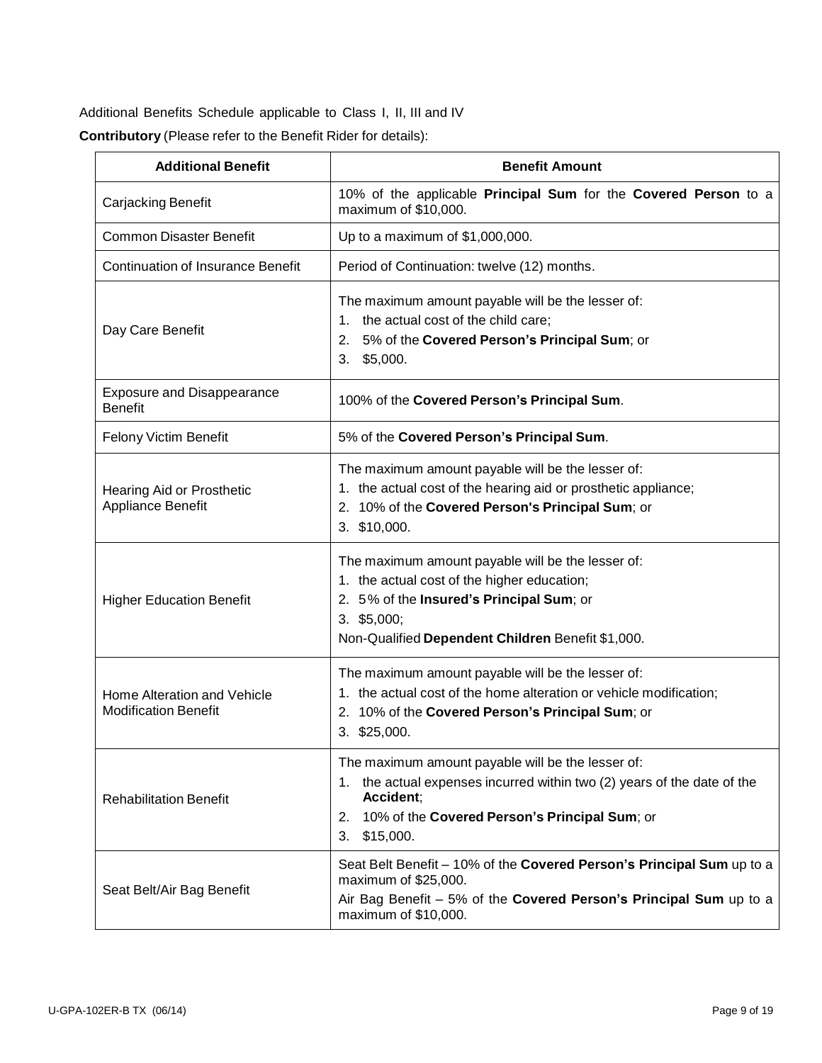Additional Benefits Schedule applicable to Class I, II, III and IV

**Contributory** (Please refer to the Benefit Rider for details):

| **Additional Benefit** | **Benefit Amount** |
| --- | --- |
| Carjacking Benefit | 10% of the applicable **Principal Sum** for the **Covered Person** to a maximum of $10,000. |
| Common Disaster Benefit | Up to a maximum of $1,000,000. |
| Continuation of Insurance Benefit | Period of Continuation: twelve (12) months. |
| Day Care Benefit | The maximum amount payable will be the lesser of:<br>1. the actual cost of the child care;<br>2. 5% of the **Covered Person's Principal Sum**; or<br>3. $5,000. |
| Exposure and Disappearance Benefit | 100% of the **Covered Person's Principal Sum**. |
| Felony Victim Benefit | 5% of the **Covered Person's Principal Sum**. |
| Hearing Aid or Prosthetic Appliance Benefit | The maximum amount payable will be the lesser of:<br>1. the actual cost of the hearing aid or prosthetic appliance;<br>2. 10% of the **Covered Person's Principal Sum**; or<br>3. $10,000. |
| Higher Education Benefit | The maximum amount payable will be the lesser of:<br>1. the actual cost of the higher education;<br>2. 5% of the **Insured's Principal Sum**; or<br>3. $5,000;<br>Non-Qualified **Dependent Children** Benefit $1,000. |
| Home Alteration and Vehicle Modification Benefit | The maximum amount payable will be the lesser of:<br>1. the actual cost of the home alteration or vehicle modification;<br>2. 10% of the **Covered Person's Principal Sum**; or<br>3. $25,000. |
| Rehabilitation Benefit | The maximum amount payable will be the lesser of:<br>1. the actual expenses incurred within two (2) years of the date of the **Accident**;<br>2. 10% of the **Covered Person's Principal Sum**; or<br>3. $15,000. |
| Seat Belt/Air Bag Benefit | Seat Belt Benefit – 10% of the **Covered Person's Principal Sum** up to a maximum of $25,000.<br>Air Bag Benefit – 5% of the **Covered Person's Principal Sum** up to a maximum of $10,000. |

U-GPA-102ER-B TX (06/14)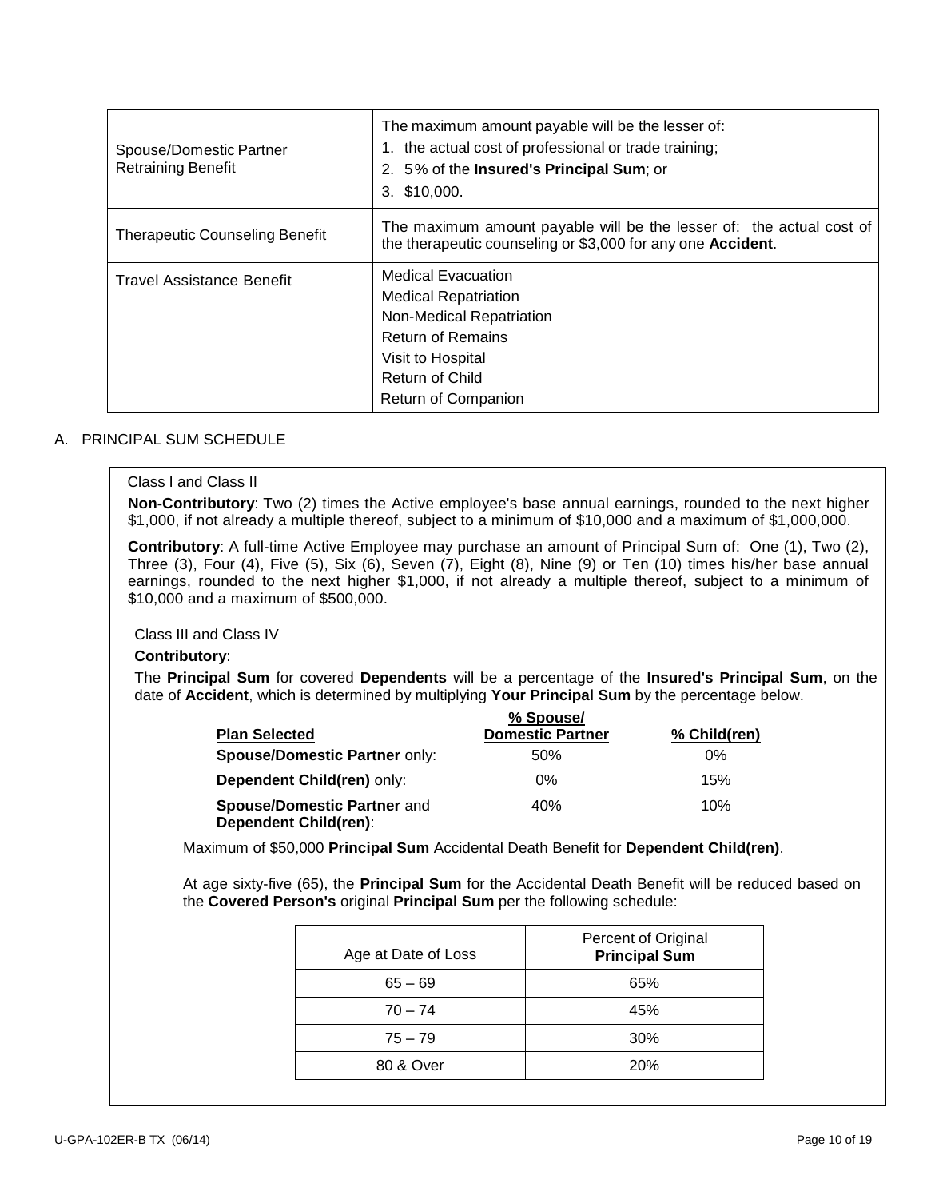| | |
|---|---|
| Spouse/Domestic Partner Retraining Benefit | The maximum amount payable will be the lesser of:<br>1. the actual cost of professional or trade training;<br>2. 5% of the **Insured's Principal Sum**; or<br>3. $10,000. |
| Therapeutic Counseling Benefit | The maximum amount payable will be the lesser of: the actual cost of the therapeutic counseling or $3,000 for any one **Accident**. |
| Travel Assistance Benefit | Medical Evacuation<br>Medical Repatriation<br>Non-Medical Repatriation<br>Return of Remains<br>Visit to Hospital<br>Return of Child<br>Return of Companion |

A. PRINCIPAL SUM SCHEDULE

Class I and Class II

**Non-Contributory**: Two (2) times the Active employee's base annual earnings, rounded to the next higher $1,000, if not already a multiple thereof, subject to a minimum of $10,000 and a maximum of $1,000,000.

**Contributory**: A full-time Active Employee may purchase an amount of Principal Sum of: One (1), Two (2), Three (3), Four (4), Five (5), Six (6), Seven (7), Eight (8), Nine (9) or Ten (10) times his/her base annual earnings, rounded to the next higher $1,000, if not already a multiple thereof, subject to a minimum of $10,000 and a maximum of $500,000.

Class III and Class IV

**Contributory**:

The **Principal Sum** for covered **Dependents** will be a percentage of the **Insured's Principal Sum**, on the date of **Accident**, which is determined by multiplying **Your Principal Sum** by the percentage below.

| Plan Selected | % Spouse/ Domestic Partner | % Child(ren) |
|---|---|---|
| **Spouse/Domestic Partner** only: | 50% | 0% |
| **Dependent Child(ren)** only: | 0% | 15% |
| **Spouse/Domestic Partner** and **Dependent Child(ren)**: | 40% | 10% |

Maximum of $50,000 **Principal Sum** Accidental Death Benefit for **Dependent Child(ren)**.

At age sixty-five (65), the **Principal Sum** for the Accidental Death Benefit will be reduced based on the **Covered Person's** original **Principal Sum** per the following schedule:

| Age at Date of Loss | Percent of Original **Principal Sum** |
|---|---|
| 65 – 69 | 65% |
| 70 – 74 | 45% |
| 75 – 79 | 30% |
| 80 & Over | 20% |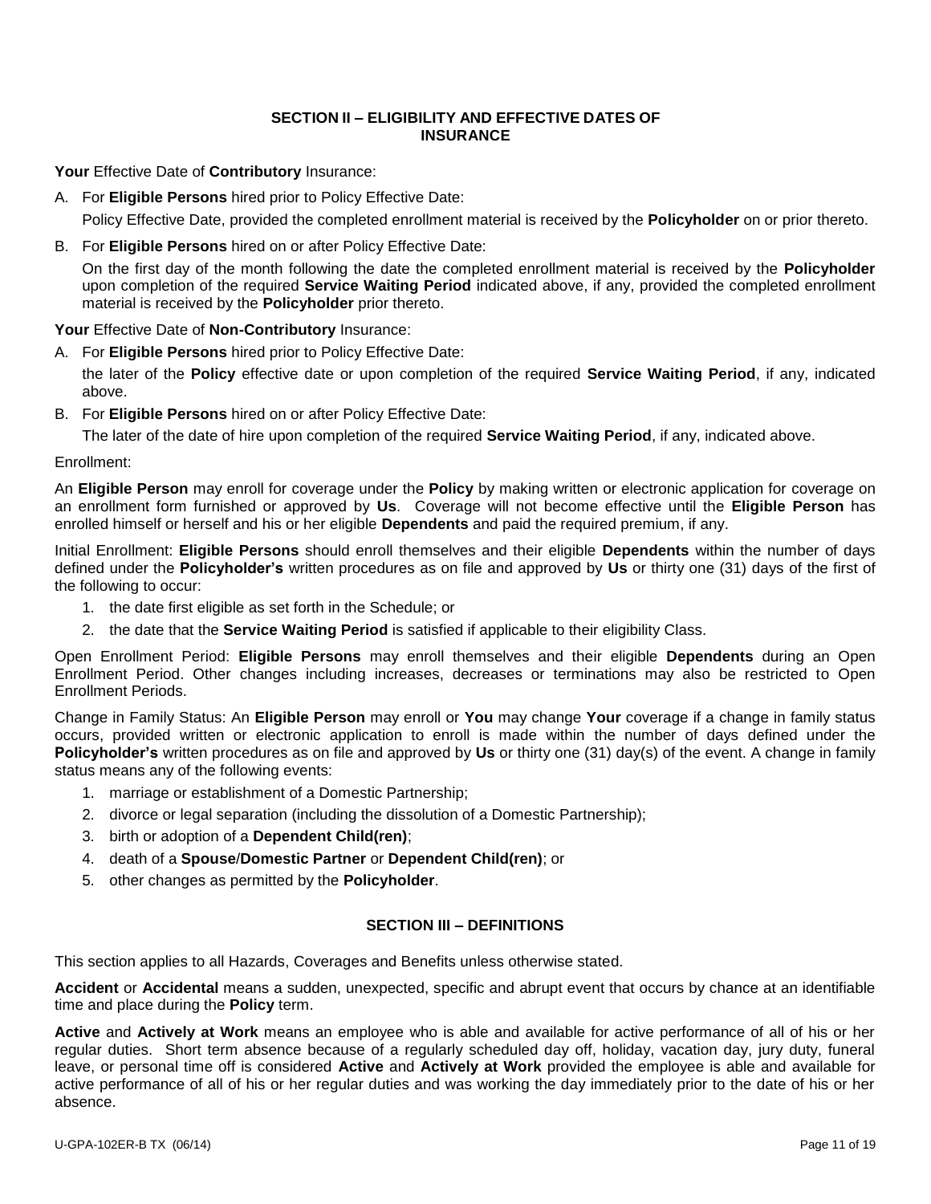## SECTION II – ELIGIBILITY AND EFFECTIVE DATES OF INSURANCE

**Your** Effective Date of **Contributory** Insurance:

A. For **Eligible Persons** hired prior to Policy Effective Date:

   Policy Effective Date, provided the completed enrollment material is received by the **Policyholder** on or prior thereto.

B. For **Eligible Persons** hired on or after Policy Effective Date:

   On the first day of the month following the date the completed enrollment material is received by the **Policyholder** upon completion of the required **Service Waiting Period** indicated above, if any, provided the completed enrollment material is received by the **Policyholder** prior thereto.

**Your** Effective Date of **Non-Contributory** Insurance:

A. For **Eligible Persons** hired prior to Policy Effective Date:

   the later of the **Policy** effective date or upon completion of the required **Service Waiting Period**, if any, indicated above.

B. For **Eligible Persons** hired on or after Policy Effective Date:

   The later of the date of hire upon completion of the required **Service Waiting Period**, if any, indicated above.

Enrollment:

An **Eligible Person** may enroll for coverage under the **Policy** by making written or electronic application for coverage on an enrollment form furnished or approved by **Us**. Coverage will not become effective until the **Eligible Person** has enrolled himself or herself and his or her eligible **Dependents** and paid the required premium, if any.

Initial Enrollment: **Eligible Persons** should enroll themselves and their eligible **Dependents** within the number of days defined under the **Policyholder's** written procedures as on file and approved by **Us** or thirty one (31) days of the first of the following to occur:

1. the date first eligible as set forth in the Schedule; or
2. the date that the **Service Waiting Period** is satisfied if applicable to their eligibility Class.

Open Enrollment Period: **Eligible Persons** may enroll themselves and their eligible **Dependents** during an Open Enrollment Period. Other changes including increases, decreases or terminations may also be restricted to Open Enrollment Periods.

Change in Family Status: An **Eligible Person** may enroll or **You** may change **Your** coverage if a change in family status occurs, provided written or electronic application to enroll is made within the number of days defined under the **Policyholder's** written procedures as on file and approved by **Us** or thirty one (31) day(s) of the event. A change in family status means any of the following events:

1. marriage or establishment of a Domestic Partnership;
2. divorce or legal separation (including the dissolution of a Domestic Partnership);
3. birth or adoption of a **Dependent Child(ren)**;
4. death of a **Spouse**/**Domestic Partner** or **Dependent Child(ren)**; or
5. other changes as permitted by the **Policyholder**.

## SECTION III – DEFINITIONS

This section applies to all Hazards, Coverages and Benefits unless otherwise stated.

**Accident** or **Accidental** means a sudden, unexpected, specific and abrupt event that occurs by chance at an identifiable time and place during the **Policy** term.

**Active** and **Actively at Work** means an employee who is able and available for active performance of all of his or her regular duties. Short term absence because of a regularly scheduled day off, holiday, vacation day, jury duty, funeral leave, or personal time off is considered **Active** and **Actively at Work** provided the employee is able and available for active performance of all of his or her regular duties and was working the day immediately prior to the date of his or her absence.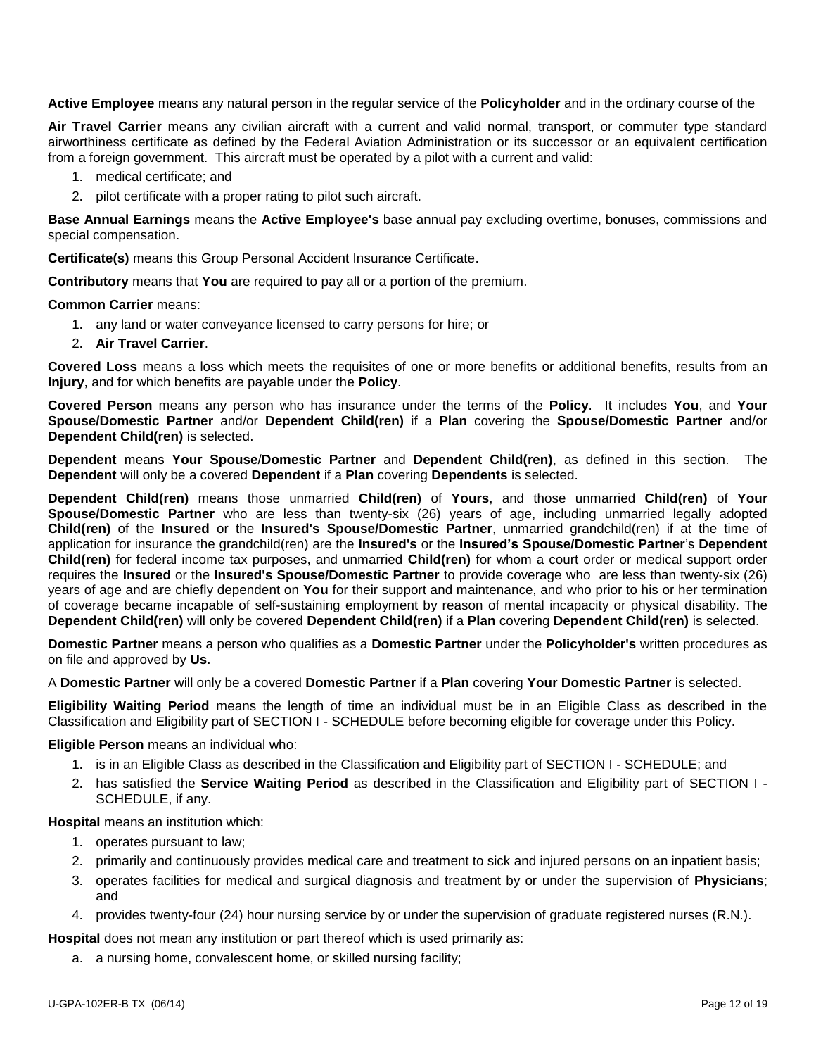**Active Employee** means any natural person in the regular service of the **Policyholder** and in the ordinary course of the

**Air Travel Carrier** means any civilian aircraft with a current and valid normal, transport, or commuter type standard airworthiness certificate as defined by the Federal Aviation Administration or its successor or an equivalent certification from a foreign government. This aircraft must be operated by a pilot with a current and valid:

1. medical certificate; and
2. pilot certificate with a proper rating to pilot such aircraft.

**Base Annual Earnings** means the **Active Employee's** base annual pay excluding overtime, bonuses, commissions and special compensation.

**Certificate(s)** means this Group Personal Accident Insurance Certificate.

**Contributory** means that **You** are required to pay all or a portion of the premium.

**Common Carrier** means:

1. any land or water conveyance licensed to carry persons for hire; or
2. **Air Travel Carrier**.

**Covered Loss** means a loss which meets the requisites of one or more benefits or additional benefits, results from an **Injury**, and for which benefits are payable under the **Policy**.

**Covered Person** means any person who has insurance under the terms of the **Policy**. It includes **You**, and **Your Spouse/Domestic Partner** and/or **Dependent Child(ren)** if a **Plan** covering the **Spouse/Domestic Partner** and/or **Dependent Child(ren)** is selected.

**Dependent** means **Your Spouse**/**Domestic Partner** and **Dependent Child(ren)**, as defined in this section. The **Dependent** will only be a covered **Dependent** if a **Plan** covering **Dependents** is selected.

**Dependent Child(ren)** means those unmarried **Child(ren)** of **Yours**, and those unmarried **Child(ren)** of **Your Spouse/Domestic Partner** who are less than twenty-six (26) years of age, including unmarried legally adopted **Child(ren)** of the **Insured** or the **Insured's Spouse/Domestic Partner**, unmarried grandchild(ren) if at the time of application for insurance the grandchild(ren) are the **Insured's** or the **Insured's Spouse/Domestic Partner**'s **Dependent Child(ren)** for federal income tax purposes, and unmarried **Child(ren)** for whom a court order or medical support order requires the **Insured** or the **Insured's Spouse/Domestic Partner** to provide coverage who are less than twenty-six (26) years of age and are chiefly dependent on **You** for their support and maintenance, and who prior to his or her termination of coverage became incapable of self-sustaining employment by reason of mental incapacity or physical disability. The **Dependent Child(ren)** will only be covered **Dependent Child(ren)** if a **Plan** covering **Dependent Child(ren)** is selected.

**Domestic Partner** means a person who qualifies as a **Domestic Partner** under the **Policyholder's** written procedures as on file and approved by **Us**.

A **Domestic Partner** will only be a covered **Domestic Partner** if a **Plan** covering **Your Domestic Partner** is selected.

**Eligibility Waiting Period** means the length of time an individual must be in an Eligible Class as described in the Classification and Eligibility part of SECTION I - SCHEDULE before becoming eligible for coverage under this Policy.

**Eligible Person** means an individual who:

1. is in an Eligible Class as described in the Classification and Eligibility part of SECTION I - SCHEDULE; and
2. has satisfied the **Service Waiting Period** as described in the Classification and Eligibility part of SECTION I - SCHEDULE, if any.

**Hospital** means an institution which:

1. operates pursuant to law;
2. primarily and continuously provides medical care and treatment to sick and injured persons on an inpatient basis;
3. operates facilities for medical and surgical diagnosis and treatment by or under the supervision of **Physicians**; and
4. provides twenty-four (24) hour nursing service by or under the supervision of graduate registered nurses (R.N.).

**Hospital** does not mean any institution or part thereof which is used primarily as:

a. a nursing home, convalescent home, or skilled nursing facility;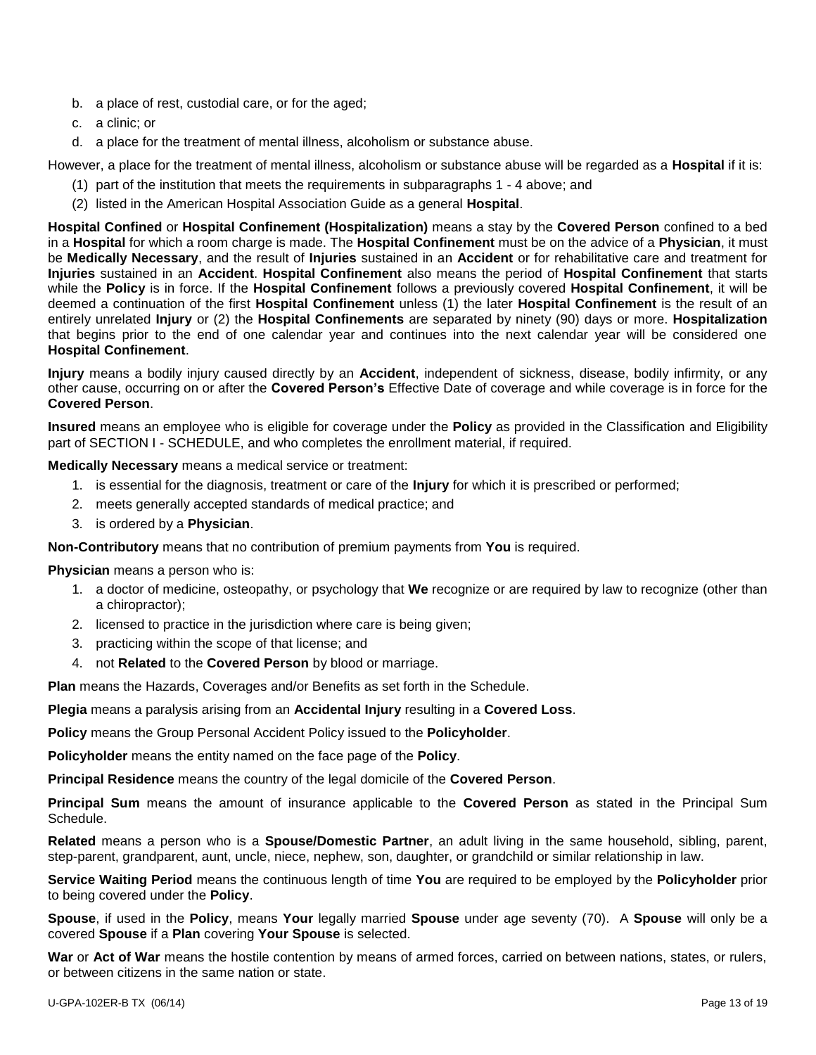b. a place of rest, custodial care, or for the aged;
c. a clinic; or
d. a place for the treatment of mental illness, alcoholism or substance abuse.

However, a place for the treatment of mental illness, alcoholism or substance abuse will be regarded as a **Hospital** if it is:

(1) part of the institution that meets the requirements in subparagraphs 1 - 4 above; and
(2) listed in the American Hospital Association Guide as a general **Hospital**.

**Hospital Confined** or **Hospital Confinement (Hospitalization)** means a stay by the **Covered Person** confined to a bed in a **Hospital** for which a room charge is made. The **Hospital Confinement** must be on the advice of a **Physician**, it must be **Medically Necessary**, and the result of **Injuries** sustained in an **Accident** or for rehabilitative care and treatment for **Injuries** sustained in an **Accident**. **Hospital Confinement** also means the period of **Hospital Confinement** that starts while the **Policy** is in force. If the **Hospital Confinement** follows a previously covered **Hospital Confinement**, it will be deemed a continuation of the first **Hospital Confinement** unless (1) the later **Hospital Confinement** is the result of an entirely unrelated **Injury** or (2) the **Hospital Confinements** are separated by ninety (90) days or more. **Hospitalization** that begins prior to the end of one calendar year and continues into the next calendar year will be considered one **Hospital Confinement**.

**Injury** means a bodily injury caused directly by an **Accident**, independent of sickness, disease, bodily infirmity, or any other cause, occurring on or after the **Covered Person's** Effective Date of coverage and while coverage is in force for the **Covered Person**.

**Insured** means an employee who is eligible for coverage under the **Policy** as provided in the Classification and Eligibility part of SECTION I - SCHEDULE, and who completes the enrollment material, if required.

**Medically Necessary** means a medical service or treatment:

1. is essential for the diagnosis, treatment or care of the **Injury** for which it is prescribed or performed;
2. meets generally accepted standards of medical practice; and
3. is ordered by a **Physician**.

**Non-Contributory** means that no contribution of premium payments from **You** is required.

**Physician** means a person who is:

1. a doctor of medicine, osteopathy, or psychology that **We** recognize or are required by law to recognize (other than a chiropractor);
2. licensed to practice in the jurisdiction where care is being given;
3. practicing within the scope of that license; and
4. not **Related** to the **Covered Person** by blood or marriage.

**Plan** means the Hazards, Coverages and/or Benefits as set forth in the Schedule.

**Plegia** means a paralysis arising from an **Accidental Injury** resulting in a **Covered Loss**.

**Policy** means the Group Personal Accident Policy issued to the **Policyholder**.

**Policyholder** means the entity named on the face page of the **Policy**.

**Principal Residence** means the country of the legal domicile of the **Covered Person**.

**Principal Sum** means the amount of insurance applicable to the **Covered Person** as stated in the Principal Sum Schedule.

**Related** means a person who is a **Spouse/Domestic Partner**, an adult living in the same household, sibling, parent, step-parent, grandparent, aunt, uncle, niece, nephew, son, daughter, or grandchild or similar relationship in law.

**Service Waiting Period** means the continuous length of time **You** are required to be employed by the **Policyholder** prior to being covered under the **Policy**.

**Spouse**, if used in the **Policy**, means **Your** legally married **Spouse** under age seventy (70). A **Spouse** will only be a covered **Spouse** if a **Plan** covering **Your Spouse** is selected.

**War** or **Act of War** means the hostile contention by means of armed forces, carried on between nations, states, or rulers, or between citizens in the same nation or state.

U-GPA-102ER-B TX (06/14)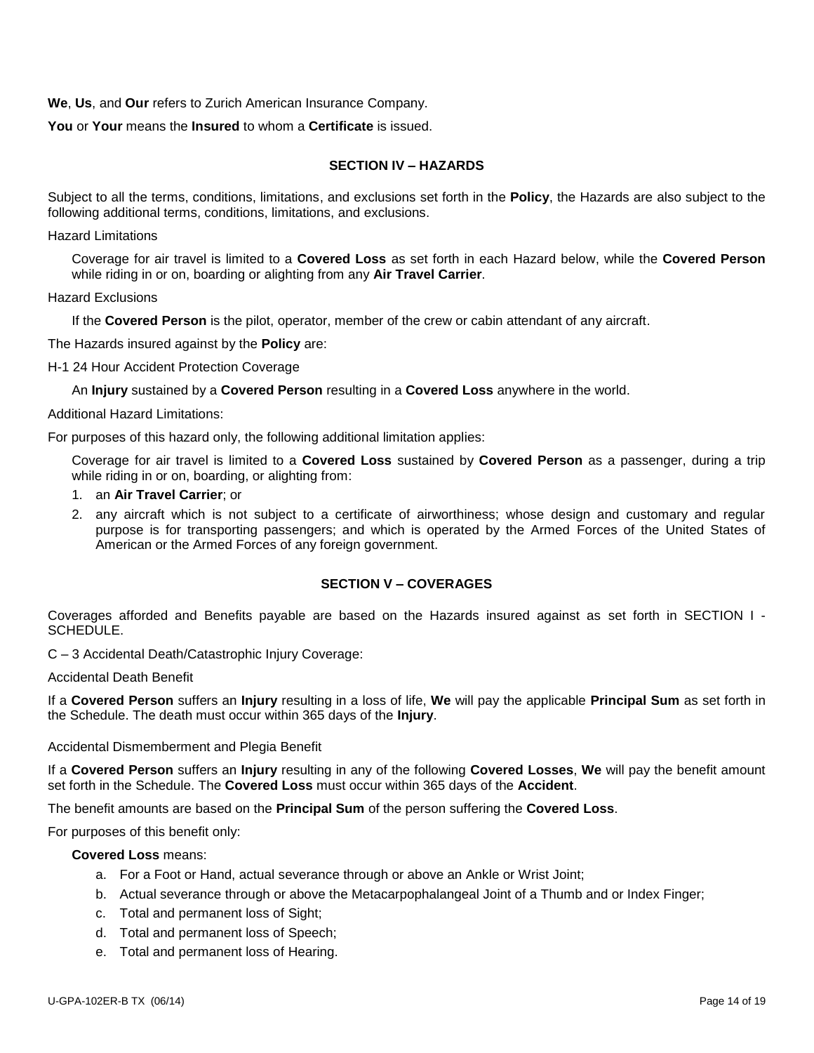**We**, **Us**, and **Our** refers to Zurich American Insurance Company.

**You** or **Your** means the **Insured** to whom a **Certificate** is issued.

## SECTION IV – HAZARDS

Subject to all the terms, conditions, limitations, and exclusions set forth in the **Policy**, the Hazards are also subject to the following additional terms, conditions, limitations, and exclusions.

Hazard Limitations

Coverage for air travel is limited to a **Covered Loss** as set forth in each Hazard below, while the **Covered Person** while riding in or on, boarding or alighting from any **Air Travel Carrier**.

Hazard Exclusions

If the **Covered Person** is the pilot, operator, member of the crew or cabin attendant of any aircraft.

The Hazards insured against by the **Policy** are:

H-1 24 Hour Accident Protection Coverage

An **Injury** sustained by a **Covered Person** resulting in a **Covered Loss** anywhere in the world.

Additional Hazard Limitations:

For purposes of this hazard only, the following additional limitation applies:

Coverage for air travel is limited to a **Covered Loss** sustained by **Covered Person** as a passenger, during a trip while riding in or on, boarding, or alighting from:

1. an **Air Travel Carrier**; or
2. any aircraft which is not subject to a certificate of airworthiness; whose design and customary and regular purpose is for transporting passengers; and which is operated by the Armed Forces of the United States of American or the Armed Forces of any foreign government.

## SECTION V – COVERAGES

Coverages afforded and Benefits payable are based on the Hazards insured against as set forth in SECTION I - SCHEDULE.

C – 3 Accidental Death/Catastrophic Injury Coverage:

Accidental Death Benefit

If a **Covered Person** suffers an **Injury** resulting in a loss of life, **We** will pay the applicable **Principal Sum** as set forth in the Schedule. The death must occur within 365 days of the **Injury**.

Accidental Dismemberment and Plegia Benefit

If a **Covered Person** suffers an **Injury** resulting in any of the following **Covered Losses**, **We** will pay the benefit amount set forth in the Schedule. The **Covered Loss** must occur within 365 days of the **Accident**.

The benefit amounts are based on the **Principal Sum** of the person suffering the **Covered Loss**.

For purposes of this benefit only:

**Covered Loss** means:

a. For a Foot or Hand, actual severance through or above an Ankle or Wrist Joint;
b. Actual severance through or above the Metacarpophalangeal Joint of a Thumb and or Index Finger;
c. Total and permanent loss of Sight;
d. Total and permanent loss of Speech;
e. Total and permanent loss of Hearing.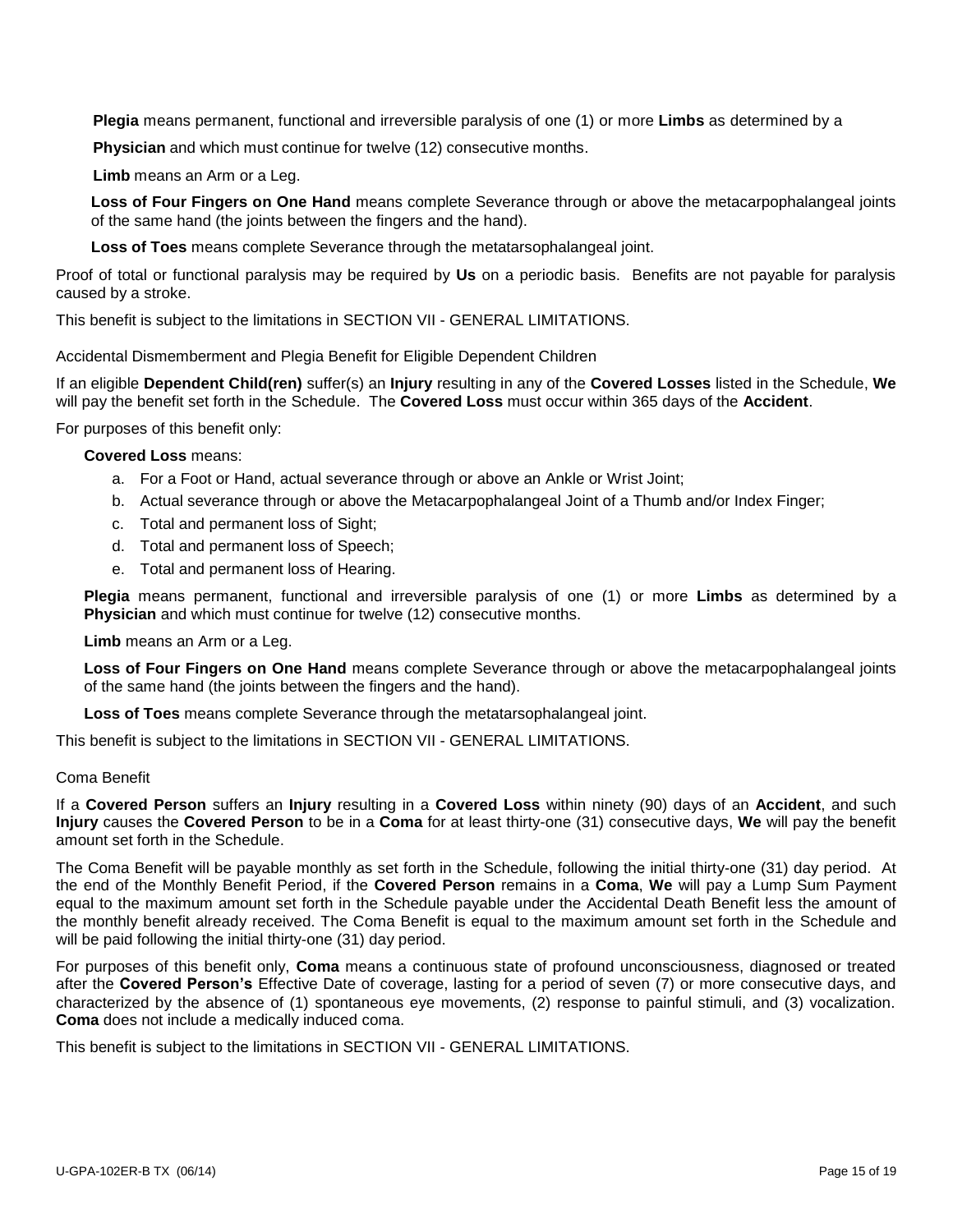**Plegia** means permanent, functional and irreversible paralysis of one (1) or more **Limbs** as determined by a **Physician** and which must continue for twelve (12) consecutive months.

**Limb** means an Arm or a Leg.

**Loss of Four Fingers on One Hand** means complete Severance through or above the metacarpophalangeal joints of the same hand (the joints between the fingers and the hand).

**Loss of Toes** means complete Severance through the metatarsophalangeal joint.

Proof of total or functional paralysis may be required by **Us** on a periodic basis. Benefits are not payable for paralysis caused by a stroke.

This benefit is subject to the limitations in SECTION VII - GENERAL LIMITATIONS.

Accidental Dismemberment and Plegia Benefit for Eligible Dependent Children

If an eligible **Dependent Child(ren)** suffer(s) an **Injury** resulting in any of the **Covered Losses** listed in the Schedule, **We** will pay the benefit set forth in the Schedule. The **Covered Loss** must occur within 365 days of the **Accident**.

For purposes of this benefit only:

**Covered Loss** means:

a. For a Foot or Hand, actual severance through or above an Ankle or Wrist Joint;
b. Actual severance through or above the Metacarpophalangeal Joint of a Thumb and/or Index Finger;
c. Total and permanent loss of Sight;
d. Total and permanent loss of Speech;
e. Total and permanent loss of Hearing.

**Plegia** means permanent, functional and irreversible paralysis of one (1) or more **Limbs** as determined by a **Physician** and which must continue for twelve (12) consecutive months.

**Limb** means an Arm or a Leg.

**Loss of Four Fingers on One Hand** means complete Severance through or above the metacarpophalangeal joints of the same hand (the joints between the fingers and the hand).

**Loss of Toes** means complete Severance through the metatarsophalangeal joint.

This benefit is subject to the limitations in SECTION VII - GENERAL LIMITATIONS.

Coma Benefit

If a **Covered Person** suffers an **Injury** resulting in a **Covered Loss** within ninety (90) days of an **Accident**, and such **Injury** causes the **Covered Person** to be in a **Coma** for at least thirty-one (31) consecutive days, **We** will pay the benefit amount set forth in the Schedule.

The Coma Benefit will be payable monthly as set forth in the Schedule, following the initial thirty-one (31) day period. At the end of the Monthly Benefit Period, if the **Covered Person** remains in a **Coma**, **We** will pay a Lump Sum Payment equal to the maximum amount set forth in the Schedule payable under the Accidental Death Benefit less the amount of the monthly benefit already received. The Coma Benefit is equal to the maximum amount set forth in the Schedule and will be paid following the initial thirty-one (31) day period.

For purposes of this benefit only, **Coma** means a continuous state of profound unconsciousness, diagnosed or treated after the **Covered Person's** Effective Date of coverage, lasting for a period of seven (7) or more consecutive days, and characterized by the absence of (1) spontaneous eye movements, (2) response to painful stimuli, and (3) vocalization. **Coma** does not include a medically induced coma.

This benefit is subject to the limitations in SECTION VII - GENERAL LIMITATIONS.

U-GPA-102ER-B TX (06/14)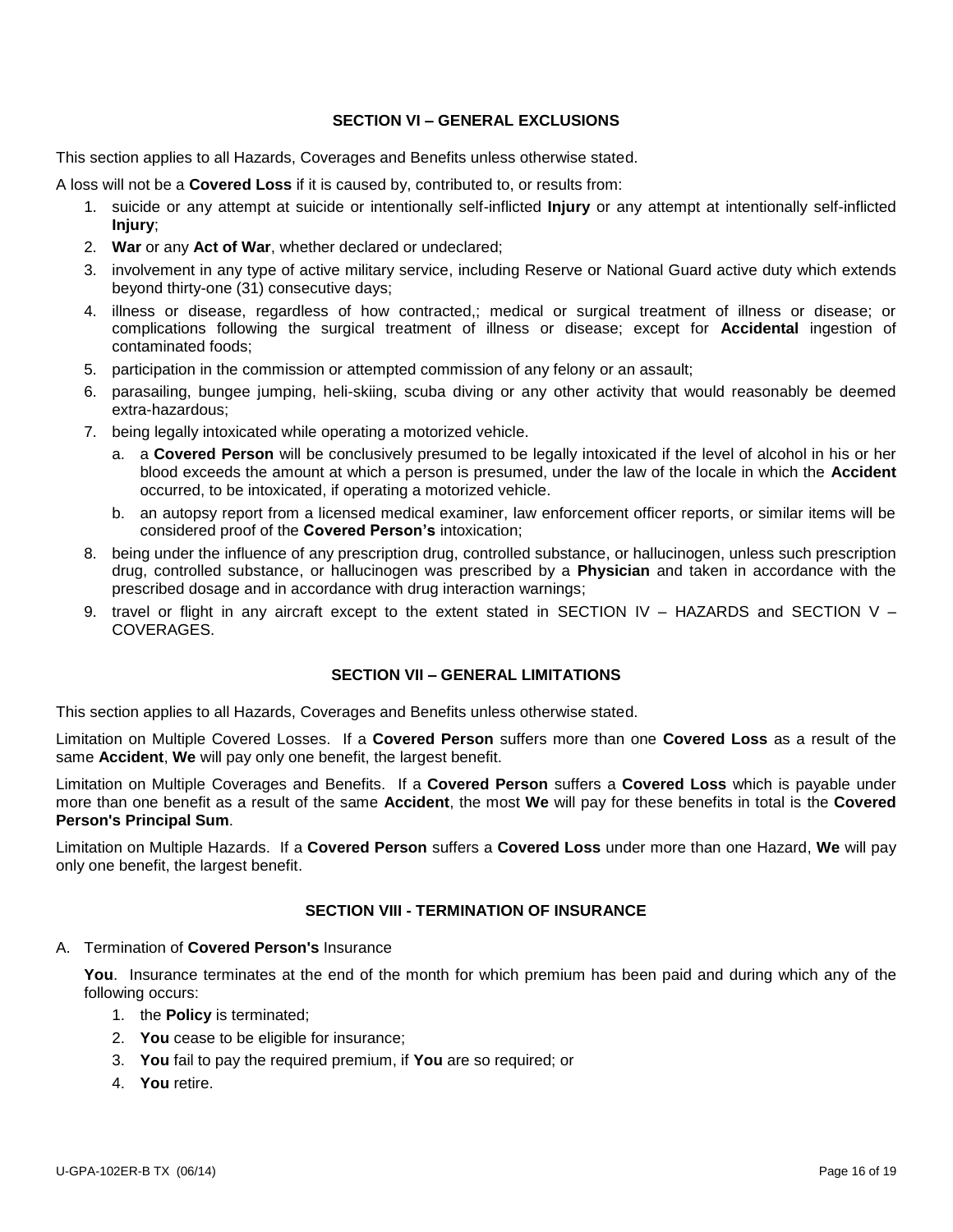## SECTION VI – GENERAL EXCLUSIONS

This section applies to all Hazards, Coverages and Benefits unless otherwise stated.

A loss will not be a **Covered Loss** if it is caused by, contributed to, or results from:

1. suicide or any attempt at suicide or intentionally self-inflicted **Injury** or any attempt at intentionally self-inflicted **Injury**;
2. **War** or any **Act of War**, whether declared or undeclared;
3. involvement in any type of active military service, including Reserve or National Guard active duty which extends beyond thirty-one (31) consecutive days;
4. illness or disease, regardless of how contracted,; medical or surgical treatment of illness or disease; or complications following the surgical treatment of illness or disease; except for **Accidental** ingestion of contaminated foods;
5. participation in the commission or attempted commission of any felony or an assault;
6. parasailing, bungee jumping, heli-skiing, scuba diving or any other activity that would reasonably be deemed extra-hazardous;
7. being legally intoxicated while operating a motorized vehicle.
   a. a **Covered Person** will be conclusively presumed to be legally intoxicated if the level of alcohol in his or her blood exceeds the amount at which a person is presumed, under the law of the locale in which the **Accident** occurred, to be intoxicated, if operating a motorized vehicle.
   b. an autopsy report from a licensed medical examiner, law enforcement officer reports, or similar items will be considered proof of the **Covered Person's** intoxication;
8. being under the influence of any prescription drug, controlled substance, or hallucinogen, unless such prescription drug, controlled substance, or hallucinogen was prescribed by a **Physician** and taken in accordance with the prescribed dosage and in accordance with drug interaction warnings;
9. travel or flight in any aircraft except to the extent stated in SECTION IV – HAZARDS and SECTION V – COVERAGES.

## SECTION VII – GENERAL LIMITATIONS

This section applies to all Hazards, Coverages and Benefits unless otherwise stated.

Limitation on Multiple Covered Losses. If a **Covered Person** suffers more than one **Covered Loss** as a result of the same **Accident**, **We** will pay only one benefit, the largest benefit.

Limitation on Multiple Coverages and Benefits. If a **Covered Person** suffers a **Covered Loss** which is payable under more than one benefit as a result of the same **Accident**, the most **We** will pay for these benefits in total is the **Covered Person's Principal Sum**.

Limitation on Multiple Hazards. If a **Covered Person** suffers a **Covered Loss** under more than one Hazard, **We** will pay only one benefit, the largest benefit.

## SECTION VIII - TERMINATION OF INSURANCE

A. Termination of **Covered Person's** Insurance

   **You**. Insurance terminates at the end of the month for which premium has been paid and during which any of the following occurs:

   1. the **Policy** is terminated;
   2. **You** cease to be eligible for insurance;
   3. **You** fail to pay the required premium, if **You** are so required; or
   4. **You** retire.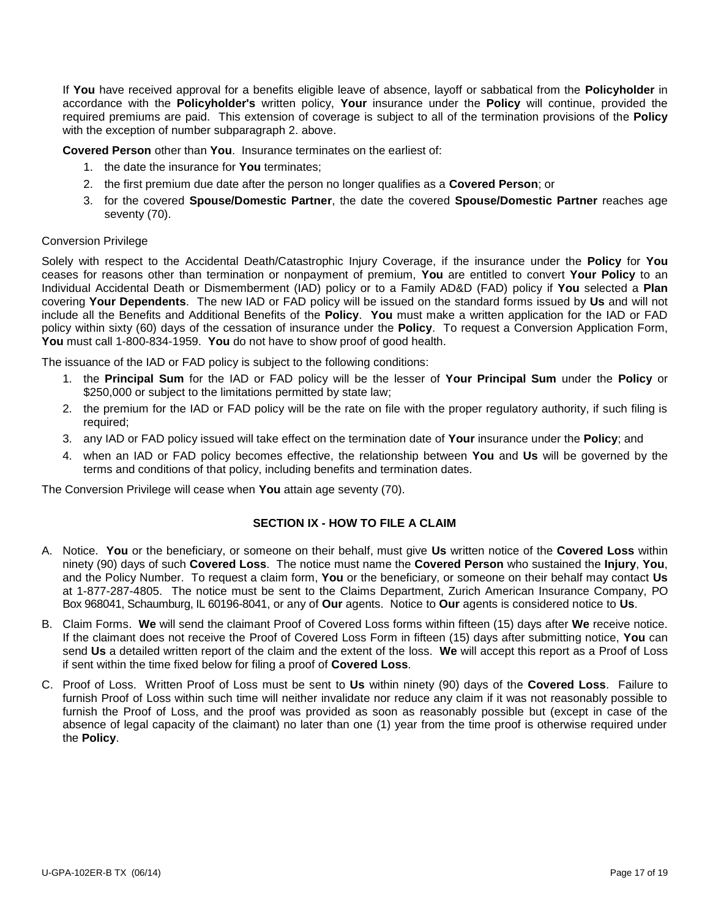If **You** have received approval for a benefits eligible leave of absence, layoff or sabbatical from the **Policyholder** in accordance with the **Policyholder's** written policy, **Your** insurance under the **Policy** will continue, provided the required premiums are paid. This extension of coverage is subject to all of the termination provisions of the **Policy** with the exception of number subparagraph 2. above.

**Covered Person** other than **You**. Insurance terminates on the earliest of:

1. the date the insurance for **You** terminates;
2. the first premium due date after the person no longer qualifies as a **Covered Person**; or
3. for the covered **Spouse/Domestic Partner**, the date the covered **Spouse/Domestic Partner** reaches age seventy (70).

Conversion Privilege

Solely with respect to the Accidental Death/Catastrophic Injury Coverage, if the insurance under the **Policy** for **You** ceases for reasons other than termination or nonpayment of premium, **You** are entitled to convert **Your Policy** to an Individual Accidental Death or Dismemberment (IAD) policy or to a Family AD&D (FAD) policy if **You** selected a **Plan** covering **Your Dependents**. The new IAD or FAD policy will be issued on the standard forms issued by **Us** and will not include all the Benefits and Additional Benefits of the **Policy**. **You** must make a written application for the IAD or FAD policy within sixty (60) days of the cessation of insurance under the **Policy**. To request a Conversion Application Form, **You** must call 1-800-834-1959. **You** do not have to show proof of good health.

The issuance of the IAD or FAD policy is subject to the following conditions:

1. the **Principal Sum** for the IAD or FAD policy will be the lesser of **Your Principal Sum** under the **Policy** or $250,000 or subject to the limitations permitted by state law;
2. the premium for the IAD or FAD policy will be the rate on file with the proper regulatory authority, if such filing is required;
3. any IAD or FAD policy issued will take effect on the termination date of **Your** insurance under the **Policy**; and
4. when an IAD or FAD policy becomes effective, the relationship between **You** and **Us** will be governed by the terms and conditions of that policy, including benefits and termination dates.

The Conversion Privilege will cease when **You** attain age seventy (70).

## SECTION IX - HOW TO FILE A CLAIM

A. Notice. **You** or the beneficiary, or someone on their behalf, must give **Us** written notice of the **Covered Loss** within ninety (90) days of such **Covered Loss**. The notice must name the **Covered Person** who sustained the **Injury**, **You**, and the Policy Number. To request a claim form, **You** or the beneficiary, or someone on their behalf may contact **Us** at 1-877-287-4805. The notice must be sent to the Claims Department, Zurich American Insurance Company, PO Box 968041, Schaumburg, IL 60196-8041, or any of **Our** agents. Notice to **Our** agents is considered notice to **Us**.

B. Claim Forms. **We** will send the claimant Proof of Covered Loss forms within fifteen (15) days after **We** receive notice. If the claimant does not receive the Proof of Covered Loss Form in fifteen (15) days after submitting notice, **You** can send **Us** a detailed written report of the claim and the extent of the loss. **We** will accept this report as a Proof of Loss if sent within the time fixed below for filing a proof of **Covered Loss**.

C. Proof of Loss. Written Proof of Loss must be sent to **Us** within ninety (90) days of the **Covered Loss**. Failure to furnish Proof of Loss within such time will neither invalidate nor reduce any claim if it was not reasonably possible to furnish the Proof of Loss, and the proof was provided as soon as reasonably possible but (except in case of the absence of legal capacity of the claimant) no later than one (1) year from the time proof is otherwise required under the **Policy**.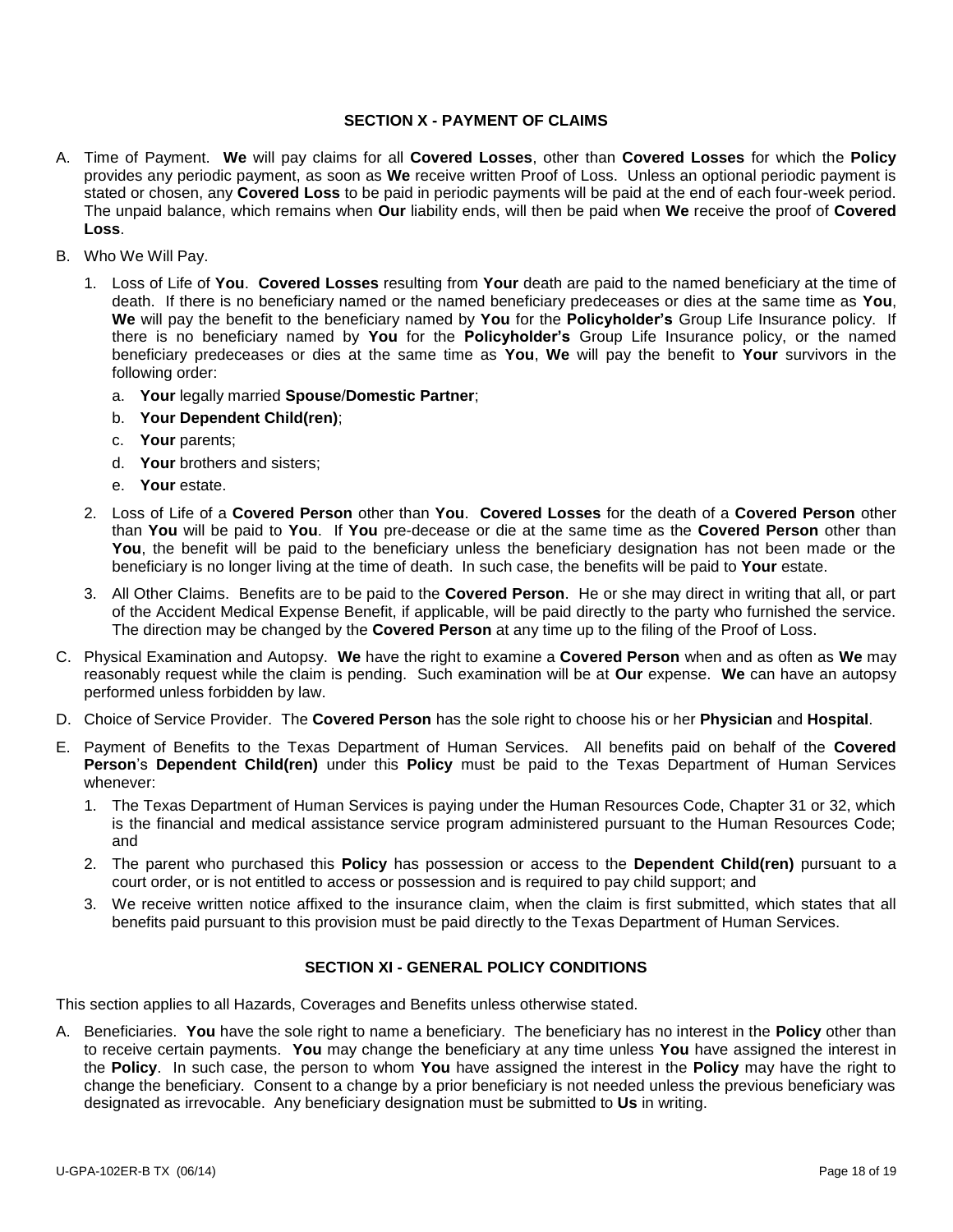## SECTION X - PAYMENT OF CLAIMS

A. Time of Payment. **We** will pay claims for all **Covered Losses**, other than **Covered Losses** for which the **Policy** provides any periodic payment, as soon as **We** receive written Proof of Loss. Unless an optional periodic payment is stated or chosen, any **Covered Loss** to be paid in periodic payments will be paid at the end of each four-week period. The unpaid balance, which remains when **Our** liability ends, will then be paid when **We** receive the proof of **Covered Loss**.

B. Who We Will Pay.

   1. Loss of Life of **You**. **Covered Losses** resulting from **Your** death are paid to the named beneficiary at the time of death. If there is no beneficiary named or the named beneficiary predeceases or dies at the same time as **You**, **We** will pay the benefit to the beneficiary named by **You** for the **Policyholder's** Group Life Insurance policy. If there is no beneficiary named by **You** for the **Policyholder's** Group Life Insurance policy, or the named beneficiary predeceases or dies at the same time as **You**, **We** will pay the benefit to **Your** survivors in the following order:

      a. **Your** legally married **Spouse**/**Domestic Partner**;

      b. **Your Dependent Child(ren)**;

      c. **Your** parents;

      d. **Your** brothers and sisters;

      e. **Your** estate.

   2. Loss of Life of a **Covered Person** other than **You**. **Covered Losses** for the death of a **Covered Person** other than **You** will be paid to **You**. If **You** pre-decease or die at the same time as the **Covered Person** other than **You**, the benefit will be paid to the beneficiary unless the beneficiary designation has not been made or the beneficiary is no longer living at the time of death. In such case, the benefits will be paid to **Your** estate.

   3. All Other Claims. Benefits are to be paid to the **Covered Person**. He or she may direct in writing that all, or part of the Accident Medical Expense Benefit, if applicable, will be paid directly to the party who furnished the service. The direction may be changed by the **Covered Person** at any time up to the filing of the Proof of Loss.

C. Physical Examination and Autopsy. **We** have the right to examine a **Covered Person** when and as often as **We** may reasonably request while the claim is pending. Such examination will be at **Our** expense. **We** can have an autopsy performed unless forbidden by law.

D. Choice of Service Provider. The **Covered Person** has the sole right to choose his or her **Physician** and **Hospital**.

E. Payment of Benefits to the Texas Department of Human Services. All benefits paid on behalf of the **Covered Person**'s **Dependent Child(ren)** under this **Policy** must be paid to the Texas Department of Human Services whenever:

   1. The Texas Department of Human Services is paying under the Human Resources Code, Chapter 31 or 32, which is the financial and medical assistance service program administered pursuant to the Human Resources Code; and

   2. The parent who purchased this **Policy** has possession or access to the **Dependent Child(ren)** pursuant to a court order, or is not entitled to access or possession and is required to pay child support; and

   3. We receive written notice affixed to the insurance claim, when the claim is first submitted, which states that all benefits paid pursuant to this provision must be paid directly to the Texas Department of Human Services.

## SECTION XI - GENERAL POLICY CONDITIONS

This section applies to all Hazards, Coverages and Benefits unless otherwise stated.

A. Beneficiaries. **You** have the sole right to name a beneficiary. The beneficiary has no interest in the **Policy** other than to receive certain payments. **You** may change the beneficiary at any time unless **You** have assigned the interest in the **Policy**. In such case, the person to whom **You** have assigned the interest in the **Policy** may have the right to change the beneficiary. Consent to a change by a prior beneficiary is not needed unless the previous beneficiary was designated as irrevocable. Any beneficiary designation must be submitted to **Us** in writing.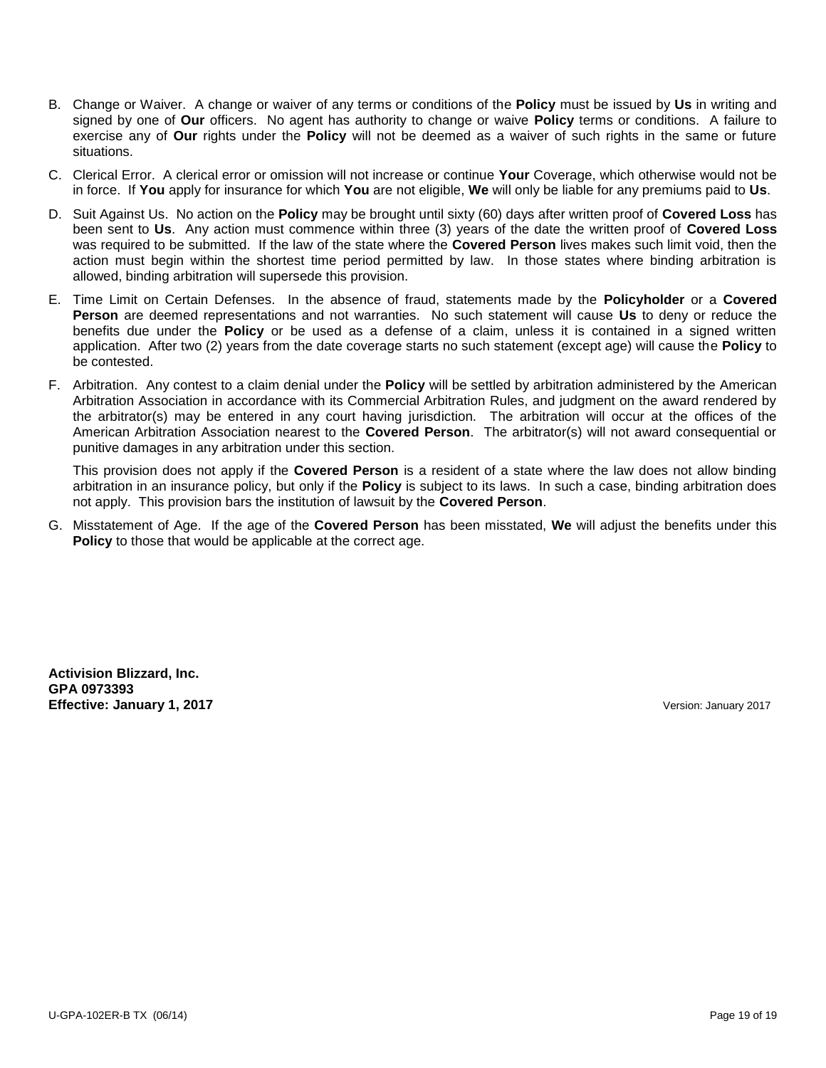B. Change or Waiver. A change or waiver of any terms or conditions of the **Policy** must be issued by **Us** in writing and signed by one of **Our** officers. No agent has authority to change or waive **Policy** terms or conditions. A failure to exercise any of **Our** rights under the **Policy** will not be deemed as a waiver of such rights in the same or future situations.

C. Clerical Error. A clerical error or omission will not increase or continue **Your** Coverage, which otherwise would not be in force. If **You** apply for insurance for which **You** are not eligible, **We** will only be liable for any premiums paid to **Us**.

D. Suit Against Us. No action on the **Policy** may be brought until sixty (60) days after written proof of **Covered Loss** has been sent to **Us**. Any action must commence within three (3) years of the date the written proof of **Covered Loss** was required to be submitted. If the law of the state where the **Covered Person** lives makes such limit void, then the action must begin within the shortest time period permitted by law. In those states where binding arbitration is allowed, binding arbitration will supersede this provision.

E. Time Limit on Certain Defenses. In the absence of fraud, statements made by the **Policyholder** or a **Covered Person** are deemed representations and not warranties. No such statement will cause **Us** to deny or reduce the benefits due under the **Policy** or be used as a defense of a claim, unless it is contained in a signed written application. After two (2) years from the date coverage starts no such statement (except age) will cause the **Policy** to be contested.

F. Arbitration. Any contest to a claim denial under the **Policy** will be settled by arbitration administered by the American Arbitration Association in accordance with its Commercial Arbitration Rules, and judgment on the award rendered by the arbitrator(s) may be entered in any court having jurisdiction. The arbitration will occur at the offices of the American Arbitration Association nearest to the **Covered Person**. The arbitrator(s) will not award consequential or punitive damages in any arbitration under this section.

   This provision does not apply if the **Covered Person** is a resident of a state where the law does not allow binding arbitration in an insurance policy, but only if the **Policy** is subject to its laws. In such a case, binding arbitration does not apply. This provision bars the institution of lawsuit by the **Covered Person**.

G. Misstatement of Age. If the age of the **Covered Person** has been misstated, **We** will adjust the benefits under this **Policy** to those that would be applicable at the correct age.

**Activision Blizzard, Inc.**
**GPA 0973393**
**Effective: January 1, 2017** Version: January 2017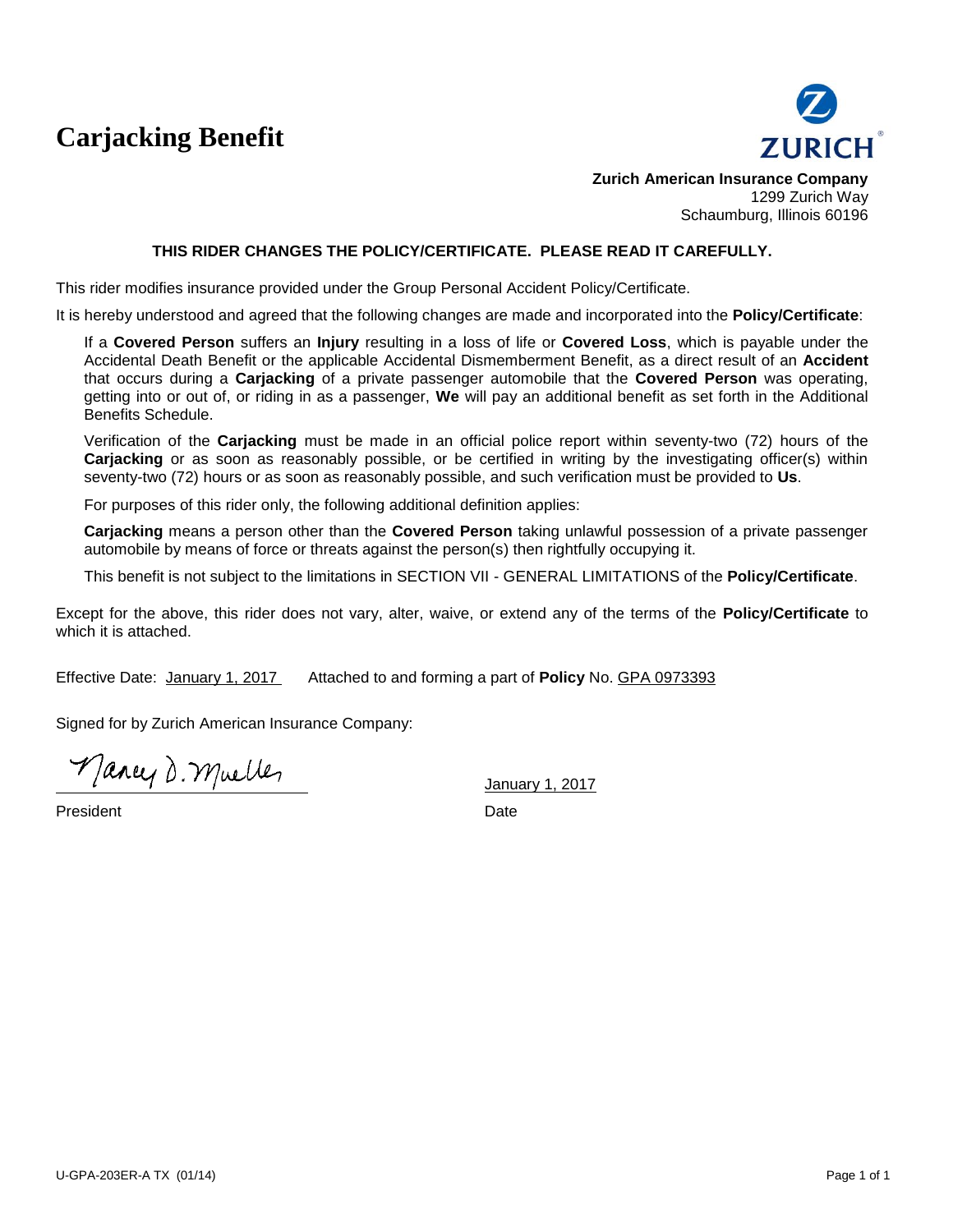# Carjacking Benefit

**Zurich American Insurance Company**
1299 Zurich Way
Schaumburg, Illinois 60196

**THIS RIDER CHANGES THE POLICY/CERTIFICATE. PLEASE READ IT CAREFULLY.**

This rider modifies insurance provided under the Group Personal Accident Policy/Certificate.

It is hereby understood and agreed that the following changes are made and incorporated into the **Policy/Certificate**:

If a **Covered Person** suffers an **Injury** resulting in a loss of life or **Covered Loss**, which is payable under the Accidental Death Benefit or the applicable Accidental Dismemberment Benefit, as a direct result of an **Accident** that occurs during a **Carjacking** of a private passenger automobile that the **Covered Person** was operating, getting into or out of, or riding in as a passenger, **We** will pay an additional benefit as set forth in the Additional Benefits Schedule.

Verification of the **Carjacking** must be made in an official police report within seventy-two (72) hours of the **Carjacking** or as soon as reasonably possible, or be certified in writing by the investigating officer(s) within seventy-two (72) hours or as soon as reasonably possible, and such verification must be provided to **Us**.

For purposes of this rider only, the following additional definition applies:

**Carjacking** means a person other than the **Covered Person** taking unlawful possession of a private passenger automobile by means of force or threats against the person(s) then rightfully occupying it.

This benefit is not subject to the limitations in SECTION VII - GENERAL LIMITATIONS of the **Policy/Certificate**.

Except for the above, this rider does not vary, alter, waive, or extend any of the terms of the **Policy/Certificate** to which it is attached.

Effective Date: January 1, 2017 Attached to and forming a part of **Policy** No. GPA 0973393

Signed for by Zurich American Insurance Company:

Nancy D. Mueller
President

January 1, 2017
Date

U-GPA-203ER-A TX (01/14)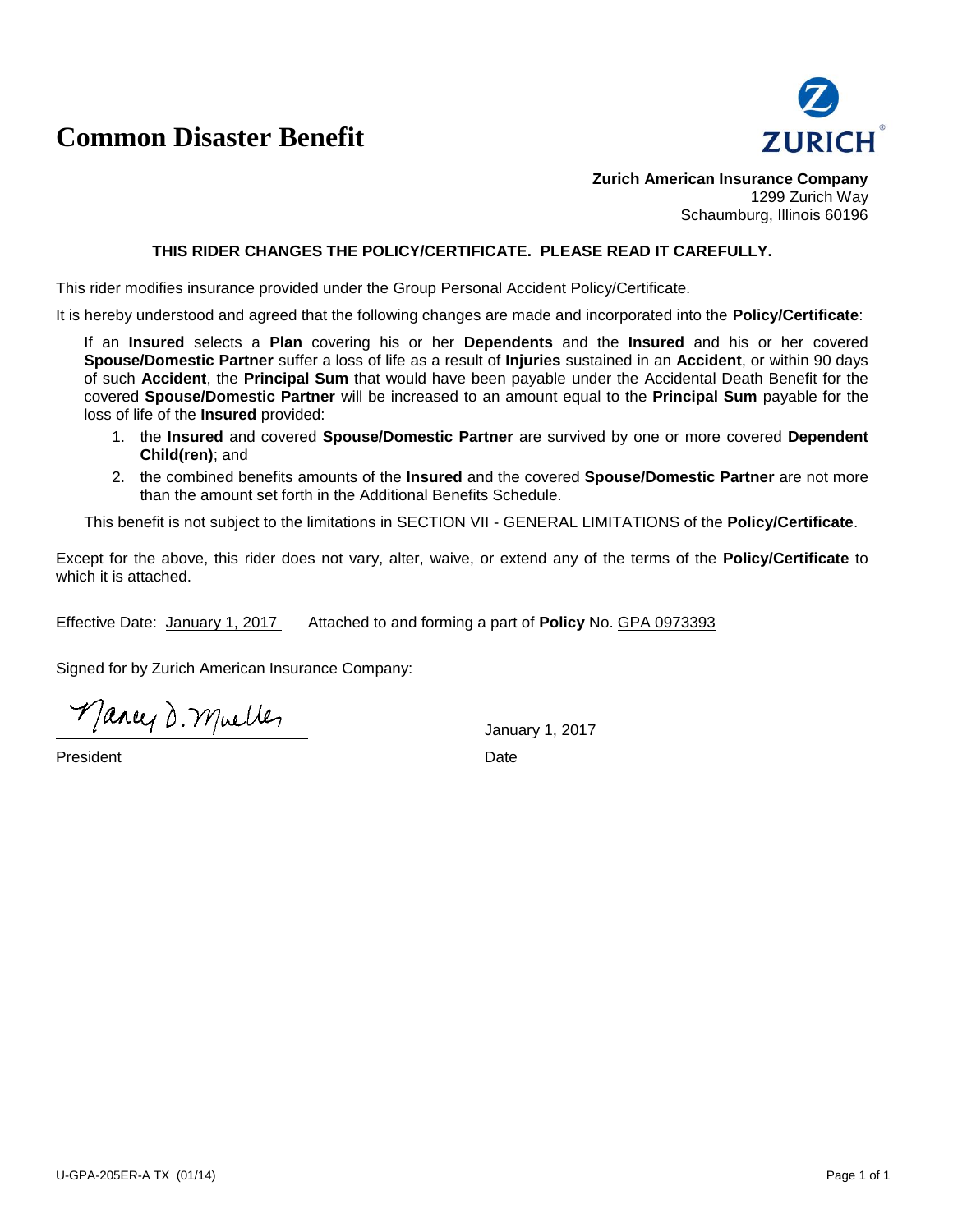# Common Disaster Benefit

**Zurich American Insurance Company**
1299 Zurich Way
Schaumburg, Illinois 60196

**THIS RIDER CHANGES THE POLICY/CERTIFICATE. PLEASE READ IT CAREFULLY.**

This rider modifies insurance provided under the Group Personal Accident Policy/Certificate.

It is hereby understood and agreed that the following changes are made and incorporated into the **Policy/Certificate**:

If an **Insured** selects a **Plan** covering his or her **Dependents** and the **Insured** and his or her covered **Spouse/Domestic Partner** suffer a loss of life as a result of **Injuries** sustained in an **Accident**, or within 90 days of such **Accident**, the **Principal Sum** that would have been payable under the Accidental Death Benefit for the covered **Spouse/Domestic Partner** will be increased to an amount equal to the **Principal Sum** payable for the loss of life of the **Insured** provided:

1. the **Insured** and covered **Spouse/Domestic Partner** are survived by one or more covered **Dependent Child(ren)**; and
2. the combined benefits amounts of the **Insured** and the covered **Spouse/Domestic Partner** are not more than the amount set forth in the Additional Benefits Schedule.

This benefit is not subject to the limitations in SECTION VII - GENERAL LIMITATIONS of the **Policy/Certificate**.

Except for the above, this rider does not vary, alter, waive, or extend any of the terms of the **Policy/Certificate** to which it is attached.

Effective Date: January 1, 2017 Attached to and forming a part of **Policy** No. GPA 0973393

Signed for by Zurich American Insurance Company:

Nancy D. Mueller
President

January 1, 2017
Date

U-GPA-205ER-A TX (01/14)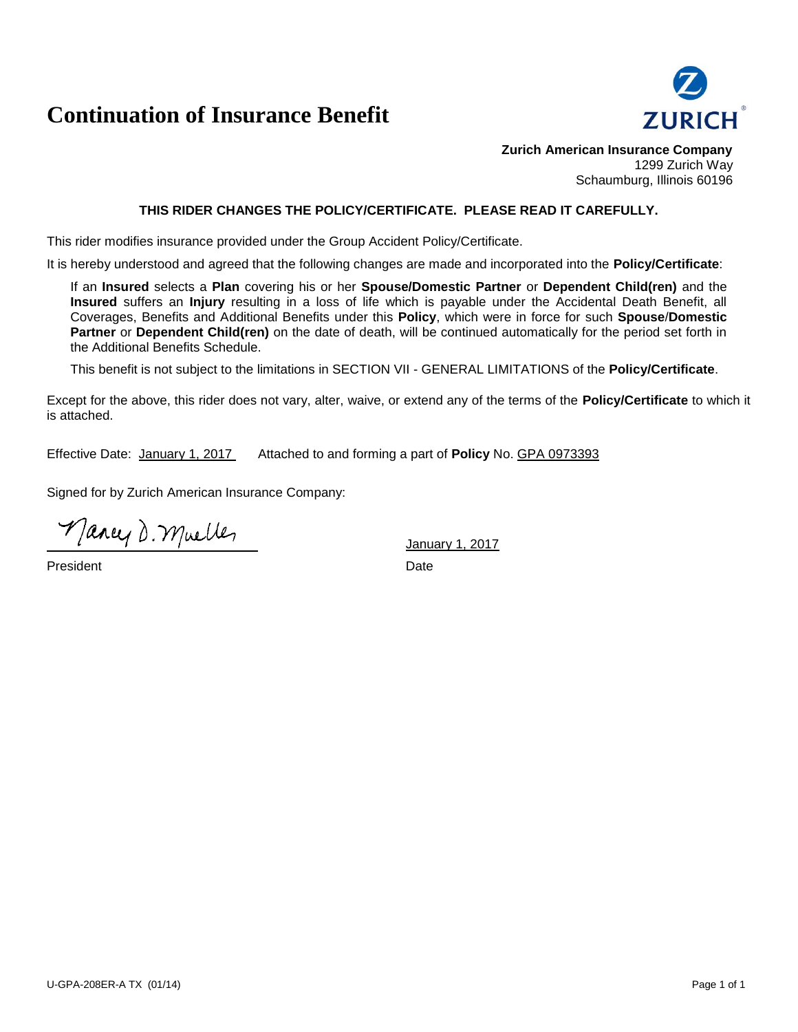# Continuation of Insurance Benefit

**Zurich American Insurance Company**
1299 Zurich Way
Schaumburg, Illinois 60196

**THIS RIDER CHANGES THE POLICY/CERTIFICATE. PLEASE READ IT CAREFULLY.**

This rider modifies insurance provided under the Group Accident Policy/Certificate.

It is hereby understood and agreed that the following changes are made and incorporated into the **Policy/Certificate**:

If an **Insured** selects a **Plan** covering his or her **Spouse/Domestic Partner** or **Dependent Child(ren)** and the **Insured** suffers an **Injury** resulting in a loss of life which is payable under the Accidental Death Benefit, all Coverages, Benefits and Additional Benefits under this **Policy**, which were in force for such **Spouse**/**Domestic Partner** or **Dependent Child(ren)** on the date of death, will be continued automatically for the period set forth in the Additional Benefits Schedule.

This benefit is not subject to the limitations in SECTION VII - GENERAL LIMITATIONS of the **Policy/Certificate**.

Except for the above, this rider does not vary, alter, waive, or extend any of the terms of the **Policy/Certificate** to which it is attached.

Effective Date: January 1, 2017 Attached to and forming a part of **Policy** No. GPA 0973393

Signed for by Zurich American Insurance Company:

Nancy D. Mueller
President

January 1, 2017
Date

U-GPA-208ER-A TX (01/14)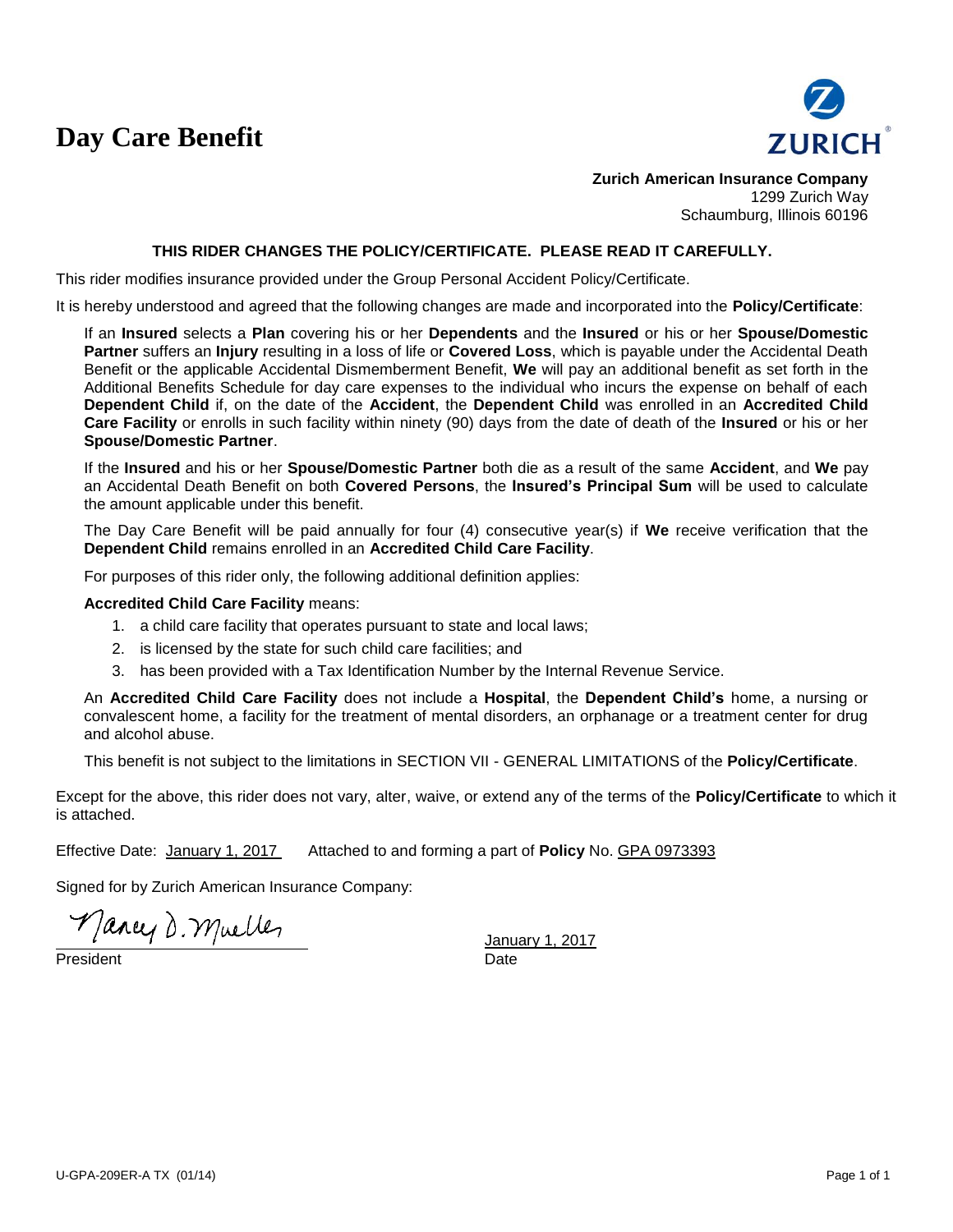# Day Care Benefit

**Zurich American Insurance Company**
1299 Zurich Way
Schaumburg, Illinois 60196

**THIS RIDER CHANGES THE POLICY/CERTIFICATE. PLEASE READ IT CAREFULLY.**

This rider modifies insurance provided under the Group Personal Accident Policy/Certificate.

It is hereby understood and agreed that the following changes are made and incorporated into the **Policy/Certificate**:

If an **Insured** selects a **Plan** covering his or her **Dependents** and the **Insured** or his or her **Spouse/Domestic Partner** suffers an **Injury** resulting in a loss of life or **Covered Loss**, which is payable under the Accidental Death Benefit or the applicable Accidental Dismemberment Benefit, **We** will pay an additional benefit as set forth in the Additional Benefits Schedule for day care expenses to the individual who incurs the expense on behalf of each **Dependent Child** if, on the date of the **Accident**, the **Dependent Child** was enrolled in an **Accredited Child Care Facility** or enrolls in such facility within ninety (90) days from the date of death of the **Insured** or his or her **Spouse/Domestic Partner**.

If the **Insured** and his or her **Spouse/Domestic Partner** both die as a result of the same **Accident**, and **We** pay an Accidental Death Benefit on both **Covered Persons**, the **Insured's Principal Sum** will be used to calculate the amount applicable under this benefit.

The Day Care Benefit will be paid annually for four (4) consecutive year(s) if **We** receive verification that the **Dependent Child** remains enrolled in an **Accredited Child Care Facility**.

For purposes of this rider only, the following additional definition applies:

**Accredited Child Care Facility** means:

1. a child care facility that operates pursuant to state and local laws;
2. is licensed by the state for such child care facilities; and
3. has been provided with a Tax Identification Number by the Internal Revenue Service.

An **Accredited Child Care Facility** does not include a **Hospital**, the **Dependent Child's** home, a nursing or convalescent home, a facility for the treatment of mental disorders, an orphanage or a treatment center for drug and alcohol abuse.

This benefit is not subject to the limitations in SECTION VII - GENERAL LIMITATIONS of the **Policy/Certificate**.

Except for the above, this rider does not vary, alter, waive, or extend any of the terms of the **Policy/Certificate** to which it is attached.

Effective Date: January 1, 2017 Attached to and forming a part of **Policy** No. GPA 0973393

Signed for by Zurich American Insurance Company:

Nancy D. Mueller
President

January 1, 2017
Date

U-GPA-209ER-A TX (01/14)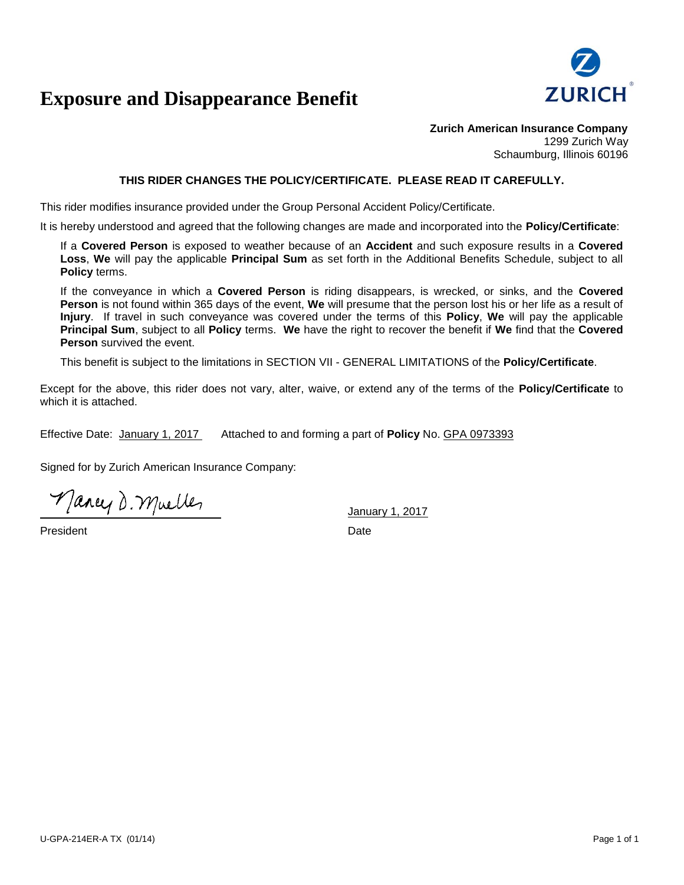# Exposure and Disappearance Benefit

**Zurich American Insurance Company**
1299 Zurich Way
Schaumburg, Illinois 60196

**THIS RIDER CHANGES THE POLICY/CERTIFICATE. PLEASE READ IT CAREFULLY.**

This rider modifies insurance provided under the Group Personal Accident Policy/Certificate.

It is hereby understood and agreed that the following changes are made and incorporated into the **Policy/Certificate**:

If a **Covered Person** is exposed to weather because of an **Accident** and such exposure results in a **Covered Loss**, **We** will pay the applicable **Principal Sum** as set forth in the Additional Benefits Schedule, subject to all **Policy** terms.

If the conveyance in which a **Covered Person** is riding disappears, is wrecked, or sinks, and the **Covered Person** is not found within 365 days of the event, **We** will presume that the person lost his or her life as a result of **Injury**. If travel in such conveyance was covered under the terms of this **Policy**, **We** will pay the applicable **Principal Sum**, subject to all **Policy** terms. **We** have the right to recover the benefit if **We** find that the **Covered Person** survived the event.

This benefit is subject to the limitations in SECTION VII - GENERAL LIMITATIONS of the **Policy/Certificate**.

Except for the above, this rider does not vary, alter, waive, or extend any of the terms of the **Policy/Certificate** to which it is attached.

Effective Date: January 1, 2017 Attached to and forming a part of **Policy** No. GPA 0973393

Signed for by Zurich American Insurance Company:

Nancy D. Mueller
President

January 1, 2017
Date

U-GPA-214ER-A TX (01/14)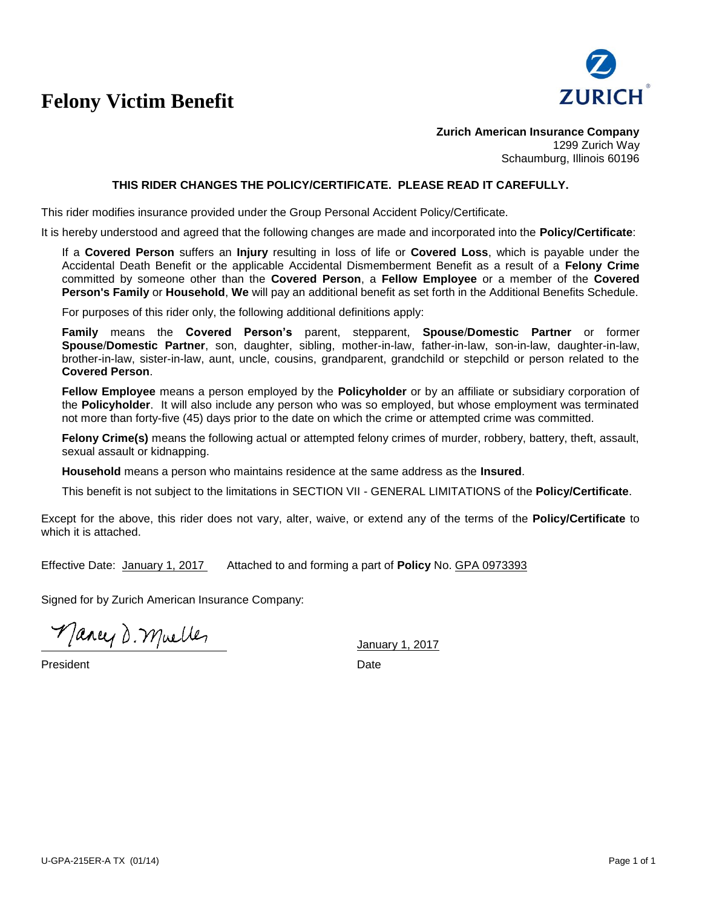# Felony Victim Benefit

**Zurich American Insurance Company**
1299 Zurich Way
Schaumburg, Illinois 60196

**THIS RIDER CHANGES THE POLICY/CERTIFICATE. PLEASE READ IT CAREFULLY.**

This rider modifies insurance provided under the Group Personal Accident Policy/Certificate.

It is hereby understood and agreed that the following changes are made and incorporated into the **Policy/Certificate**:

If a **Covered Person** suffers an **Injury** resulting in loss of life or **Covered Loss**, which is payable under the Accidental Death Benefit or the applicable Accidental Dismemberment Benefit as a result of a **Felony Crime** committed by someone other than the **Covered Person**, a **Fellow Employee** or a member of the **Covered Person's Family** or **Household**, **We** will pay an additional benefit as set forth in the Additional Benefits Schedule.

For purposes of this rider only, the following additional definitions apply:

**Family** means the **Covered Person's** parent, stepparent, **Spouse**/**Domestic Partner** or former **Spouse**/**Domestic Partner**, son, daughter, sibling, mother-in-law, father-in-law, son-in-law, daughter-in-law, brother-in-law, sister-in-law, aunt, uncle, cousins, grandparent, grandchild or stepchild or person related to the **Covered Person**.

**Fellow Employee** means a person employed by the **Policyholder** or by an affiliate or subsidiary corporation of the **Policyholder**. It will also include any person who was so employed, but whose employment was terminated not more than forty-five (45) days prior to the date on which the crime or attempted crime was committed.

**Felony Crime(s)** means the following actual or attempted felony crimes of murder, robbery, battery, theft, assault, sexual assault or kidnapping.

**Household** means a person who maintains residence at the same address as the **Insured**.

This benefit is not subject to the limitations in SECTION VII - GENERAL LIMITATIONS of the **Policy/Certificate**.

Except for the above, this rider does not vary, alter, waive, or extend any of the terms of the **Policy/Certificate** to which it is attached.

Effective Date: January 1, 2017 Attached to and forming a part of **Policy** No. GPA 0973393

Signed for by Zurich American Insurance Company:

Nancy D. Mueller

President

January 1, 2017

Date

U-GPA-215ER-A TX (01/14)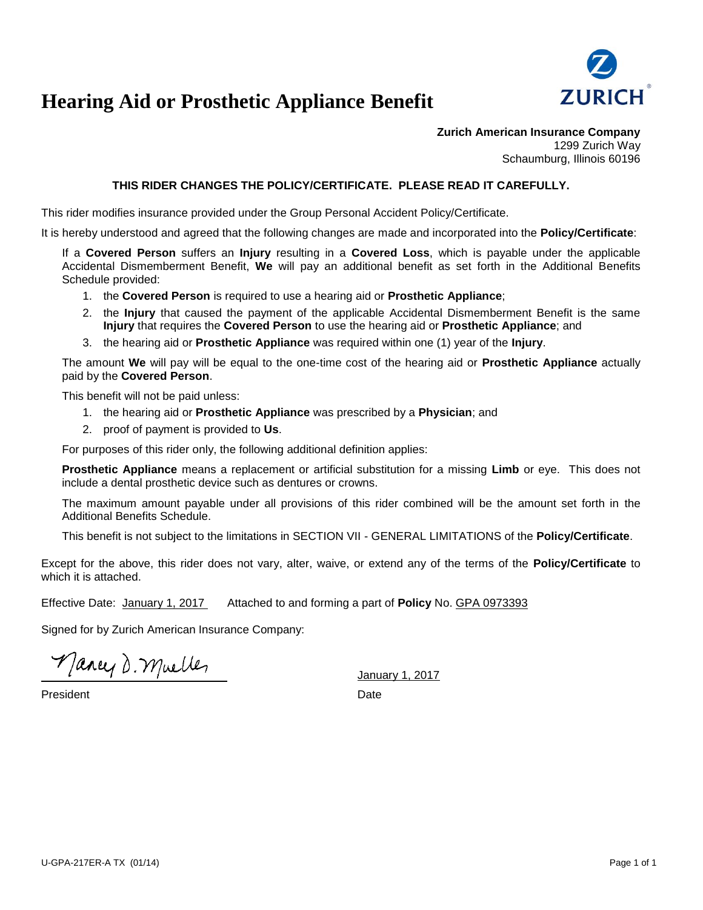# Hearing Aid or Prosthetic Appliance Benefit

**Zurich American Insurance Company**
1299 Zurich Way
Schaumburg, Illinois 60196

**THIS RIDER CHANGES THE POLICY/CERTIFICATE. PLEASE READ IT CAREFULLY.**

This rider modifies insurance provided under the Group Personal Accident Policy/Certificate.

It is hereby understood and agreed that the following changes are made and incorporated into the **Policy/Certificate**:

If a **Covered Person** suffers an **Injury** resulting in a **Covered Loss**, which is payable under the applicable Accidental Dismemberment Benefit, **We** will pay an additional benefit as set forth in the Additional Benefits Schedule provided:

1. the **Covered Person** is required to use a hearing aid or **Prosthetic Appliance**;
2. the **Injury** that caused the payment of the applicable Accidental Dismemberment Benefit is the same **Injury** that requires the **Covered Person** to use the hearing aid or **Prosthetic Appliance**; and
3. the hearing aid or **Prosthetic Appliance** was required within one (1) year of the **Injury**.

The amount **We** will pay will be equal to the one-time cost of the hearing aid or **Prosthetic Appliance** actually paid by the **Covered Person**.

This benefit will not be paid unless:

1. the hearing aid or **Prosthetic Appliance** was prescribed by a **Physician**; and
2. proof of payment is provided to **Us**.

For purposes of this rider only, the following additional definition applies:

**Prosthetic Appliance** means a replacement or artificial substitution for a missing **Limb** or eye. This does not include a dental prosthetic device such as dentures or crowns.

The maximum amount payable under all provisions of this rider combined will be the amount set forth in the Additional Benefits Schedule.

This benefit is not subject to the limitations in SECTION VII - GENERAL LIMITATIONS of the **Policy/Certificate**.

Except for the above, this rider does not vary, alter, waive, or extend any of the terms of the **Policy/Certificate** to which it is attached.

Effective Date: January 1, 2017 Attached to and forming a part of **Policy** No. GPA 0973393

Signed for by Zurich American Insurance Company:

Nancy D. Mueller
President

January 1, 2017
Date

U-GPA-217ER-A TX (01/14)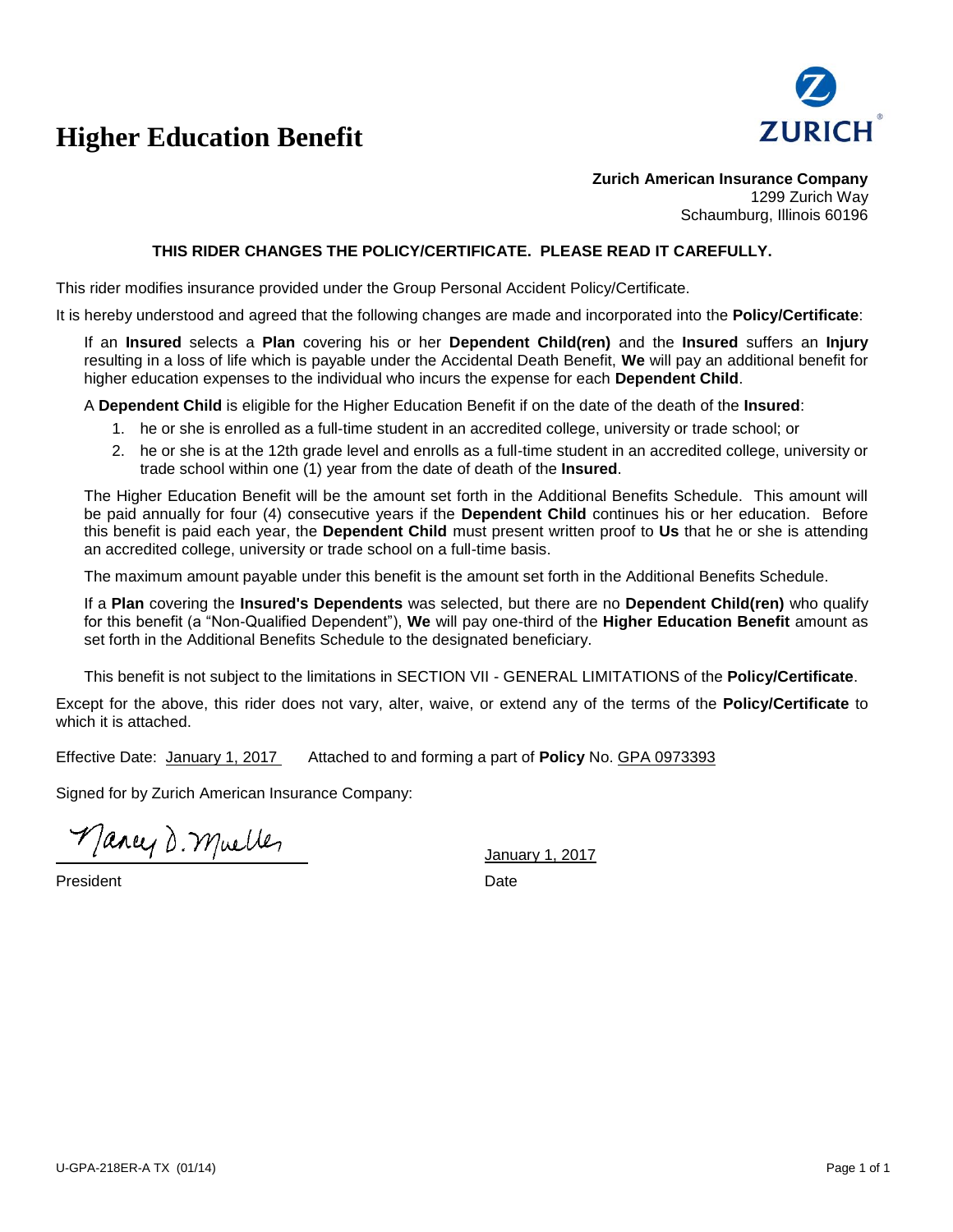# Higher Education Benefit

**Zurich American Insurance Company**
1299 Zurich Way
Schaumburg, Illinois 60196

**THIS RIDER CHANGES THE POLICY/CERTIFICATE. PLEASE READ IT CAREFULLY.**

This rider modifies insurance provided under the Group Personal Accident Policy/Certificate.

It is hereby understood and agreed that the following changes are made and incorporated into the **Policy/Certificate**:

If an **Insured** selects a **Plan** covering his or her **Dependent Child(ren)** and the **Insured** suffers an **Injury** resulting in a loss of life which is payable under the Accidental Death Benefit, **We** will pay an additional benefit for higher education expenses to the individual who incurs the expense for each **Dependent Child**.

A **Dependent Child** is eligible for the Higher Education Benefit if on the date of the death of the **Insured**:

1. he or she is enrolled as a full-time student in an accredited college, university or trade school; or
2. he or she is at the 12th grade level and enrolls as a full-time student in an accredited college, university or trade school within one (1) year from the date of death of the **Insured**.

The Higher Education Benefit will be the amount set forth in the Additional Benefits Schedule. This amount will be paid annually for four (4) consecutive years if the **Dependent Child** continues his or her education. Before this benefit is paid each year, the **Dependent Child** must present written proof to **Us** that he or she is attending an accredited college, university or trade school on a full-time basis.

The maximum amount payable under this benefit is the amount set forth in the Additional Benefits Schedule.

If a **Plan** covering the **Insured's Dependents** was selected, but there are no **Dependent Child(ren)** who qualify for this benefit (a "Non-Qualified Dependent"), **We** will pay one-third of the **Higher Education Benefit** amount as set forth in the Additional Benefits Schedule to the designated beneficiary.

This benefit is not subject to the limitations in SECTION VII - GENERAL LIMITATIONS of the **Policy/Certificate**.

Except for the above, this rider does not vary, alter, waive, or extend any of the terms of the **Policy/Certificate** to which it is attached.

Effective Date: January 1, 2017 Attached to and forming a part of **Policy** No. GPA 0973393

Signed for by Zurich American Insurance Company:

Nancy D. Mueller
President

January 1, 2017
Date

U-GPA-218ER-A TX (01/14)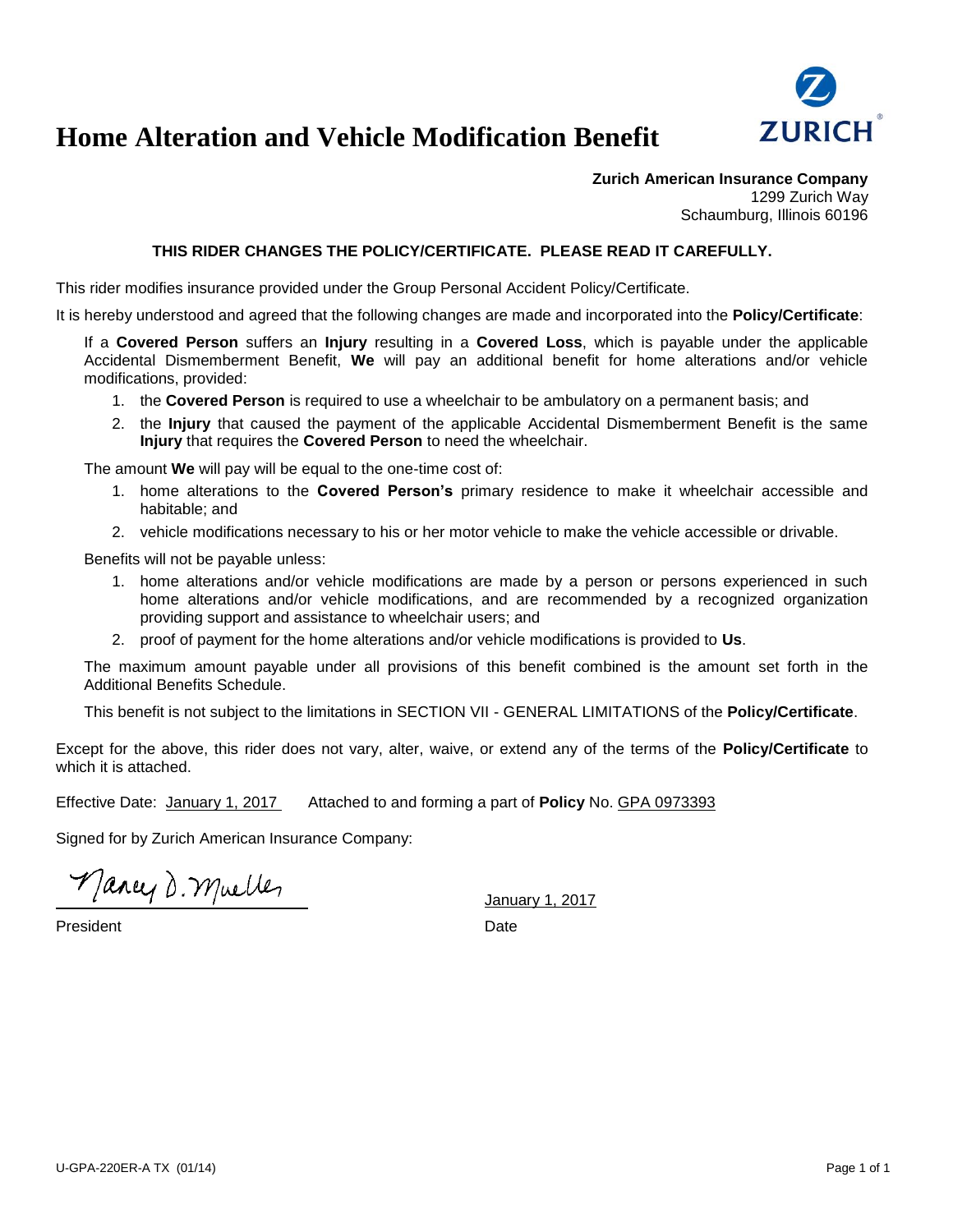# Home Alteration and Vehicle Modification Benefit

**Zurich American Insurance Company**
1299 Zurich Way
Schaumburg, Illinois 60196

**THIS RIDER CHANGES THE POLICY/CERTIFICATE. PLEASE READ IT CAREFULLY.**

This rider modifies insurance provided under the Group Personal Accident Policy/Certificate.

It is hereby understood and agreed that the following changes are made and incorporated into the **Policy/Certificate**:

If a **Covered Person** suffers an **Injury** resulting in a **Covered Loss**, which is payable under the applicable Accidental Dismemberment Benefit, **We** will pay an additional benefit for home alterations and/or vehicle modifications, provided:

1. the **Covered Person** is required to use a wheelchair to be ambulatory on a permanent basis; and
2. the **Injury** that caused the payment of the applicable Accidental Dismemberment Benefit is the same **Injury** that requires the **Covered Person** to need the wheelchair.

The amount **We** will pay will be equal to the one-time cost of:

1. home alterations to the **Covered Person's** primary residence to make it wheelchair accessible and habitable; and
2. vehicle modifications necessary to his or her motor vehicle to make the vehicle accessible or drivable.

Benefits will not be payable unless:

1. home alterations and/or vehicle modifications are made by a person or persons experienced in such home alterations and/or vehicle modifications, and are recommended by a recognized organization providing support and assistance to wheelchair users; and
2. proof of payment for the home alterations and/or vehicle modifications is provided to **Us**.

The maximum amount payable under all provisions of this benefit combined is the amount set forth in the Additional Benefits Schedule.

This benefit is not subject to the limitations in SECTION VII - GENERAL LIMITATIONS of the **Policy/Certificate**.

Except for the above, this rider does not vary, alter, waive, or extend any of the terms of the **Policy/Certificate** to which it is attached.

Effective Date: January 1, 2017 Attached to and forming a part of **Policy** No. GPA 0973393

Signed for by Zurich American Insurance Company:

Nancy D. Mueller

President

January 1, 2017

Date

U-GPA-220ER-A TX (01/14)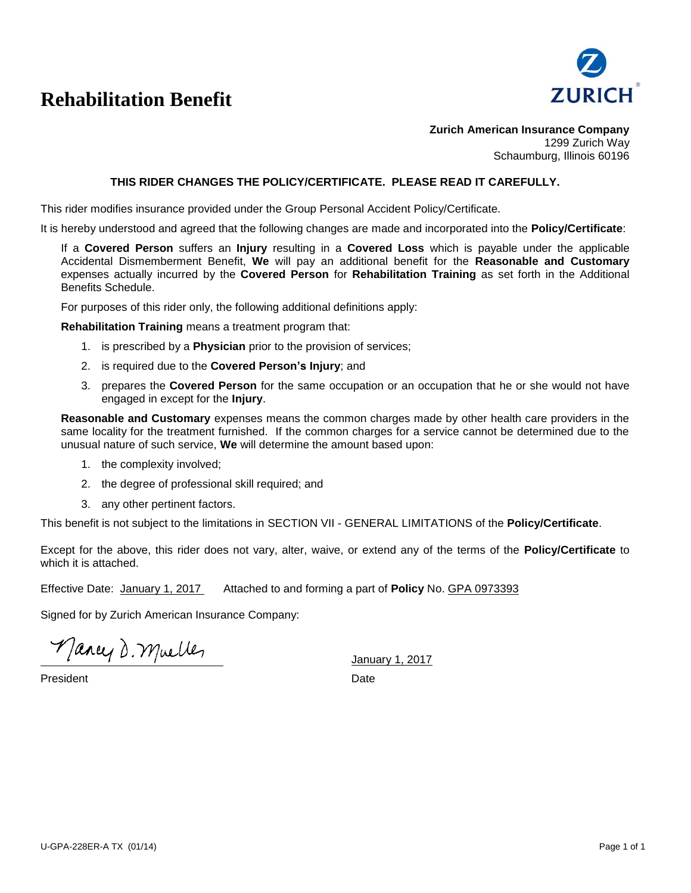# Rehabilitation Benefit

**Zurich American Insurance Company**
1299 Zurich Way
Schaumburg, Illinois 60196

**THIS RIDER CHANGES THE POLICY/CERTIFICATE. PLEASE READ IT CAREFULLY.**

This rider modifies insurance provided under the Group Personal Accident Policy/Certificate.

It is hereby understood and agreed that the following changes are made and incorporated into the **Policy/Certificate**:

If a **Covered Person** suffers an **Injury** resulting in a **Covered Loss** which is payable under the applicable Accidental Dismemberment Benefit, **We** will pay an additional benefit for the **Reasonable and Customary** expenses actually incurred by the **Covered Person** for **Rehabilitation Training** as set forth in the Additional Benefits Schedule.

For purposes of this rider only, the following additional definitions apply:

**Rehabilitation Training** means a treatment program that:

1. is prescribed by a **Physician** prior to the provision of services;
2. is required due to the **Covered Person's Injury**; and
3. prepares the **Covered Person** for the same occupation or an occupation that he or she would not have engaged in except for the **Injury**.

**Reasonable and Customary** expenses means the common charges made by other health care providers in the same locality for the treatment furnished. If the common charges for a service cannot be determined due to the unusual nature of such service, **We** will determine the amount based upon:

1. the complexity involved;
2. the degree of professional skill required; and
3. any other pertinent factors.

This benefit is not subject to the limitations in SECTION VII - GENERAL LIMITATIONS of the **Policy/Certificate**.

Except for the above, this rider does not vary, alter, waive, or extend any of the terms of the **Policy/Certificate** to which it is attached.

Effective Date: January 1, 2017 Attached to and forming a part of **Policy** No. GPA 0973393

Signed for by Zurich American Insurance Company:

Nancy D. Mueller

President

January 1, 2017

Date

U-GPA-228ER-A TX (01/14)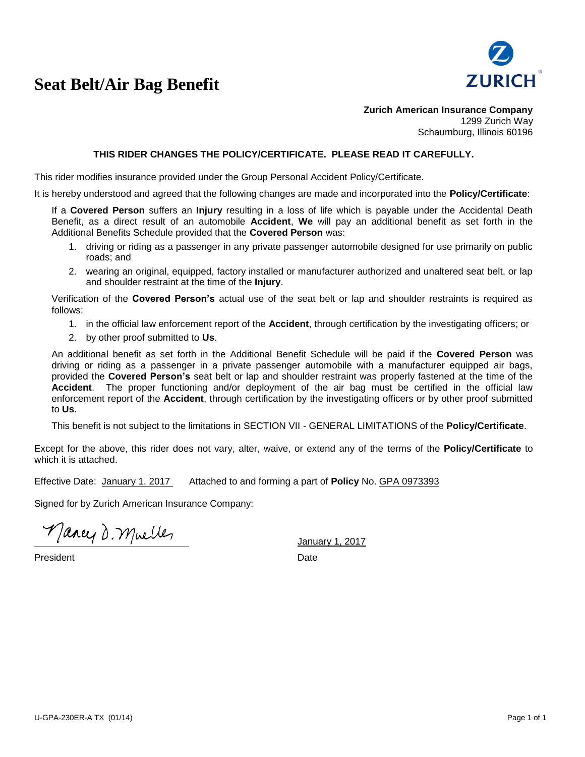# Seat Belt/Air Bag Benefit

**Zurich American Insurance Company**
1299 Zurich Way
Schaumburg, Illinois 60196

**THIS RIDER CHANGES THE POLICY/CERTIFICATE. PLEASE READ IT CAREFULLY.**

This rider modifies insurance provided under the Group Personal Accident Policy/Certificate.

It is hereby understood and agreed that the following changes are made and incorporated into the **Policy/Certificate**:

If a **Covered Person** suffers an **Injury** resulting in a loss of life which is payable under the Accidental Death Benefit, as a direct result of an automobile **Accident**, **We** will pay an additional benefit as set forth in the Additional Benefits Schedule provided that the **Covered Person** was:

1. driving or riding as a passenger in any private passenger automobile designed for use primarily on public roads; and
2. wearing an original, equipped, factory installed or manufacturer authorized and unaltered seat belt, or lap and shoulder restraint at the time of the **Injury**.

Verification of the **Covered Person's** actual use of the seat belt or lap and shoulder restraints is required as follows:

1. in the official law enforcement report of the **Accident**, through certification by the investigating officers; or
2. by other proof submitted to **Us**.

An additional benefit as set forth in the Additional Benefit Schedule will be paid if the **Covered Person** was driving or riding as a passenger in a private passenger automobile with a manufacturer equipped air bags, provided the **Covered Person's** seat belt or lap and shoulder restraint was properly fastened at the time of the **Accident**. The proper functioning and/or deployment of the air bag must be certified in the official law enforcement report of the **Accident**, through certification by the investigating officers or by other proof submitted to **Us**.

This benefit is not subject to the limitations in SECTION VII - GENERAL LIMITATIONS of the **Policy/Certificate**.

Except for the above, this rider does not vary, alter, waive, or extend any of the terms of the **Policy/Certificate** to which it is attached.

Effective Date: January 1, 2017 Attached to and forming a part of **Policy** No. GPA 0973393

Signed for by Zurich American Insurance Company:

Nancy D. Mueller
President

January 1, 2017
Date

U-GPA-230ER-A TX (01/14)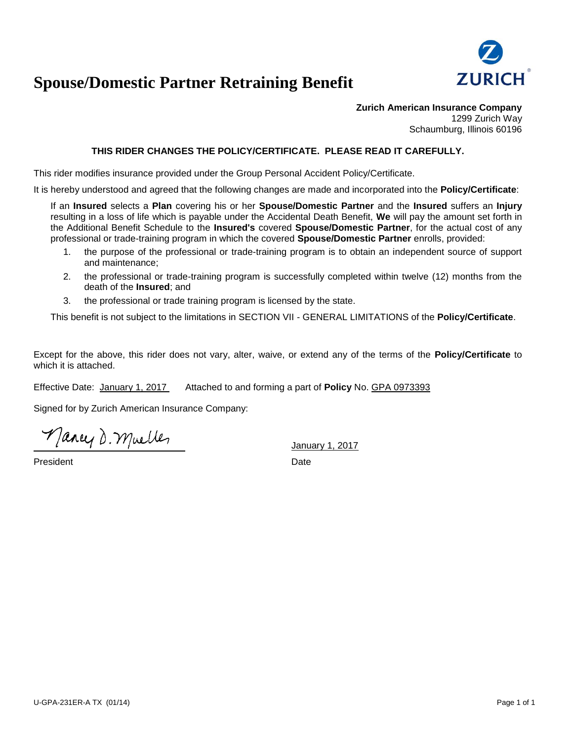# Spouse/Domestic Partner Retraining Benefit

**Zurich American Insurance Company**
1299 Zurich Way
Schaumburg, Illinois 60196

**THIS RIDER CHANGES THE POLICY/CERTIFICATE. PLEASE READ IT CAREFULLY.**

This rider modifies insurance provided under the Group Personal Accident Policy/Certificate.

It is hereby understood and agreed that the following changes are made and incorporated into the **Policy/Certificate**:

If an **Insured** selects a **Plan** covering his or her **Spouse/Domestic Partner** and the **Insured** suffers an **Injury** resulting in a loss of life which is payable under the Accidental Death Benefit, **We** will pay the amount set forth in the Additional Benefit Schedule to the **Insured's** covered **Spouse/Domestic Partner**, for the actual cost of any professional or trade-training program in which the covered **Spouse/Domestic Partner** enrolls, provided:

1. the purpose of the professional or trade-training program is to obtain an independent source of support and maintenance;
2. the professional or trade-training program is successfully completed within twelve (12) months from the death of the **Insured**; and
3. the professional or trade training program is licensed by the state.

This benefit is not subject to the limitations in SECTION VII - GENERAL LIMITATIONS of the **Policy/Certificate**.

Except for the above, this rider does not vary, alter, waive, or extend any of the terms of the **Policy/Certificate** to which it is attached.

Effective Date: January 1, 2017 Attached to and forming a part of **Policy** No. GPA 0973393

Signed for by Zurich American Insurance Company:

Nancy D. Mueller — President

January 1, 2017 — Date

U-GPA-231ER-A TX (01/14)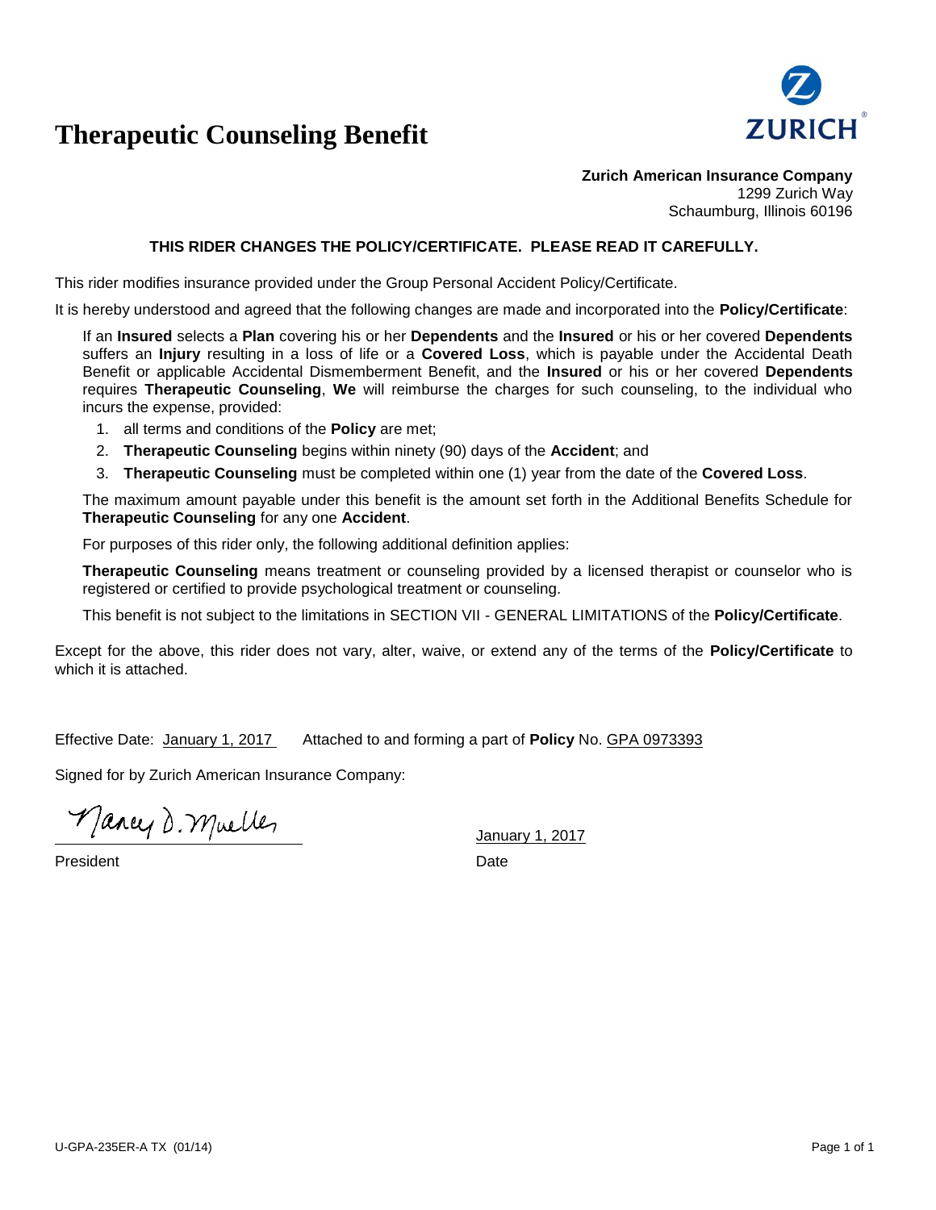# Therapeutic Counseling Benefit

**Zurich American Insurance Company**
1299 Zurich Way
Schaumburg, Illinois 60196

**THIS RIDER CHANGES THE POLICY/CERTIFICATE. PLEASE READ IT CAREFULLY.**

This rider modifies insurance provided under the Group Personal Accident Policy/Certificate.

It is hereby understood and agreed that the following changes are made and incorporated into the **Policy/Certificate**:

If an **Insured** selects a **Plan** covering his or her **Dependents** and the **Insured** or his or her covered **Dependents** suffers an **Injury** resulting in a loss of life or a **Covered Loss**, which is payable under the Accidental Death Benefit or applicable Accidental Dismemberment Benefit, and the **Insured** or his or her covered **Dependents** requires **Therapeutic Counseling**, **We** will reimburse the charges for such counseling, to the individual who incurs the expense, provided:

1. all terms and conditions of the **Policy** are met;
2. **Therapeutic Counseling** begins within ninety (90) days of the **Accident**; and
3. **Therapeutic Counseling** must be completed within one (1) year from the date of the **Covered Loss**.

The maximum amount payable under this benefit is the amount set forth in the Additional Benefits Schedule for **Therapeutic Counseling** for any one **Accident**.

For purposes of this rider only, the following additional definition applies:

**Therapeutic Counseling** means treatment or counseling provided by a licensed therapist or counselor who is registered or certified to provide psychological treatment or counseling.

This benefit is not subject to the limitations in SECTION VII - GENERAL LIMITATIONS of the **Policy/Certificate**.

Except for the above, this rider does not vary, alter, waive, or extend any of the terms of the **Policy/Certificate** to which it is attached.

Effective Date: January 1, 2017 Attached to and forming a part of **Policy** No. GPA 0973393

Signed for by Zurich American Insurance Company:

Nancy D. Mueller
President

January 1, 2017
Date

U-GPA-235ER-A TX (01/14)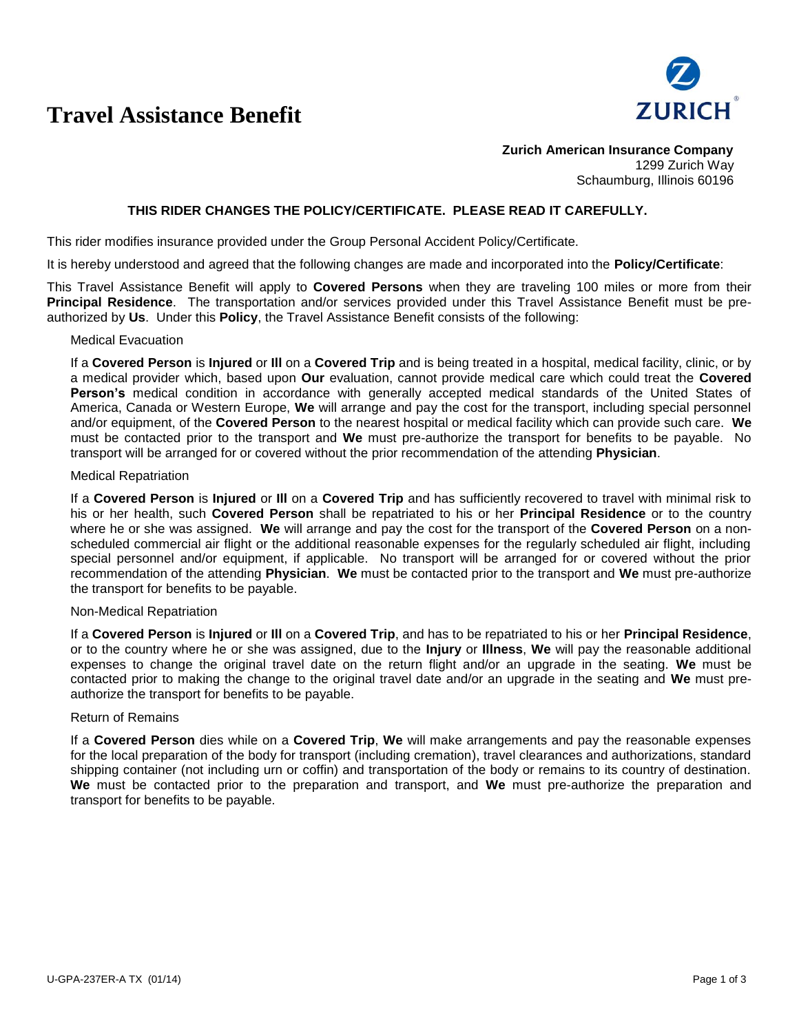# Travel Assistance Benefit

**Zurich American Insurance Company**
1299 Zurich Way
Schaumburg, Illinois 60196

**THIS RIDER CHANGES THE POLICY/CERTIFICATE. PLEASE READ IT CAREFULLY.**

This rider modifies insurance provided under the Group Personal Accident Policy/Certificate.

It is hereby understood and agreed that the following changes are made and incorporated into the **Policy/Certificate**:

This Travel Assistance Benefit will apply to **Covered Persons** when they are traveling 100 miles or more from their **Principal Residence**. The transportation and/or services provided under this Travel Assistance Benefit must be pre-authorized by **Us**. Under this **Policy**, the Travel Assistance Benefit consists of the following:

Medical Evacuation

If a **Covered Person** is **Injured** or **Ill** on a **Covered Trip** and is being treated in a hospital, medical facility, clinic, or by a medical provider which, based upon **Our** evaluation, cannot provide medical care which could treat the **Covered Person's** medical condition in accordance with generally accepted medical standards of the United States of America, Canada or Western Europe, **We** will arrange and pay the cost for the transport, including special personnel and/or equipment, of the **Covered Person** to the nearest hospital or medical facility which can provide such care. **We** must be contacted prior to the transport and **We** must pre-authorize the transport for benefits to be payable. No transport will be arranged for or covered without the prior recommendation of the attending **Physician**.

Medical Repatriation

If a **Covered Person** is **Injured** or **Ill** on a **Covered Trip** and has sufficiently recovered to travel with minimal risk to his or her health, such **Covered Person** shall be repatriated to his or her **Principal Residence** or to the country where he or she was assigned. **We** will arrange and pay the cost for the transport of the **Covered Person** on a non-scheduled commercial air flight or the additional reasonable expenses for the regularly scheduled air flight, including special personnel and/or equipment, if applicable. No transport will be arranged for or covered without the prior recommendation of the attending **Physician**. **We** must be contacted prior to the transport and **We** must pre-authorize the transport for benefits to be payable.

Non-Medical Repatriation

If a **Covered Person** is **Injured** or **Ill** on a **Covered Trip**, and has to be repatriated to his or her **Principal Residence**, or to the country where he or she was assigned, due to the **Injury** or **Illness**, **We** will pay the reasonable additional expenses to change the original travel date on the return flight and/or an upgrade in the seating. **We** must be contacted prior to making the change to the original travel date and/or an upgrade in the seating and **We** must pre-authorize the transport for benefits to be payable.

Return of Remains

If a **Covered Person** dies while on a **Covered Trip**, **We** will make arrangements and pay the reasonable expenses for the local preparation of the body for transport (including cremation), travel clearances and authorizations, standard shipping container (not including urn or coffin) and transportation of the body or remains to its country of destination. **We** must be contacted prior to the preparation and transport, and **We** must pre-authorize the preparation and transport for benefits to be payable.

U-GPA-237ER-A TX (01/14)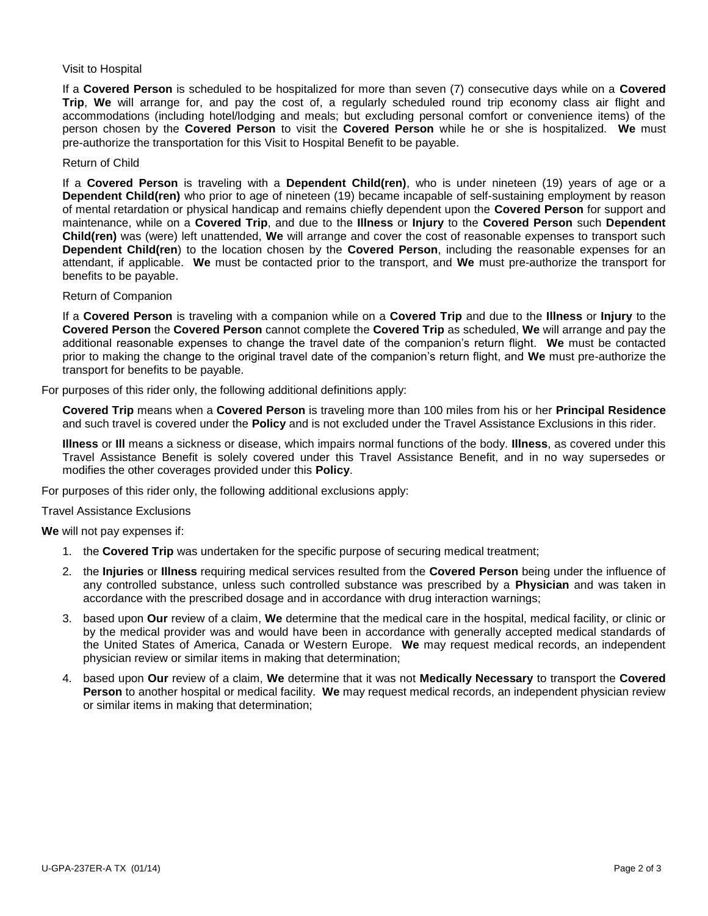Visit to Hospital

If a **Covered Person** is scheduled to be hospitalized for more than seven (7) consecutive days while on a **Covered Trip**, **We** will arrange for, and pay the cost of, a regularly scheduled round trip economy class air flight and accommodations (including hotel/lodging and meals; but excluding personal comfort or convenience items) of the person chosen by the **Covered Person** to visit the **Covered Person** while he or she is hospitalized. **We** must pre-authorize the transportation for this Visit to Hospital Benefit to be payable.

Return of Child

If a **Covered Person** is traveling with a **Dependent Child(ren)**, who is under nineteen (19) years of age or a **Dependent Child(ren)** who prior to age of nineteen (19) became incapable of self-sustaining employment by reason of mental retardation or physical handicap and remains chiefly dependent upon the **Covered Person** for support and maintenance, while on a **Covered Trip**, and due to the **Illness** or **Injury** to the **Covered Person** such **Dependent Child(ren)** was (were) left unattended, **We** will arrange and cover the cost of reasonable expenses to transport such **Dependent Child(ren**) to the location chosen by the **Covered Person**, including the reasonable expenses for an attendant, if applicable. **We** must be contacted prior to the transport, and **We** must pre-authorize the transport for benefits to be payable.

Return of Companion

If a **Covered Person** is traveling with a companion while on a **Covered Trip** and due to the **Illness** or **Injury** to the **Covered Person** the **Covered Person** cannot complete the **Covered Trip** as scheduled, **We** will arrange and pay the additional reasonable expenses to change the travel date of the companion's return flight. **We** must be contacted prior to making the change to the original travel date of the companion's return flight, and **We** must pre-authorize the transport for benefits to be payable.

For purposes of this rider only, the following additional definitions apply:

**Covered Trip** means when a **Covered Person** is traveling more than 100 miles from his or her **Principal Residence** and such travel is covered under the **Policy** and is not excluded under the Travel Assistance Exclusions in this rider.

**Illness** or **Ill** means a sickness or disease, which impairs normal functions of the body. **Illness**, as covered under this Travel Assistance Benefit is solely covered under this Travel Assistance Benefit, and in no way supersedes or modifies the other coverages provided under this **Policy**.

For purposes of this rider only, the following additional exclusions apply:

Travel Assistance Exclusions

**We** will not pay expenses if:

1. the **Covered Trip** was undertaken for the specific purpose of securing medical treatment;
2. the **Injuries** or **Illness** requiring medical services resulted from the **Covered Person** being under the influence of any controlled substance, unless such controlled substance was prescribed by a **Physician** and was taken in accordance with the prescribed dosage and in accordance with drug interaction warnings;
3. based upon **Our** review of a claim, **We** determine that the medical care in the hospital, medical facility, or clinic or by the medical provider was and would have been in accordance with generally accepted medical standards of the United States of America, Canada or Western Europe. **We** may request medical records, an independent physician review or similar items in making that determination;
4. based upon **Our** review of a claim, **We** determine that it was not **Medically Necessary** to transport the **Covered Person** to another hospital or medical facility. **We** may request medical records, an independent physician review or similar items in making that determination;

U-GPA-237ER-A TX (01/14)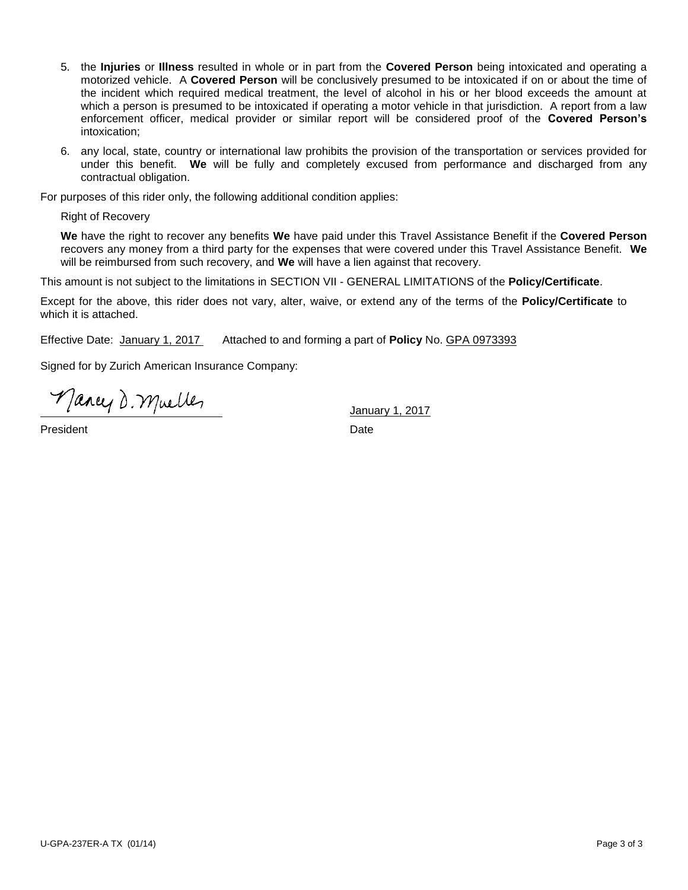5. the **Injuries** or **Illness** resulted in whole or in part from the **Covered Person** being intoxicated and operating a motorized vehicle. A **Covered Person** will be conclusively presumed to be intoxicated if on or about the time of the incident which required medical treatment, the level of alcohol in his or her blood exceeds the amount at which a person is presumed to be intoxicated if operating a motor vehicle in that jurisdiction. A report from a law enforcement officer, medical provider or similar report will be considered proof of the **Covered Person's** intoxication;

6. any local, state, country or international law prohibits the provision of the transportation or services provided for under this benefit. **We** will be fully and completely excused from performance and discharged from any contractual obligation.

For purposes of this rider only, the following additional condition applies:

Right of Recovery

**We** have the right to recover any benefits **We** have paid under this Travel Assistance Benefit if the **Covered Person** recovers any money from a third party for the expenses that were covered under this Travel Assistance Benefit. **We** will be reimbursed from such recovery, and **We** will have a lien against that recovery.

This amount is not subject to the limitations in SECTION VII - GENERAL LIMITATIONS of the **Policy/Certificate**.

Except for the above, this rider does not vary, alter, waive, or extend any of the terms of the **Policy/Certificate** to which it is attached.

Effective Date: January 1, 2017 Attached to and forming a part of **Policy** No. GPA 0973393

Signed for by Zurich American Insurance Company:

Nancy D. Mueller

President

January 1, 2017

Date

U-GPA-237ER-A TX (01/14)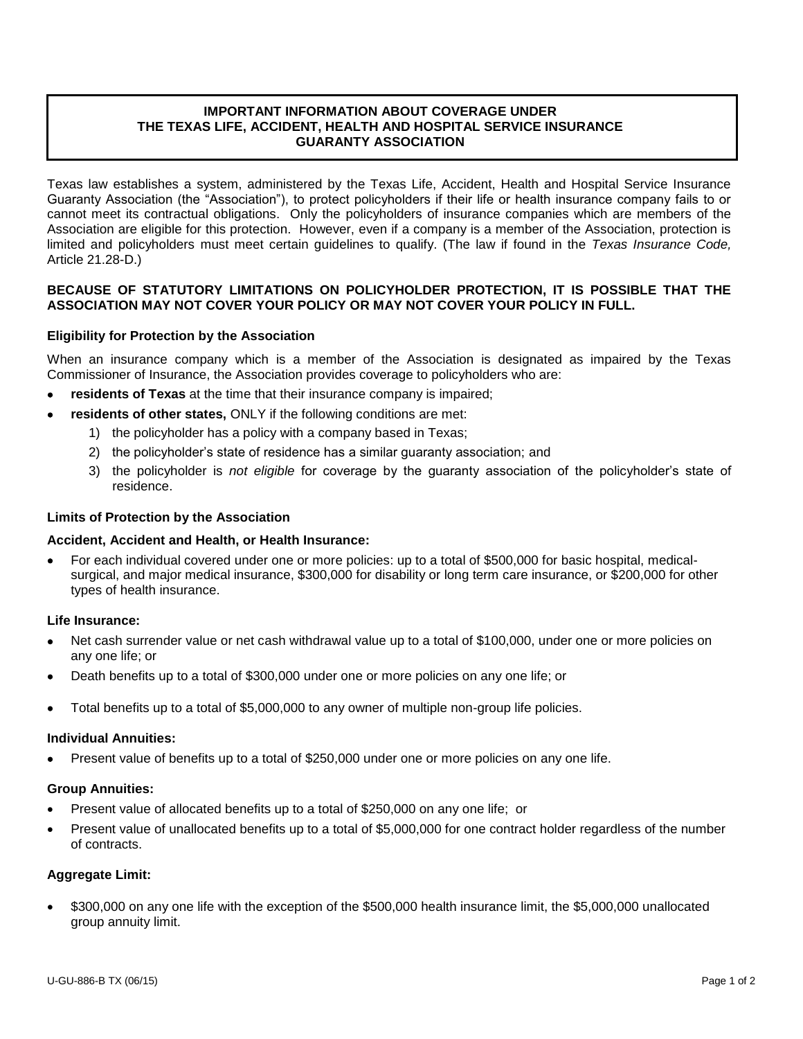# IMPORTANT INFORMATION ABOUT COVERAGE UNDER THE TEXAS LIFE, ACCIDENT, HEALTH AND HOSPITAL SERVICE INSURANCE GUARANTY ASSOCIATION

Texas law establishes a system, administered by the Texas Life, Accident, Health and Hospital Service Insurance Guaranty Association (the "Association"), to protect policyholders if their life or health insurance company fails to or cannot meet its contractual obligations. Only the policyholders of insurance companies which are members of the Association are eligible for this protection. However, even if a company is a member of the Association, protection is limited and policyholders must meet certain guidelines to qualify. (The law if found in the *Texas Insurance Code,* Article 21.28-D.)

**BECAUSE OF STATUTORY LIMITATIONS ON POLICYHOLDER PROTECTION, IT IS POSSIBLE THAT THE ASSOCIATION MAY NOT COVER YOUR POLICY OR MAY NOT COVER YOUR POLICY IN FULL.**

### Eligibility for Protection by the Association

When an insurance company which is a member of the Association is designated as impaired by the Texas Commissioner of Insurance, the Association provides coverage to policyholders who are:

- **residents of Texas** at the time that their insurance company is impaired;
- **residents of other states,** ONLY if the following conditions are met:
  1) the policyholder has a policy with a company based in Texas;
  2) the policyholder's state of residence has a similar guaranty association; and
  3) the policyholder is *not eligible* for coverage by the guaranty association of the policyholder's state of residence.

### Limits of Protection by the Association

**Accident, Accident and Health, or Health Insurance:**

- For each individual covered under one or more policies: up to a total of $500,000 for basic hospital, medical-surgical, and major medical insurance, $300,000 for disability or long term care insurance, or $200,000 for other types of health insurance.

**Life Insurance:**

- Net cash surrender value or net cash withdrawal value up to a total of $100,000, under one or more policies on any one life; or
- Death benefits up to a total of $300,000 under one or more policies on any one life; or
- Total benefits up to a total of $5,000,000 to any owner of multiple non-group life policies.

**Individual Annuities:**

- Present value of benefits up to a total of $250,000 under one or more policies on any one life.

**Group Annuities:**

- Present value of allocated benefits up to a total of $250,000 on any one life; or
- Present value of unallocated benefits up to a total of $5,000,000 for one contract holder regardless of the number of contracts.

**Aggregate Limit:**

- $300,000 on any one life with the exception of the $500,000 health insurance limit, the $5,000,000 unallocated group annuity limit.

U-GU-886-B TX (06/15)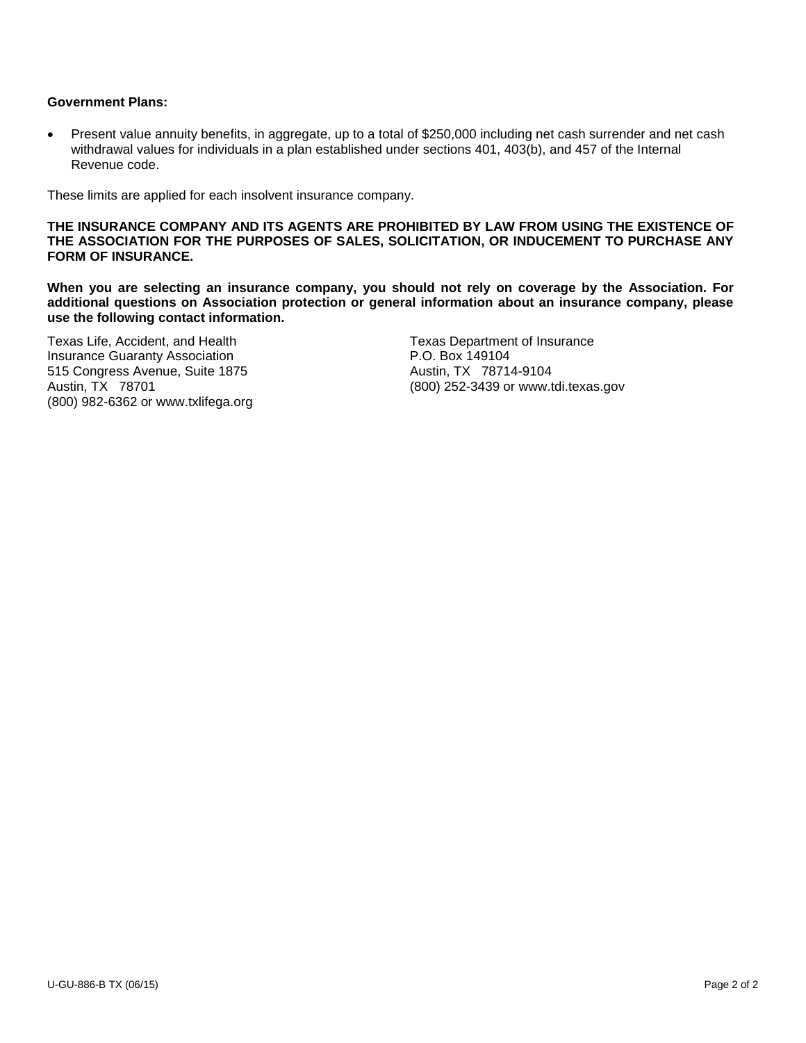**Government Plans:**

- Present value annuity benefits, in aggregate, up to a total of $250,000 including net cash surrender and net cash withdrawal values for individuals in a plan established under sections 401, 403(b), and 457 of the Internal Revenue code.

These limits are applied for each insolvent insurance company.

**THE INSURANCE COMPANY AND ITS AGENTS ARE PROHIBITED BY LAW FROM USING THE EXISTENCE OF THE ASSOCIATION FOR THE PURPOSES OF SALES, SOLICITATION, OR INDUCEMENT TO PURCHASE ANY FORM OF INSURANCE.**

**When you are selecting an insurance company, you should not rely on coverage by the Association. For additional questions on Association protection or general information about an insurance company, please use the following contact information.**

Texas Life, Accident, and Health
Insurance Guaranty Association
515 Congress Avenue, Suite 1875
Austin, TX 78701
(800) 982-6362 or www.txlifega.org

Texas Department of Insurance
P.O. Box 149104
Austin, TX 78714-9104
(800) 252-3439 or www.tdi.texas.gov

U-GU-886-B TX (06/15)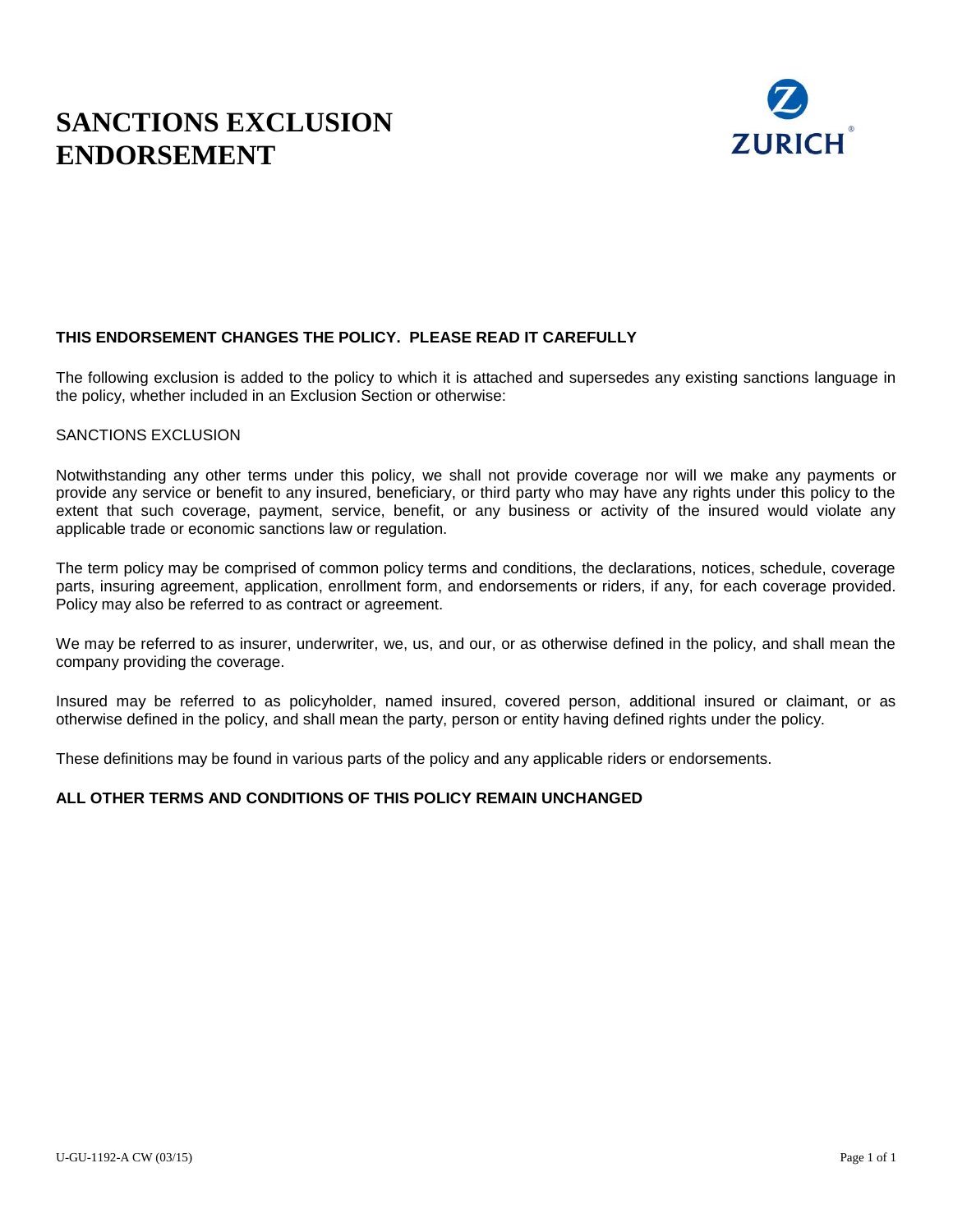# SANCTIONS EXCLUSION ENDORSEMENT

**THIS ENDORSEMENT CHANGES THE POLICY. PLEASE READ IT CAREFULLY**

The following exclusion is added to the policy to which it is attached and supersedes any existing sanctions language in the policy, whether included in an Exclusion Section or otherwise:

SANCTIONS EXCLUSION

Notwithstanding any other terms under this policy, we shall not provide coverage nor will we make any payments or provide any service or benefit to any insured, beneficiary, or third party who may have any rights under this policy to the extent that such coverage, payment, service, benefit, or any business or activity of the insured would violate any applicable trade or economic sanctions law or regulation.

The term policy may be comprised of common policy terms and conditions, the declarations, notices, schedule, coverage parts, insuring agreement, application, enrollment form, and endorsements or riders, if any, for each coverage provided. Policy may also be referred to as contract or agreement.

We may be referred to as insurer, underwriter, we, us, and our, or as otherwise defined in the policy, and shall mean the company providing the coverage.

Insured may be referred to as policyholder, named insured, covered person, additional insured or claimant, or as otherwise defined in the policy, and shall mean the party, person or entity having defined rights under the policy.

These definitions may be found in various parts of the policy and any applicable riders or endorsements.

**ALL OTHER TERMS AND CONDITIONS OF THIS POLICY REMAIN UNCHANGED**

U-GU-1192-A CW (03/15)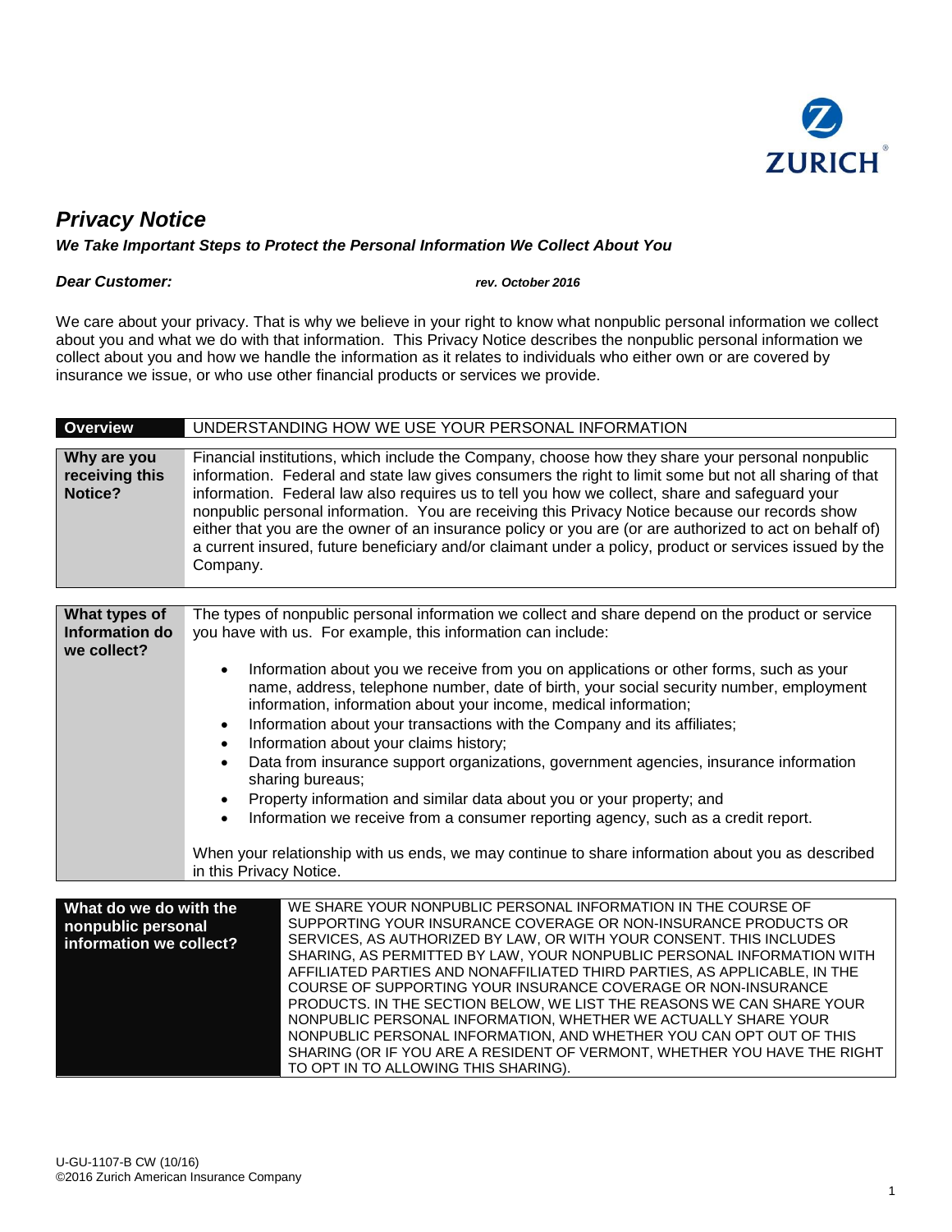# *Privacy Notice*

***We Take Important Steps to Protect the Personal Information We Collect About You***

***Dear Customer:*** ***rev. October 2016***

We care about your privacy. That is why we believe in your right to know what nonpublic personal information we collect about you and what we do with that information. This Privacy Notice describes the nonpublic personal information we collect about you and how we handle the information as it relates to individuals who either own or are covered by insurance we issue, or who use other financial products or services we provide.

| **Overview** | UNDERSTANDING HOW WE USE YOUR PERSONAL INFORMATION |
|---|---|
| **Why are you receiving this Notice?** | Financial institutions, which include the Company, choose how they share your personal nonpublic information. Federal and state law gives consumers the right to limit some but not all sharing of that information. Federal law also requires us to tell you how we collect, share and safeguard your nonpublic personal information. You are receiving this Privacy Notice because our records show either that you are the owner of an insurance policy or you are (or are authorized to act on behalf of) a current insured, future beneficiary and/or claimant under a policy, product or services issued by the Company. |
| **What types of Information do we collect?** | The types of nonpublic personal information we collect and share depend on the product or service you have with us. For example, this information can include:<br><br>• Information about you we receive from you on applications or other forms, such as your name, address, telephone number, date of birth, your social security number, employment information, information about your income, medical information;<br>• Information about your transactions with the Company and its affiliates;<br>• Information about your claims history;<br>• Data from insurance support organizations, government agencies, insurance information sharing bureaus;<br>• Property information and similar data about you or your property; and<br>• Information we receive from a consumer reporting agency, such as a credit report.<br><br>When your relationship with us ends, we may continue to share information about you as described in this Privacy Notice. |
| **What do we do with the nonpublic personal information we collect?** | WE SHARE YOUR NONPUBLIC PERSONAL INFORMATION IN THE COURSE OF SUPPORTING YOUR INSURANCE COVERAGE OR NON-INSURANCE PRODUCTS OR SERVICES, AS AUTHORIZED BY LAW, OR WITH YOUR CONSENT. THIS INCLUDES SHARING, AS PERMITTED BY LAW, YOUR NONPUBLIC PERSONAL INFORMATION WITH AFFILIATED PARTIES AND NONAFFILIATED THIRD PARTIES, AS APPLICABLE, IN THE COURSE OF SUPPORTING YOUR INSURANCE COVERAGE OR NON-INSURANCE PRODUCTS. IN THE SECTION BELOW, WE LIST THE REASONS WE CAN SHARE YOUR NONPUBLIC PERSONAL INFORMATION, WHETHER WE ACTUALLY SHARE YOUR NONPUBLIC PERSONAL INFORMATION, AND WHETHER YOU CAN OPT OUT OF THIS SHARING (OR IF YOU ARE A RESIDENT OF VERMONT, WHETHER YOU HAVE THE RIGHT TO OPT IN TO ALLOWING THIS SHARING). |

U-GU-1107-B CW (10/16)
©2016 Zurich American Insurance Company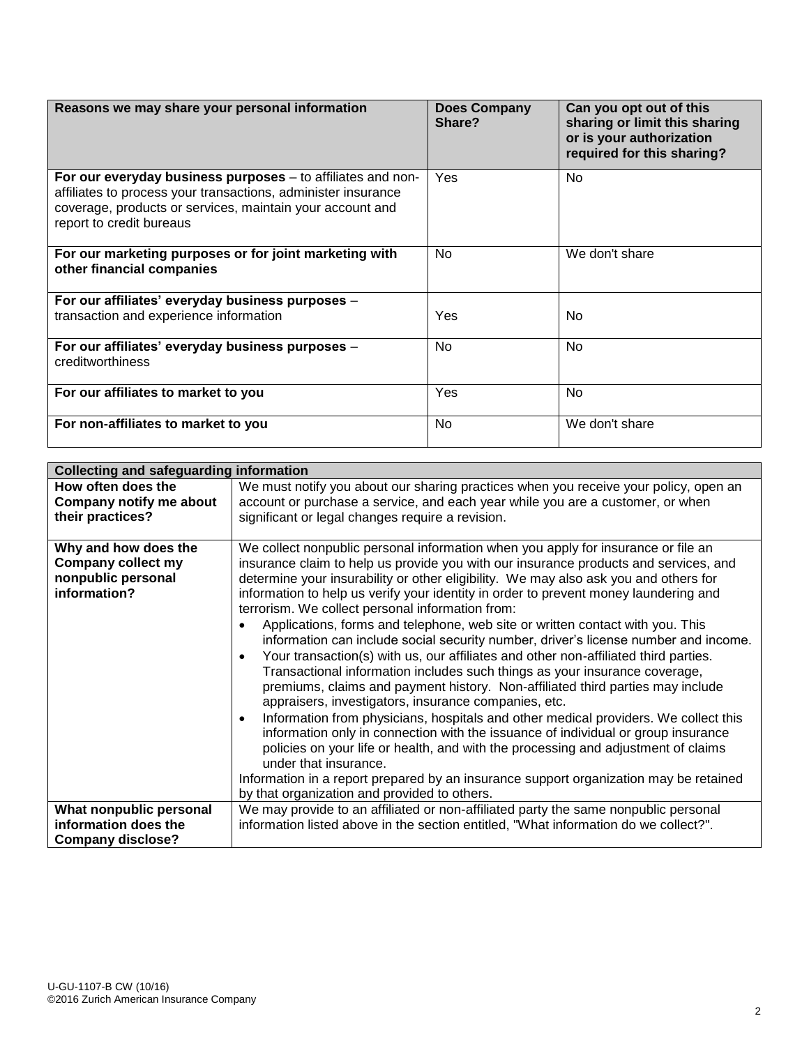| Reasons we may share your personal information | Does Company Share? | Can you opt out of this sharing or limit this sharing or is your authorization required for this sharing? |
|---|---|---|
| **For our everyday business purposes** – to affiliates and non-affiliates to process your transactions, administer insurance coverage, products or services, maintain your account and report to credit bureaus | Yes | No |
| **For our marketing purposes or for joint marketing with other financial companies** | No | We don't share |
| **For our affiliates' everyday business purposes** – transaction and experience information | Yes | No |
| **For our affiliates' everyday business purposes** – creditworthiness | No | No |
| **For our affiliates to market to you** | Yes | No |
| **For non-affiliates to market to you** | No | We don't share |

| **Collecting and safeguarding information** | |
|---|---|
| **How often does the Company notify me about their practices?** | We must notify you about our sharing practices when you receive your policy, open an account or purchase a service, and each year while you are a customer, or when significant or legal changes require a revision. |
| **Why and how does the Company collect my nonpublic personal information?** | We collect nonpublic personal information when you apply for insurance or file an insurance claim to help us provide you with our insurance products and services, and determine your insurability or other eligibility. We may also ask you and others for information to help us verify your identity in order to prevent money laundering and terrorism. We collect personal information from:<br>• Applications, forms and telephone, web site or written contact with you. This information can include social security number, driver's license number and income.<br>• Your transaction(s) with us, our affiliates and other non-affiliated third parties. Transactional information includes such things as your insurance coverage, premiums, claims and payment history. Non-affiliated third parties may include appraisers, investigators, insurance companies, etc.<br>• Information from physicians, hospitals and other medical providers. We collect this information only in connection with the issuance of individual or group insurance policies on your life or health, and with the processing and adjustment of claims under that insurance.<br>Information in a report prepared by an insurance support organization may be retained by that organization and provided to others. |
| **What nonpublic personal information does the Company disclose?** | We may provide to an affiliated or non-affiliated party the same nonpublic personal information listed above in the section entitled, "What information do we collect?". |

U-GU-1107-B CW (10/16)
©2016 Zurich American Insurance Company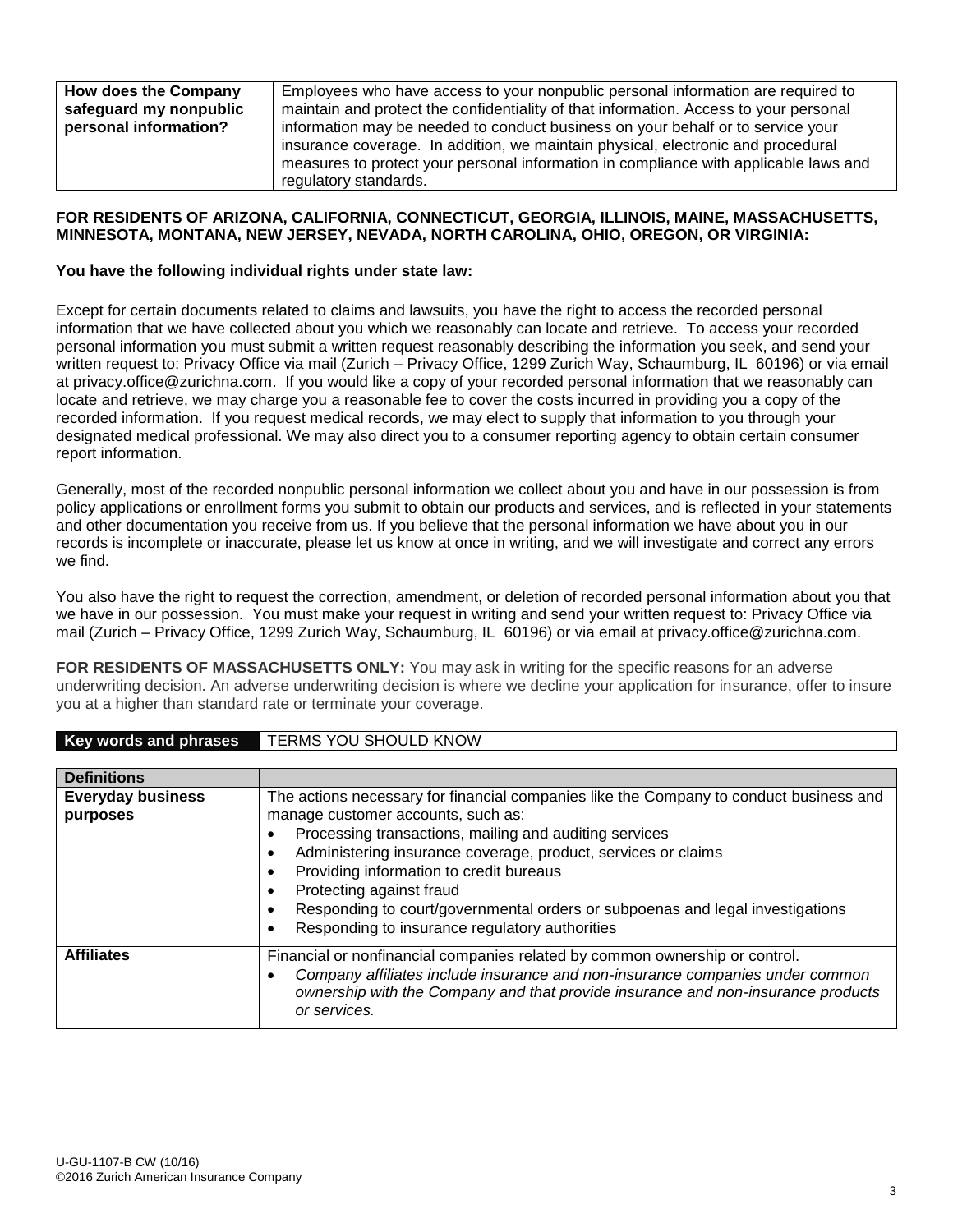| How does the Company safeguard my nonpublic personal information? | Employees who have access to your nonpublic personal information are required to maintain and protect the confidentiality of that information. Access to your personal information may be needed to conduct business on your behalf or to service your insurance coverage. In addition, we maintain physical, electronic and procedural measures to protect your personal information in compliance with applicable laws and regulatory standards. |
|---|---|

**FOR RESIDENTS OF ARIZONA, CALIFORNIA, CONNECTICUT, GEORGIA, ILLINOIS, MAINE, MASSACHUSETTS, MINNESOTA, MONTANA, NEW JERSEY, NEVADA, NORTH CAROLINA, OHIO, OREGON, OR VIRGINIA:**

**You have the following individual rights under state law:**

Except for certain documents related to claims and lawsuits, you have the right to access the recorded personal information that we have collected about you which we reasonably can locate and retrieve. To access your recorded personal information you must submit a written request reasonably describing the information you seek, and send your written request to: Privacy Office via mail (Zurich – Privacy Office, 1299 Zurich Way, Schaumburg, IL 60196) or via email at privacy.office@zurichna.com. If you would like a copy of your recorded personal information that we reasonably can locate and retrieve, we may charge you a reasonable fee to cover the costs incurred in providing you a copy of the recorded information. If you request medical records, we may elect to supply that information to you through your designated medical professional. We may also direct you to a consumer reporting agency to obtain certain consumer report information.

Generally, most of the recorded nonpublic personal information we collect about you and have in our possession is from policy applications or enrollment forms you submit to obtain our products and services, and is reflected in your statements and other documentation you receive from us. If you believe that the personal information we have about you in our records is incomplete or inaccurate, please let us know at once in writing, and we will investigate and correct any errors we find.

You also have the right to request the correction, amendment, or deletion of recorded personal information about you that we have in our possession. You must make your request in writing and send your written request to: Privacy Office via mail (Zurich – Privacy Office, 1299 Zurich Way, Schaumburg, IL 60196) or via email at privacy.office@zurichna.com.

**FOR RESIDENTS OF MASSACHUSETTS ONLY:** You may ask in writing for the specific reasons for an adverse underwriting decision. An adverse underwriting decision is where we decline your application for insurance, offer to insure you at a higher than standard rate or terminate your coverage.

| **Key words and phrases** | TERMS YOU SHOULD KNOW |
|---|---|

| **Definitions** | |
|---|---|
| **Everyday business purposes** | The actions necessary for financial companies like the Company to conduct business and manage customer accounts, such as:<br>• Processing transactions, mailing and auditing services<br>• Administering insurance coverage, product, services or claims<br>• Providing information to credit bureaus<br>• Protecting against fraud<br>• Responding to court/governmental orders or subpoenas and legal investigations<br>• Responding to insurance regulatory authorities |
| **Affiliates** | Financial or nonfinancial companies related by common ownership or control.<br>• *Company affiliates include insurance and non-insurance companies under common ownership with the Company and that provide insurance and non-insurance products or services.* |

U-GU-1107-B CW (10/16)
©2016 Zurich American Insurance Company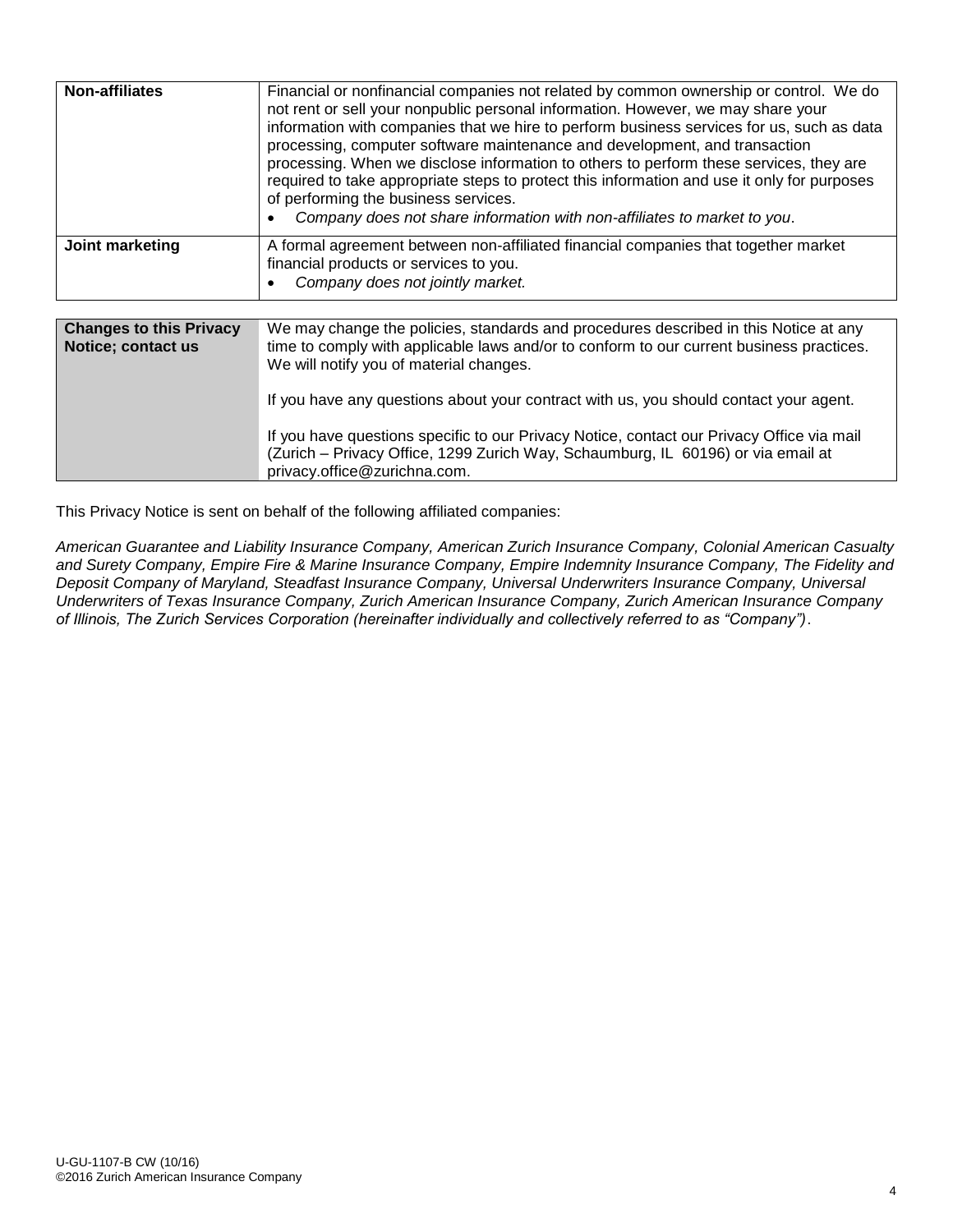| | |
|---|---|
| **Non-affiliates** | Financial or nonfinancial companies not related by common ownership or control. We do not rent or sell your nonpublic personal information. However, we may share your information with companies that we hire to perform business services for us, such as data processing, computer software maintenance and development, and transaction processing. When we disclose information to others to perform these services, they are required to take appropriate steps to protect this information and use it only for purposes of performing the business services.<br>• *Company does not share information with non-affiliates to market to you*. |
| **Joint marketing** | A formal agreement between non-affiliated financial companies that together market financial products or services to you.<br>• *Company does not jointly market.* |

| | |
|---|---|
| **Changes to this Privacy Notice; contact us** | We may change the policies, standards and procedures described in this Notice at any time to comply with applicable laws and/or to conform to our current business practices. We will notify you of material changes.<br><br>If you have any questions about your contract with us, you should contact your agent.<br><br>If you have questions specific to our Privacy Notice, contact our Privacy Office via mail (Zurich – Privacy Office, 1299 Zurich Way, Schaumburg, IL 60196) or via email at privacy.office@zurichna.com. |

This Privacy Notice is sent on behalf of the following affiliated companies:

*American Guarantee and Liability Insurance Company, American Zurich Insurance Company, Colonial American Casualty and Surety Company, Empire Fire & Marine Insurance Company, Empire Indemnity Insurance Company, The Fidelity and Deposit Company of Maryland, Steadfast Insurance Company, Universal Underwriters Insurance Company, Universal Underwriters of Texas Insurance Company, Zurich American Insurance Company, Zurich American Insurance Company of Illinois, The Zurich Services Corporation (hereinafter individually and collectively referred to as "Company")*.

U-GU-1107-B CW (10/16)
©2016 Zurich American Insurance Company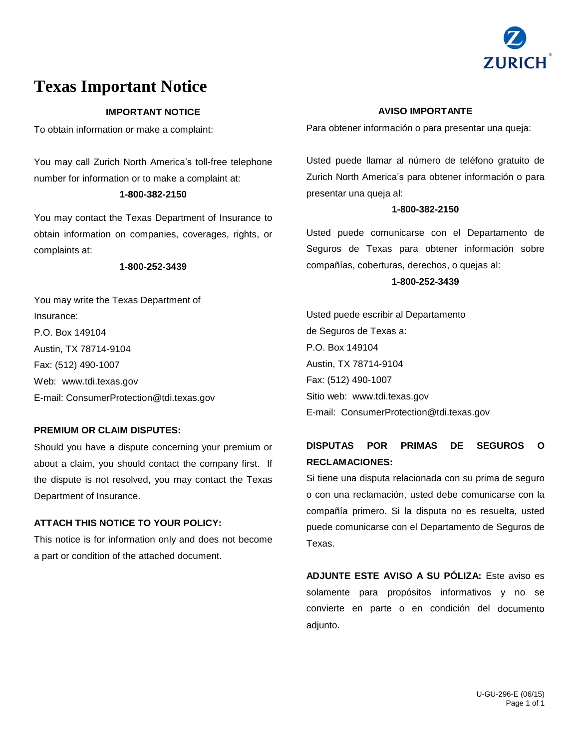# Texas Important Notice

## IMPORTANT NOTICE

To obtain information or make a complaint:

You may call Zurich North America's toll-free telephone number for information or to make a complaint at:

**1-800-382-2150**

You may contact the Texas Department of Insurance to obtain information on companies, coverages, rights, or complaints at:

**1-800-252-3439**

You may write the Texas Department of Insurance:
P.O. Box 149104
Austin, TX 78714-9104
Fax: (512) 490-1007
Web: www.tdi.texas.gov
E-mail: ConsumerProtection@tdi.texas.gov

**PREMIUM OR CLAIM DISPUTES:**

Should you have a dispute concerning your premium or about a claim, you should contact the company first. If the dispute is not resolved, you may contact the Texas Department of Insurance.

**ATTACH THIS NOTICE TO YOUR POLICY:**

This notice is for information only and does not become a part or condition of the attached document.

## AVISO IMPORTANTE

Para obtener información o para presentar una queja:

Usted puede llamar al número de teléfono gratuito de Zurich North America's para obtener información o para presentar una queja al:

**1-800-382-2150**

Usted puede comunicarse con el Departamento de Seguros de Texas para obtener información sobre compañías, coberturas, derechos, o quejas al:

**1-800-252-3439**

Usted puede escribir al Departamento de Seguros de Texas a:
P.O. Box 149104
Austin, TX 78714-9104
Fax: (512) 490-1007
Sitio web: www.tdi.texas.gov
E-mail: ConsumerProtection@tdi.texas.gov

**DISPUTAS POR PRIMAS DE SEGUROS O RECLAMACIONES:**

Si tiene una disputa relacionada con su prima de seguro o con una reclamación, usted debe comunicarse con la compañía primero. Si la disputa no es resuelta, usted puede comunicarse con el Departamento de Seguros de Texas.

**ADJUNTE ESTE AVISO A SU PÓLIZA:** Este aviso es solamente para propósitos informativos y no se convierte en parte o en condición del documento adjunto.

U-GU-296-E (06/15)